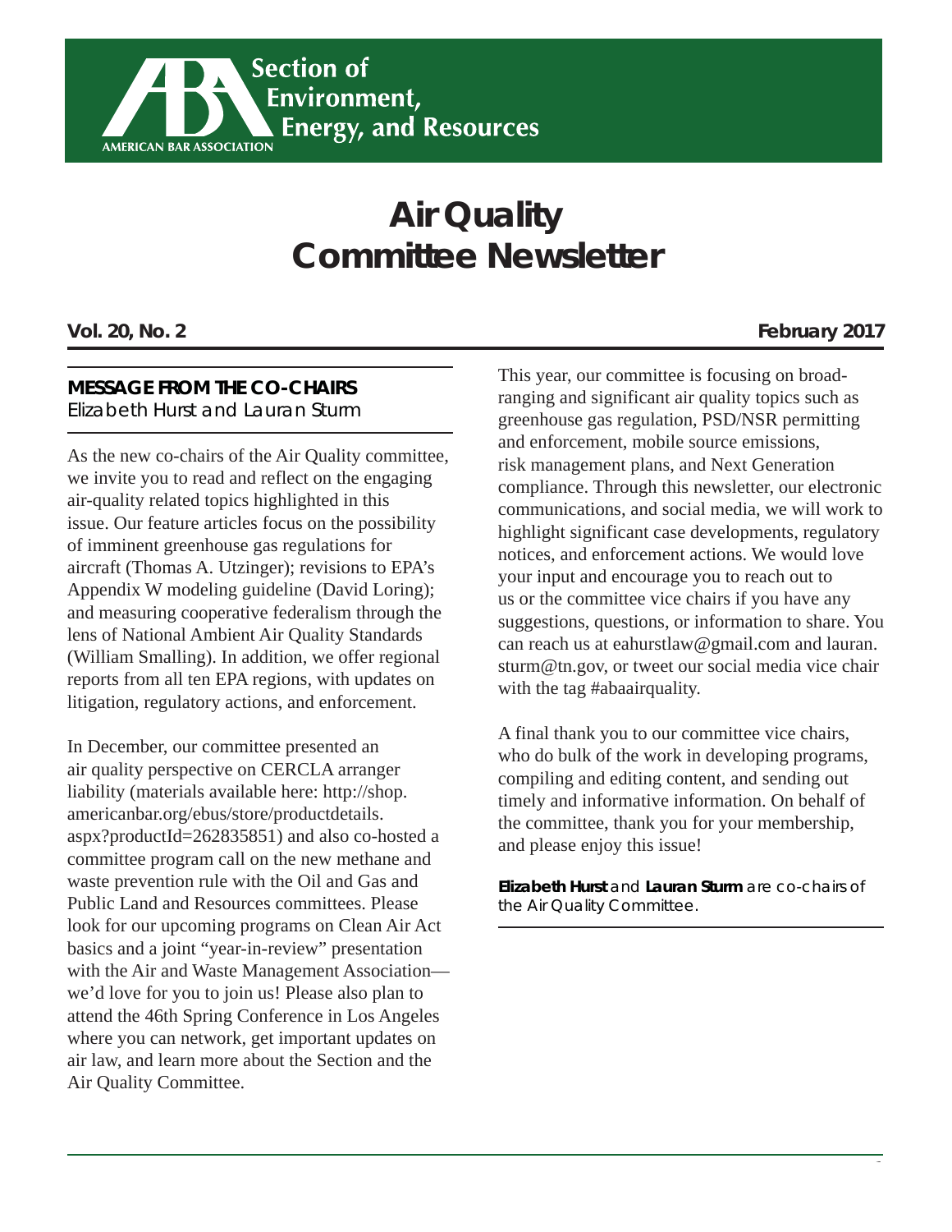Section of Environment, Energy, and Resources

AMERICAN BAR ASSOCIATION

# Air Quality Committee Newsletter

**Vol. 20, No. 2** **February 2017**

## MESSAGE FROM THE CO-CHAIRS

*Elizabeth Hurst and Lauran Sturm*

As the new co-chairs of the Air Quality committee, we invite you to read and reflect on the engaging air-quality related topics highlighted in this issue. Our feature articles focus on the possibility of imminent greenhouse gas regulations for aircraft (Thomas A. Utzinger); revisions to EPA's Appendix W modeling guideline (David Loring); and measuring cooperative federalism through the lens of National Ambient Air Quality Standards (William Smalling). In addition, we offer regional reports from all ten EPA regions, with updates on litigation, regulatory actions, and enforcement.

In December, our committee presented an air quality perspective on CERCLA arranger liability (materials available here: http://shop.americanbar.org/ebus/store/productdetails.aspx?productId=262835851) and also co-hosted a committee program call on the new methane and waste prevention rule with the Oil and Gas and Public Land and Resources committees. Please look for our upcoming programs on Clean Air Act basics and a joint "year-in-review" presentation with the Air and Waste Management Association—we'd love for you to join us! Please also plan to attend the 46th Spring Conference in Los Angeles where you can network, get important updates on air law, and learn more about the Section and the Air Quality Committee.

This year, our committee is focusing on broad-ranging and significant air quality topics such as greenhouse gas regulation, PSD/NSR permitting and enforcement, mobile source emissions, risk management plans, and Next Generation compliance. Through this newsletter, our electronic communications, and social media, we will work to highlight significant case developments, regulatory notices, and enforcement actions. We would love your input and encourage you to reach out to us or the committee vice chairs if you have any suggestions, questions, or information to share. You can reach us at eahurstlaw@gmail.com and lauran.sturm@tn.gov, or tweet our social media vice chair with the tag #abaairquality.

A final thank you to our committee vice chairs, who do bulk of the work in developing programs, compiling and editing content, and sending out timely and informative information. On behalf of the committee, thank you for your membership, and please enjoy this issue!

***Elizabeth Hurst** and **Lauran Sturm** are co-chairs of the Air Quality Committee.*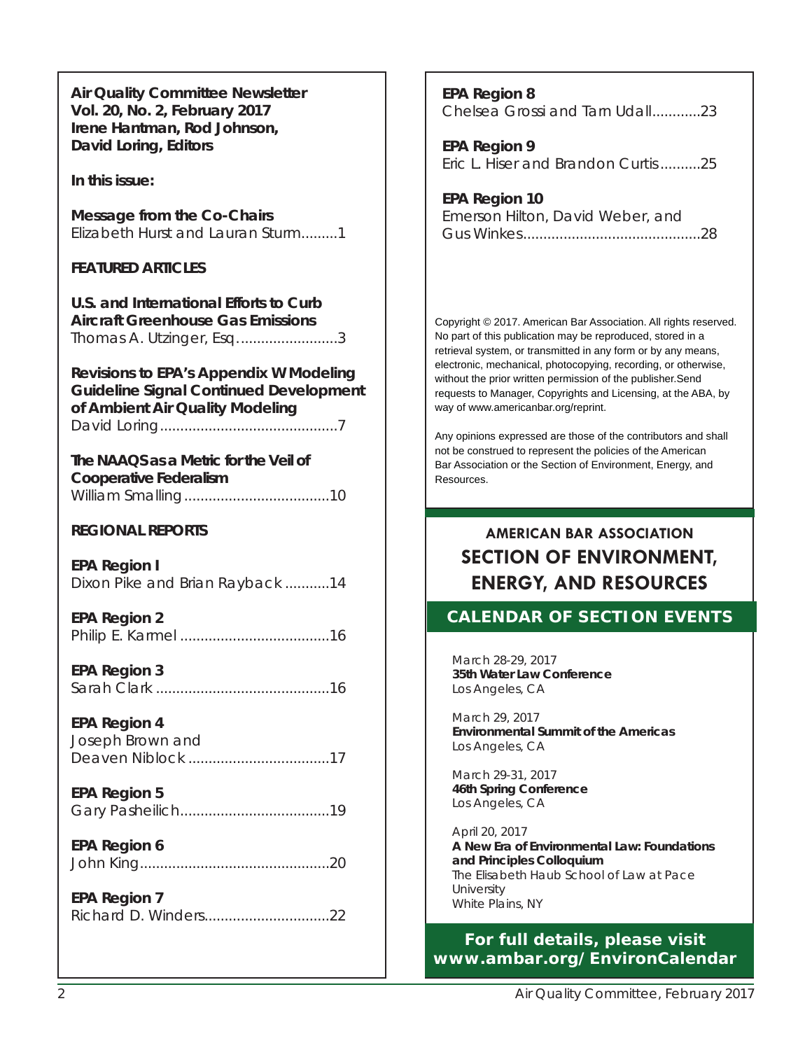**Air Quality Committee Newsletter**
**Vol. 20, No. 2, February 2017**
**Irene Hantman, Rod Johnson, David Loring, Editors**

**In this issue:**

**Message from the Co-Chairs**
Elizabeth Hurst and Lauran Sturm.........1

**FEATURED ARTICLES**

**U.S. and International Efforts to Curb Aircraft Greenhouse Gas Emissions**
Thomas A. Utzinger, Esq.........................3

**Revisions to EPA's Appendix W Modeling Guideline Signal Continued Development of Ambient Air Quality Modeling**
David Loring............................................7

**The NAAQS as a Metric for the Veil of Cooperative Federalism**
William Smalling....................................10

**REGIONAL REPORTS**

**EPA Region I**
Dixon Pike and Brian Rayback ...........14

**EPA Region 2**
Philip E. Karmel .....................................16

**EPA Region 3**
Sarah Clark ...........................................16

**EPA Region 4**
Joseph Brown and Deaven Niblock ..................................17

**EPA Region 5**
Gary Pasheilich.....................................19

**EPA Region 6**
John King...............................................20

**EPA Region 7**
Richard D. Winders...............................22

**EPA Region 8**
Chelsea Grossi and Tarn Udall............23

**EPA Region 9**
Eric L. Hiser and Brandon Curtis..........25

**EPA Region 10**
Emerson Hilton, David Weber, and Gus Winkes...........................................28

Copyright © 2017. American Bar Association. All rights reserved. No part of this publication may be reproduced, stored in a retrieval system, or transmitted in any form or by any means, electronic, mechanical, photocopying, recording, or otherwise, without the prior written permission of the publisher.Send requests to Manager, Copyrights and Licensing, at the ABA, by way of www.americanbar.org/reprint.

Any opinions expressed are those of the contributors and shall not be construed to represent the policies of the American Bar Association or the Section of Environment, Energy, and Resources.

## AMERICAN BAR ASSOCIATION SECTION OF ENVIRONMENT, ENERGY, AND RESOURCES

### CALENDAR OF SECTION EVENTS

March 28-29, 2017
**35th Water Law Conference**
Los Angeles, CA

March 29, 2017
**Environmental Summit of the Americas**
Los Angeles, CA

March 29-31, 2017
**46th Spring Conference**
Los Angeles, CA

April 20, 2017
**A New Era of Environmental Law: Foundations and Principles Colloquium**
The Elisabeth Haub School of Law at Pace University
White Plains, NY

**For full details, please visit www.ambar.org/EnvironCalendar**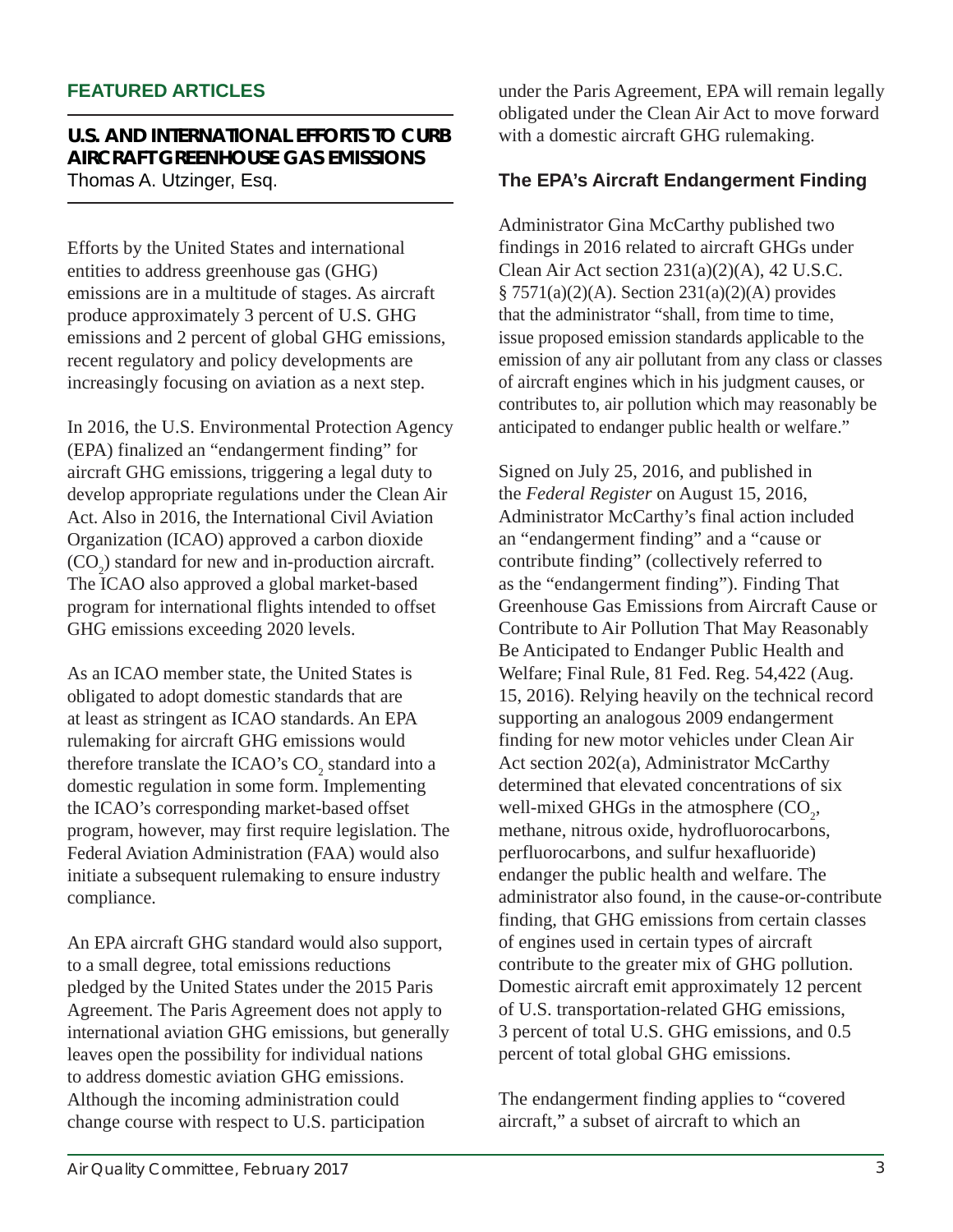## FEATURED ARTICLES

### U.S. AND INTERNATIONAL EFFORTS TO CURB AIRCRAFT GREENHOUSE GAS EMISSIONS

Thomas A. Utzinger, Esq.

Efforts by the United States and international entities to address greenhouse gas (GHG) emissions are in a multitude of stages. As aircraft produce approximately 3 percent of U.S. GHG emissions and 2 percent of global GHG emissions, recent regulatory and policy developments are increasingly focusing on aviation as a next step.

In 2016, the U.S. Environmental Protection Agency (EPA) finalized an "endangerment finding" for aircraft GHG emissions, triggering a legal duty to develop appropriate regulations under the Clean Air Act. Also in 2016, the International Civil Aviation Organization (ICAO) approved a carbon dioxide ($CO_2$) standard for new and in-production aircraft. The ICAO also approved a global market-based program for international flights intended to offset GHG emissions exceeding 2020 levels.

As an ICAO member state, the United States is obligated to adopt domestic standards that are at least as stringent as ICAO standards. An EPA rulemaking for aircraft GHG emissions would therefore translate the ICAO's $CO_2$ standard into a domestic regulation in some form. Implementing the ICAO's corresponding market-based offset program, however, may first require legislation. The Federal Aviation Administration (FAA) would also initiate a subsequent rulemaking to ensure industry compliance.

An EPA aircraft GHG standard would also support, to a small degree, total emissions reductions pledged by the United States under the 2015 Paris Agreement. The Paris Agreement does not apply to international aviation GHG emissions, but generally leaves open the possibility for individual nations to address domestic aviation GHG emissions. Although the incoming administration could change course with respect to U.S. participation under the Paris Agreement, EPA will remain legally obligated under the Clean Air Act to move forward with a domestic aircraft GHG rulemaking.

### The EPA's Aircraft Endangerment Finding

Administrator Gina McCarthy published two findings in 2016 related to aircraft GHGs under Clean Air Act section 231(a)(2)(A), 42 U.S.C. § 7571(a)(2)(A). Section 231(a)(2)(A) provides that the administrator "shall, from time to time, issue proposed emission standards applicable to the emission of any air pollutant from any class or classes of aircraft engines which in his judgment causes, or contributes to, air pollution which may reasonably be anticipated to endanger public health or welfare."

Signed on July 25, 2016, and published in the *Federal Register* on August 15, 2016, Administrator McCarthy's final action included an "endangerment finding" and a "cause or contribute finding" (collectively referred to as the "endangerment finding"). Finding That Greenhouse Gas Emissions from Aircraft Cause or Contribute to Air Pollution That May Reasonably Be Anticipated to Endanger Public Health and Welfare; Final Rule, 81 Fed. Reg. 54,422 (Aug. 15, 2016). Relying heavily on the technical record supporting an analogous 2009 endangerment finding for new motor vehicles under Clean Air Act section 202(a), Administrator McCarthy determined that elevated concentrations of six well-mixed GHGs in the atmosphere ($CO_2$, methane, nitrous oxide, hydrofluorocarbons, perfluorocarbons, and sulfur hexafluoride) endanger the public health and welfare. The administrator also found, in the cause-or-contribute finding, that GHG emissions from certain classes of engines used in certain types of aircraft contribute to the greater mix of GHG pollution. Domestic aircraft emit approximately 12 percent of U.S. transportation-related GHG emissions, 3 percent of total U.S. GHG emissions, and 0.5 percent of total global GHG emissions.

The endangerment finding applies to "covered aircraft," a subset of aircraft to which an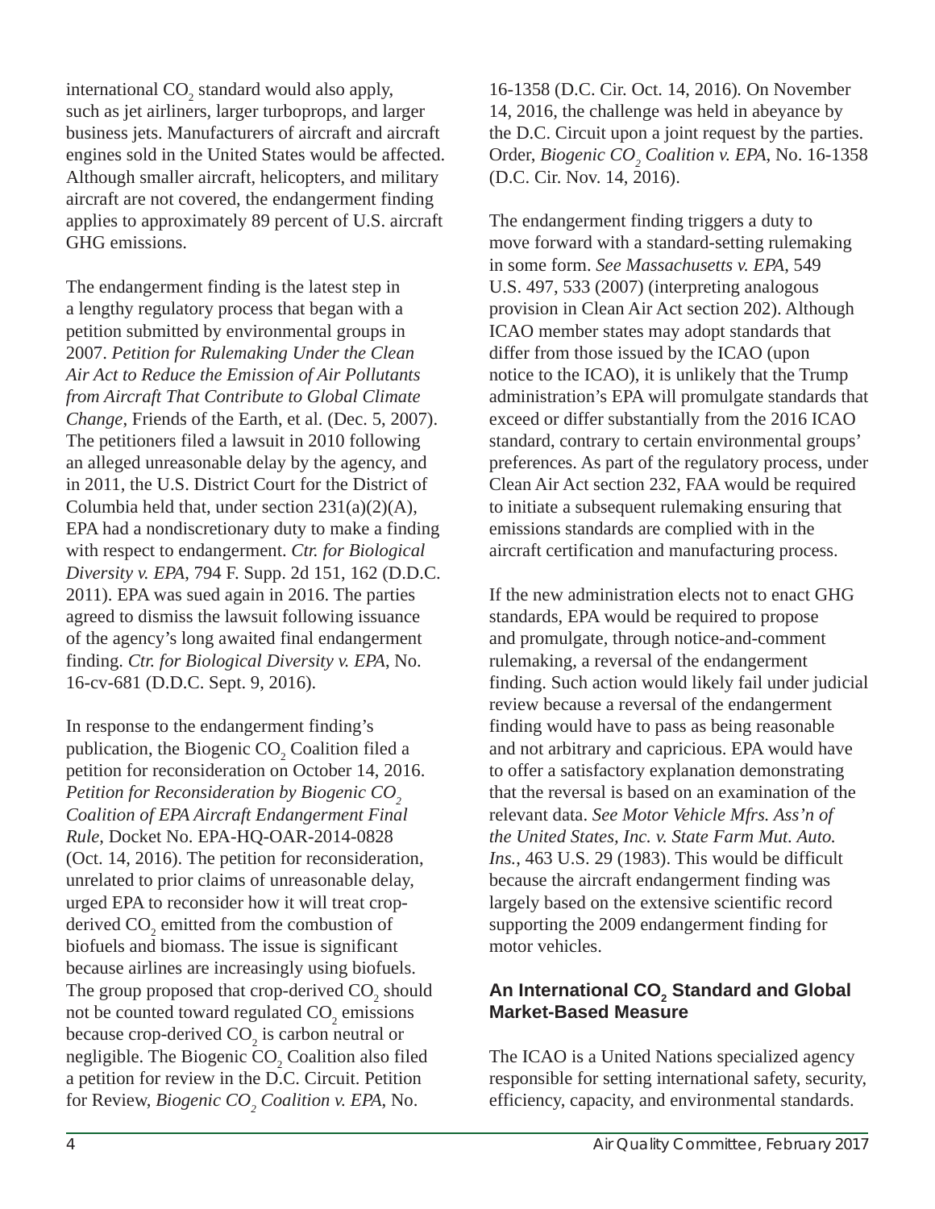international $CO_2$ standard would also apply, such as jet airliners, larger turboprops, and larger business jets. Manufacturers of aircraft and aircraft engines sold in the United States would be affected. Although smaller aircraft, helicopters, and military aircraft are not covered, the endangerment finding applies to approximately 89 percent of U.S. aircraft GHG emissions.

The endangerment finding is the latest step in a lengthy regulatory process that began with a petition submitted by environmental groups in 2007. *Petition for Rulemaking Under the Clean Air Act to Reduce the Emission of Air Pollutants from Aircraft That Contribute to Global Climate Change*, Friends of the Earth, et al. (Dec. 5, 2007). The petitioners filed a lawsuit in 2010 following an alleged unreasonable delay by the agency, and in 2011, the U.S. District Court for the District of Columbia held that, under section 231(a)(2)(A), EPA had a nondiscretionary duty to make a finding with respect to endangerment. *Ctr. for Biological Diversity v. EPA*, 794 F. Supp. 2d 151, 162 (D.D.C. 2011). EPA was sued again in 2016. The parties agreed to dismiss the lawsuit following issuance of the agency's long awaited final endangerment finding. *Ctr. for Biological Diversity v. EPA*, No. 16-cv-681 (D.D.C. Sept. 9, 2016).

In response to the endangerment finding's publication, the Biogenic $CO_2$ Coalition filed a petition for reconsideration on October 14, 2016. *Petition for Reconsideration by Biogenic $CO_2$ Coalition of EPA Aircraft Endangerment Final Rule*, Docket No. EPA-HQ-OAR-2014-0828 (Oct. 14, 2016). The petition for reconsideration, unrelated to prior claims of unreasonable delay, urged EPA to reconsider how it will treat crop-derived $CO_2$ emitted from the combustion of biofuels and biomass. The issue is significant because airlines are increasingly using biofuels. The group proposed that crop-derived $CO_2$ should not be counted toward regulated $CO_2$ emissions because crop-derived $CO_2$ is carbon neutral or negligible. The Biogenic $CO_2$ Coalition also filed a petition for review in the D.C. Circuit. Petition for Review, *Biogenic $CO_2$ Coalition v. EPA*, No. 16-1358 (D.C. Cir. Oct. 14, 2016). On November 14, 2016, the challenge was held in abeyance by the D.C. Circuit upon a joint request by the parties. Order, *Biogenic $CO_2$ Coalition v. EPA*, No. 16-1358 (D.C. Cir. Nov. 14, 2016).

The endangerment finding triggers a duty to move forward with a standard-setting rulemaking in some form. *See Massachusetts v. EPA*, 549 U.S. 497, 533 (2007) (interpreting analogous provision in Clean Air Act section 202). Although ICAO member states may adopt standards that differ from those issued by the ICAO (upon notice to the ICAO), it is unlikely that the Trump administration's EPA will promulgate standards that exceed or differ substantially from the 2016 ICAO standard, contrary to certain environmental groups' preferences. As part of the regulatory process, under Clean Air Act section 232, FAA would be required to initiate a subsequent rulemaking ensuring that emissions standards are complied with in the aircraft certification and manufacturing process.

If the new administration elects not to enact GHG standards, EPA would be required to propose and promulgate, through notice-and-comment rulemaking, a reversal of the endangerment finding. Such action would likely fail under judicial review because a reversal of the endangerment finding would have to pass as being reasonable and not arbitrary and capricious. EPA would have to offer a satisfactory explanation demonstrating that the reversal is based on an examination of the relevant data. *See Motor Vehicle Mfrs. Ass'n of the United States, Inc. v. State Farm Mut. Auto. Ins.*, 463 U.S. 29 (1983). This would be difficult because the aircraft endangerment finding was largely based on the extensive scientific record supporting the 2009 endangerment finding for motor vehicles.

### An International $CO_2$ Standard and Global Market-Based Measure

The ICAO is a United Nations specialized agency responsible for setting international safety, security, efficiency, capacity, and environmental standards.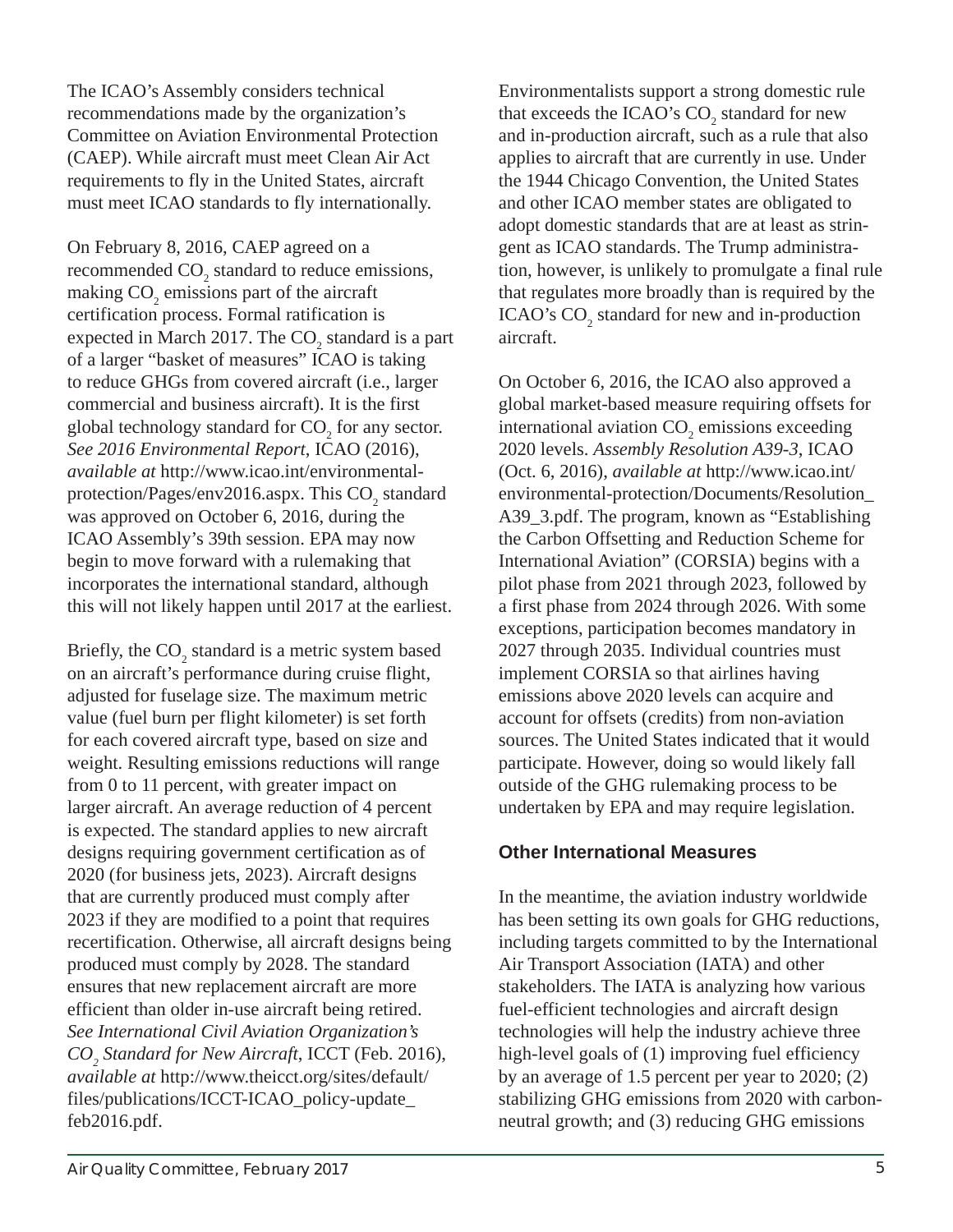The ICAO's Assembly considers technical recommendations made by the organization's Committee on Aviation Environmental Protection (CAEP). While aircraft must meet Clean Air Act requirements to fly in the United States, aircraft must meet ICAO standards to fly internationally.

On February 8, 2016, CAEP agreed on a recommended $CO_2$ standard to reduce emissions, making $CO_2$ emissions part of the aircraft certification process. Formal ratification is expected in March 2017. The $CO_2$ standard is a part of a larger "basket of measures" ICAO is taking to reduce GHGs from covered aircraft (i.e., larger commercial and business aircraft). It is the first global technology standard for $CO_2$ for any sector. *See 2016 Environmental Report*, ICAO (2016), *available at* http://www.icao.int/environmental-protection/Pages/env2016.aspx. This $CO_2$ standard was approved on October 6, 2016, during the ICAO Assembly's 39th session. EPA may now begin to move forward with a rulemaking that incorporates the international standard, although this will not likely happen until 2017 at the earliest.

Briefly, the $CO_2$ standard is a metric system based on an aircraft's performance during cruise flight, adjusted for fuselage size. The maximum metric value (fuel burn per flight kilometer) is set forth for each covered aircraft type, based on size and weight. Resulting emissions reductions will range from 0 to 11 percent, with greater impact on larger aircraft. An average reduction of 4 percent is expected. The standard applies to new aircraft designs requiring government certification as of 2020 (for business jets, 2023). Aircraft designs that are currently produced must comply after 2023 if they are modified to a point that requires recertification. Otherwise, all aircraft designs being produced must comply by 2028. The standard ensures that new replacement aircraft are more efficient than older in-use aircraft being retired. *See International Civil Aviation Organization's $CO_2$ Standard for New Aircraft*, ICCT (Feb. 2016), *available at* http://www.theicct.org/sites/default/files/publications/ICCT-ICAO_policy-update_feb2016.pdf.

Environmentalists support a strong domestic rule that exceeds the ICAO's $CO_2$ standard for new and in-production aircraft, such as a rule that also applies to aircraft that are currently in use. Under the 1944 Chicago Convention, the United States and other ICAO member states are obligated to adopt domestic standards that are at least as stringent as ICAO standards. The Trump administration, however, is unlikely to promulgate a final rule that regulates more broadly than is required by the ICAO's $CO_2$ standard for new and in-production aircraft.

On October 6, 2016, the ICAO also approved a global market-based measure requiring offsets for international aviation $CO_2$ emissions exceeding 2020 levels. *Assembly Resolution A39-3*, ICAO (Oct. 6, 2016), *available at* http://www.icao.int/environmental-protection/Documents/Resolution_A39_3.pdf. The program, known as "Establishing the Carbon Offsetting and Reduction Scheme for International Aviation" (CORSIA) begins with a pilot phase from 2021 through 2023, followed by a first phase from 2024 through 2026. With some exceptions, participation becomes mandatory in 2027 through 2035. Individual countries must implement CORSIA so that airlines having emissions above 2020 levels can acquire and account for offsets (credits) from non-aviation sources. The United States indicated that it would participate. However, doing so would likely fall outside of the GHG rulemaking process to be undertaken by EPA and may require legislation.

### Other International Measures

In the meantime, the aviation industry worldwide has been setting its own goals for GHG reductions, including targets committed to by the International Air Transport Association (IATA) and other stakeholders. The IATA is analyzing how various fuel-efficient technologies and aircraft design technologies will help the industry achieve three high-level goals of (1) improving fuel efficiency by an average of 1.5 percent per year to 2020; (2) stabilizing GHG emissions from 2020 with carbon-neutral growth; and (3) reducing GHG emissions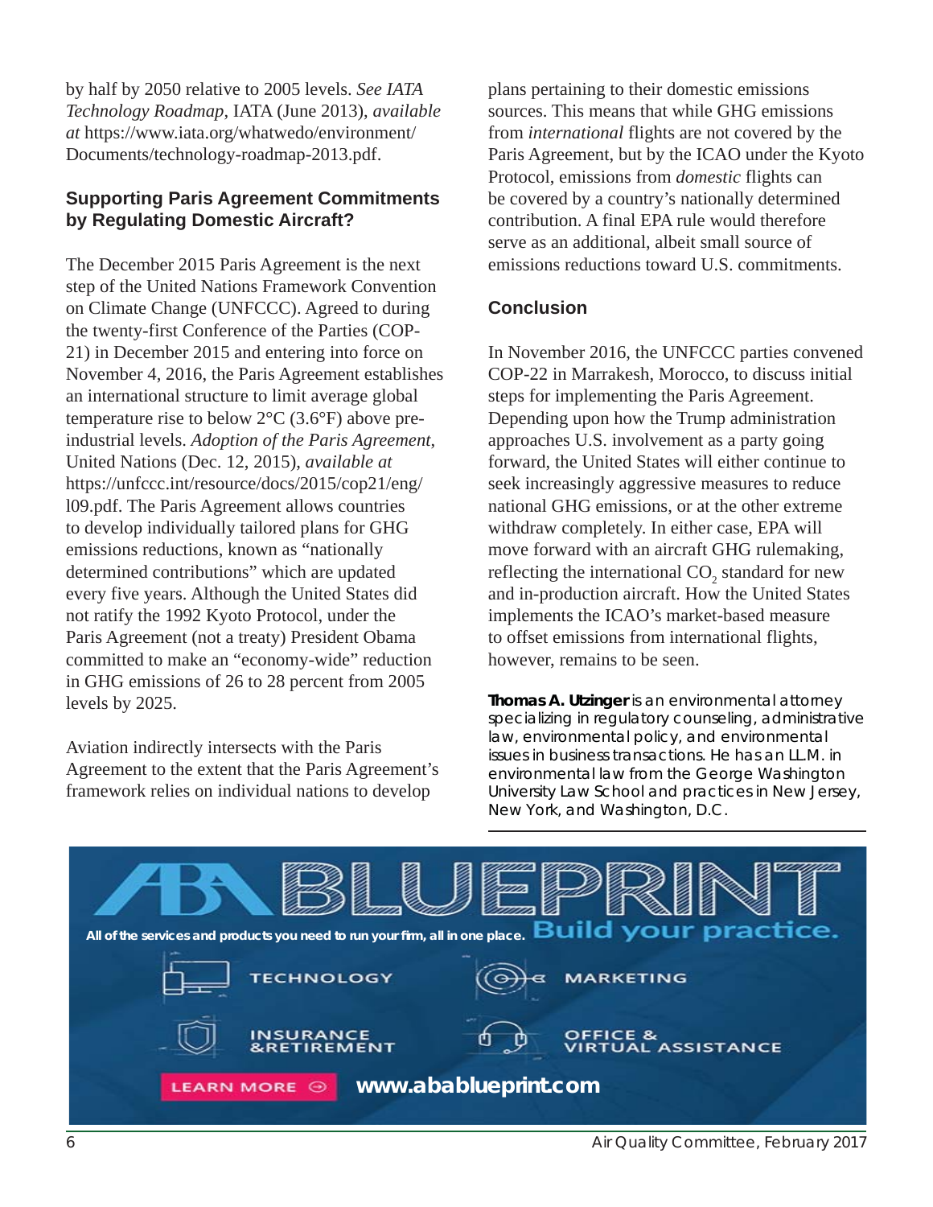by half by 2050 relative to 2005 levels. *See IATA Technology Roadmap*, IATA (June 2013), *available at* https://www.iata.org/whatwedo/environment/Documents/technology-roadmap-2013.pdf.

## Supporting Paris Agreement Commitments by Regulating Domestic Aircraft?

The December 2015 Paris Agreement is the next step of the United Nations Framework Convention on Climate Change (UNFCCC). Agreed to during the twenty-first Conference of the Parties (COP-21) in December 2015 and entering into force on November 4, 2016, the Paris Agreement establishes an international structure to limit average global temperature rise to below 2°C (3.6°F) above pre-industrial levels. *Adoption of the Paris Agreement*, United Nations (Dec. 12, 2015), *available at* https://unfccc.int/resource/docs/2015/cop21/eng/l09.pdf. The Paris Agreement allows countries to develop individually tailored plans for GHG emissions reductions, known as "nationally determined contributions" which are updated every five years. Although the United States did not ratify the 1992 Kyoto Protocol, under the Paris Agreement (not a treaty) President Obama committed to make an "economy-wide" reduction in GHG emissions of 26 to 28 percent from 2005 levels by 2025.

Aviation indirectly intersects with the Paris Agreement to the extent that the Paris Agreement's framework relies on individual nations to develop plans pertaining to their domestic emissions sources. This means that while GHG emissions from *international* flights are not covered by the Paris Agreement, but by the ICAO under the Kyoto Protocol, emissions from *domestic* flights can be covered by a country's nationally determined contribution. A final EPA rule would therefore serve as an additional, albeit small source of emissions reductions toward U.S. commitments.

## Conclusion

In November 2016, the UNFCCC parties convened COP-22 in Marrakesh, Morocco, to discuss initial steps for implementing the Paris Agreement. Depending upon how the Trump administration approaches U.S. involvement as a party going forward, the United States will either continue to seek increasingly aggressive measures to reduce national GHG emissions, or at the other extreme withdraw completely. In either case, EPA will move forward with an aircraft GHG rulemaking, reflecting the international $CO_2$ standard for new and in-production aircraft. How the United States implements the ICAO's market-based measure to offset emissions from international flights, however, remains to be seen.

**Thomas A. Utzinger** is an environmental attorney specializing in regulatory counseling, administrative law, environmental policy, and environmental issues in business transactions. He has an LL.M. in environmental law from the George Washington University Law School and practices in New Jersey, New York, and Washington, D.C.

ABA BLUEPRINT

All of the services and products you need to run your firm, all in one place. **Build your practice.**

TECHNOLOGY — MARKETING — INSURANCE & RETIREMENT — OFFICE & VIRTUAL ASSISTANCE

LEARN MORE www.abablueprint.com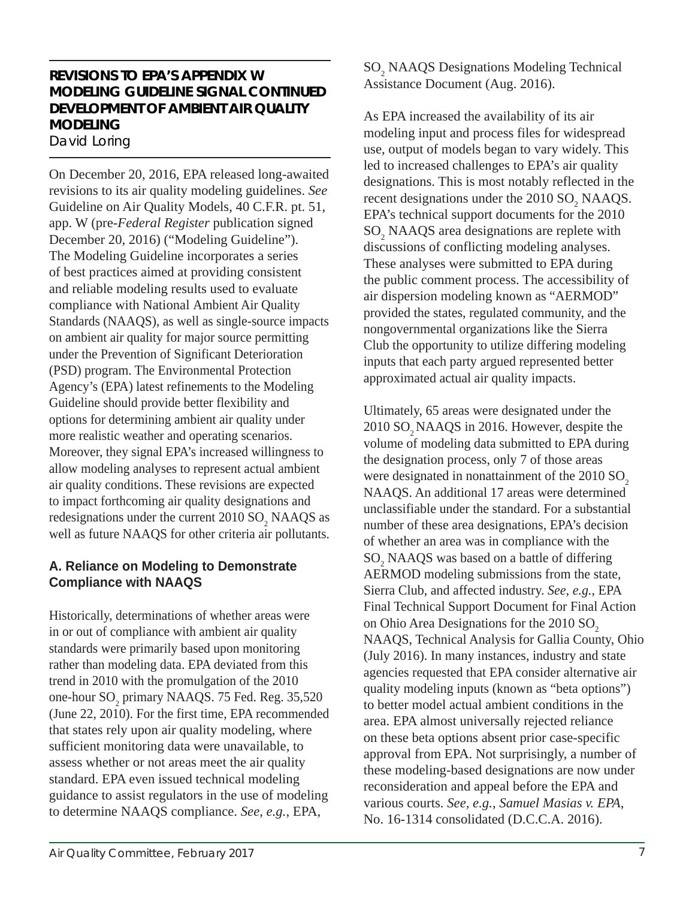## REVISIONS TO EPA'S APPENDIX W MODELING GUIDELINE SIGNAL CONTINUED DEVELOPMENT OF AMBIENT AIR QUALITY MODELING

David Loring

On December 20, 2016, EPA released long-awaited revisions to its air quality modeling guidelines. *See* Guideline on Air Quality Models, 40 C.F.R. pt. 51, app. W (pre-*Federal Register* publication signed December 20, 2016) ("Modeling Guideline"). The Modeling Guideline incorporates a series of best practices aimed at providing consistent and reliable modeling results used to evaluate compliance with National Ambient Air Quality Standards (NAAQS), as well as single-source impacts on ambient air quality for major source permitting under the Prevention of Significant Deterioration (PSD) program. The Environmental Protection Agency's (EPA) latest refinements to the Modeling Guideline should provide better flexibility and options for determining ambient air quality under more realistic weather and operating scenarios. Moreover, they signal EPA's increased willingness to allow modeling analyses to represent actual ambient air quality conditions. These revisions are expected to impact forthcoming air quality designations and redesignations under the current 2010 $SO_2$ NAAQS as well as future NAAQS for other criteria air pollutants.

### A. Reliance on Modeling to Demonstrate Compliance with NAAQS

Historically, determinations of whether areas were in or out of compliance with ambient air quality standards were primarily based upon monitoring rather than modeling data. EPA deviated from this trend in 2010 with the promulgation of the 2010 one-hour $SO_2$ primary NAAQS. 75 Fed. Reg. 35,520 (June 22, 2010). For the first time, EPA recommended that states rely upon air quality modeling, where sufficient monitoring data were unavailable, to assess whether or not areas meet the air quality standard. EPA even issued technical modeling guidance to assist regulators in the use of modeling to determine NAAQS compliance. *See, e.g.*, EPA, $SO_2$ NAAQS Designations Modeling Technical Assistance Document (Aug. 2016).

As EPA increased the availability of its air modeling input and process files for widespread use, output of models began to vary widely. This led to increased challenges to EPA's air quality designations. This is most notably reflected in the recent designations under the 2010 $SO_2$ NAAQS. EPA's technical support documents for the 2010 $SO_2$ NAAQS area designations are replete with discussions of conflicting modeling analyses. These analyses were submitted to EPA during the public comment process. The accessibility of air dispersion modeling known as "AERMOD" provided the states, regulated community, and the nongovernmental organizations like the Sierra Club the opportunity to utilize differing modeling inputs that each party argued represented better approximated actual air quality impacts.

Ultimately, 65 areas were designated under the 2010 $SO_2$ NAAQS in 2016. However, despite the volume of modeling data submitted to EPA during the designation process, only 7 of those areas were designated in nonattainment of the 2010 $SO_2$ NAAQS. An additional 17 areas were determined unclassifiable under the standard. For a substantial number of these area designations, EPA's decision of whether an area was in compliance with the $SO_2$ NAAQS was based on a battle of differing AERMOD modeling submissions from the state, Sierra Club, and affected industry. *See, e.g.*, EPA Final Technical Support Document for Final Action on Ohio Area Designations for the 2010 $SO_2$ NAAQS, Technical Analysis for Gallia County, Ohio (July 2016). In many instances, industry and state agencies requested that EPA consider alternative air quality modeling inputs (known as "beta options") to better model actual ambient conditions in the area. EPA almost universally rejected reliance on these beta options absent prior case-specific approval from EPA. Not surprisingly, a number of these modeling-based designations are now under reconsideration and appeal before the EPA and various courts. *See, e.g.*, *Samuel Masias v. EPA*, No. 16-1314 consolidated (D.C.C.A. 2016).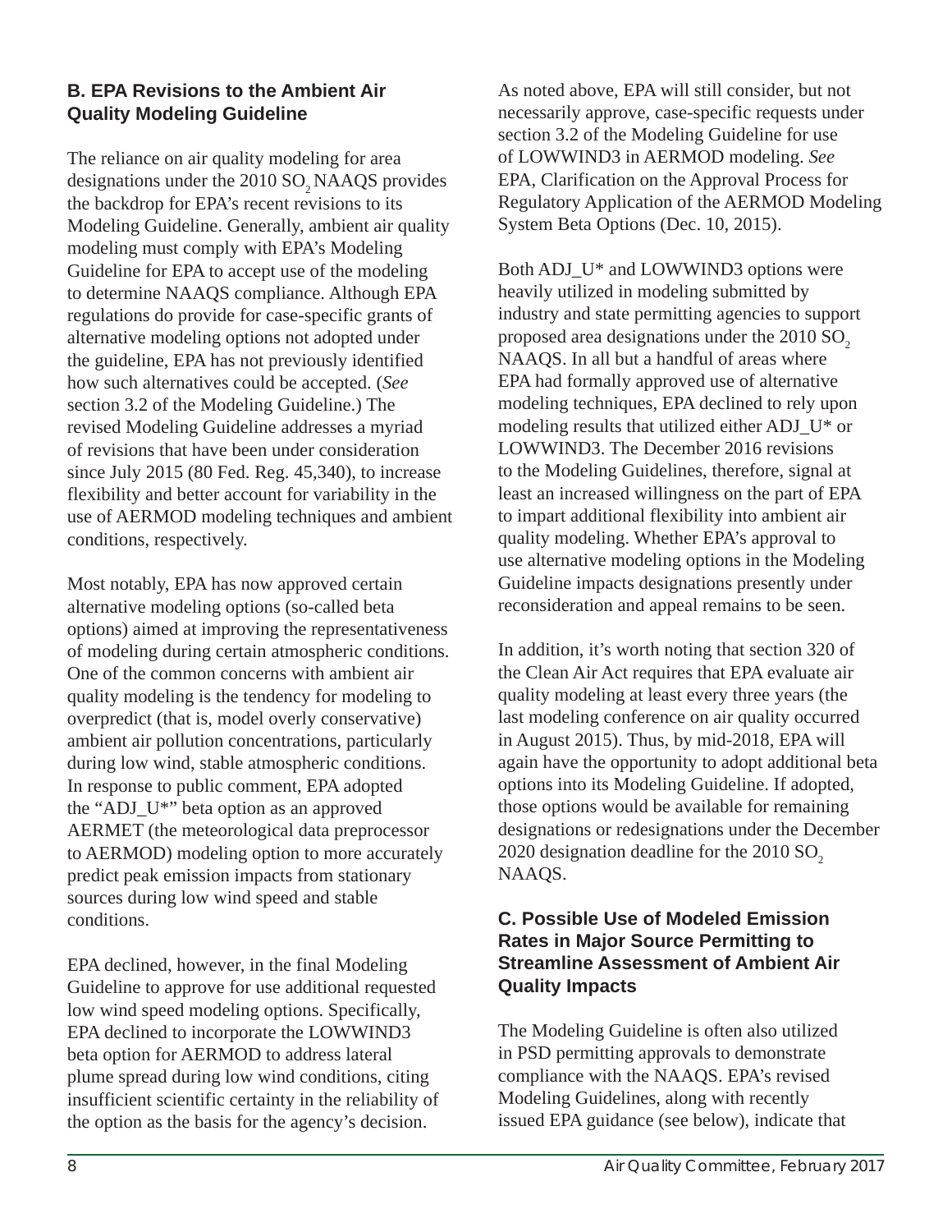## B. EPA Revisions to the Ambient Air Quality Modeling Guideline

The reliance on air quality modeling for area designations under the 2010 $SO_2$ NAAQS provides the backdrop for EPA's recent revisions to its Modeling Guideline. Generally, ambient air quality modeling must comply with EPA's Modeling Guideline for EPA to accept use of the modeling to determine NAAQS compliance. Although EPA regulations do provide for case-specific grants of alternative modeling options not adopted under the guideline, EPA has not previously identified how such alternatives could be accepted. (*See* section 3.2 of the Modeling Guideline.) The revised Modeling Guideline addresses a myriad of revisions that have been under consideration since July 2015 (80 Fed. Reg. 45,340), to increase flexibility and better account for variability in the use of AERMOD modeling techniques and ambient conditions, respectively.

Most notably, EPA has now approved certain alternative modeling options (so-called beta options) aimed at improving the representativeness of modeling during certain atmospheric conditions. One of the common concerns with ambient air quality modeling is the tendency for modeling to overpredict (that is, model overly conservative) ambient air pollution concentrations, particularly during low wind, stable atmospheric conditions. In response to public comment, EPA adopted the "ADJ_U*" beta option as an approved AERMET (the meteorological data preprocessor to AERMOD) modeling option to more accurately predict peak emission impacts from stationary sources during low wind speed and stable conditions.

EPA declined, however, in the final Modeling Guideline to approve for use additional requested low wind speed modeling options. Specifically, EPA declined to incorporate the LOWWIND3 beta option for AERMOD to address lateral plume spread during low wind conditions, citing insufficient scientific certainty in the reliability of the option as the basis for the agency's decision.

As noted above, EPA will still consider, but not necessarily approve, case-specific requests under section 3.2 of the Modeling Guideline for use of LOWWIND3 in AERMOD modeling. *See* EPA, Clarification on the Approval Process for Regulatory Application of the AERMOD Modeling System Beta Options (Dec. 10, 2015).

Both ADJ_U* and LOWWIND3 options were heavily utilized in modeling submitted by industry and state permitting agencies to support proposed area designations under the 2010 $SO_2$ NAAQS. In all but a handful of areas where EPA had formally approved use of alternative modeling techniques, EPA declined to rely upon modeling results that utilized either ADJ_U* or LOWWIND3. The December 2016 revisions to the Modeling Guidelines, therefore, signal at least an increased willingness on the part of EPA to impart additional flexibility into ambient air quality modeling. Whether EPA's approval to use alternative modeling options in the Modeling Guideline impacts designations presently under reconsideration and appeal remains to be seen.

In addition, it's worth noting that section 320 of the Clean Air Act requires that EPA evaluate air quality modeling at least every three years (the last modeling conference on air quality occurred in August 2015). Thus, by mid-2018, EPA will again have the opportunity to adopt additional beta options into its Modeling Guideline. If adopted, those options would be available for remaining designations or redesignations under the December 2020 designation deadline for the 2010 $SO_2$ NAAQS.

## C. Possible Use of Modeled Emission Rates in Major Source Permitting to Streamline Assessment of Ambient Air Quality Impacts

The Modeling Guideline is often also utilized in PSD permitting approvals to demonstrate compliance with the NAAQS. EPA's revised Modeling Guidelines, along with recently issued EPA guidance (see below), indicate that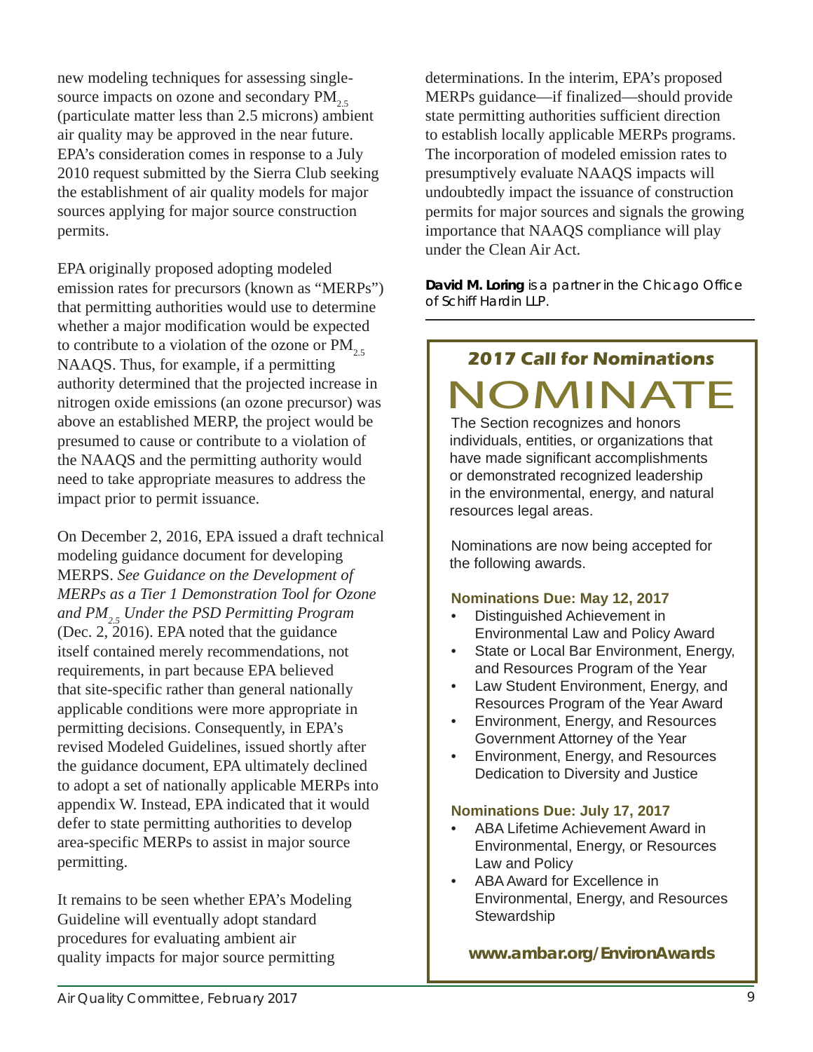new modeling techniques for assessing single-source impacts on ozone and secondary $PM_{2.5}$ (particulate matter less than 2.5 microns) ambient air quality may be approved in the near future. EPA's consideration comes in response to a July 2010 request submitted by the Sierra Club seeking the establishment of air quality models for major sources applying for major source construction permits.

EPA originally proposed adopting modeled emission rates for precursors (known as "MERPs") that permitting authorities would use to determine whether a major modification would be expected to contribute to a violation of the ozone or $PM_{2.5}$ NAAQS. Thus, for example, if a permitting authority determined that the projected increase in nitrogen oxide emissions (an ozone precursor) was above an established MERP, the project would be presumed to cause or contribute to a violation of the NAAQS and the permitting authority would need to take appropriate measures to address the impact prior to permit issuance.

On December 2, 2016, EPA issued a draft technical modeling guidance document for developing MERPS. *See Guidance on the Development of MERPs as a Tier 1 Demonstration Tool for Ozone and $PM_{2.5}$ Under the PSD Permitting Program* (Dec. 2, 2016). EPA noted that the guidance itself contained merely recommendations, not requirements, in part because EPA believed that site-specific rather than general nationally applicable conditions were more appropriate in permitting decisions. Consequently, in EPA's revised Modeled Guidelines, issued shortly after the guidance document, EPA ultimately declined to adopt a set of nationally applicable MERPs into appendix W. Instead, EPA indicated that it would defer to state permitting authorities to develop area-specific MERPs to assist in major source permitting.

It remains to be seen whether EPA's Modeling Guideline will eventually adopt standard procedures for evaluating ambient air quality impacts for major source permitting determinations. In the interim, EPA's proposed MERPs guidance—if finalized—should provide state permitting authorities sufficient direction to establish locally applicable MERPs programs. The incorporation of modeled emission rates to presumptively evaluate NAAQS impacts will undoubtedly impact the issuance of construction permits for major sources and signals the growing importance that NAAQS compliance will play under the Clean Air Act.

***David M. Loring** is a partner in the Chicago Office of Schiff Hardin LLP.*

---

## 2017 Call for Nominations

# NOMINATE

The Section recognizes and honors individuals, entities, or organizations that have made significant accomplishments or demonstrated recognized leadership in the environmental, energy, and natural resources legal areas.

Nominations are now being accepted for the following awards.

**Nominations Due: May 12, 2017**

- Distinguished Achievement in Environmental Law and Policy Award
- State or Local Bar Environment, Energy, and Resources Program of the Year
- Law Student Environment, Energy, and Resources Program of the Year Award
- Environment, Energy, and Resources Government Attorney of the Year
- Environment, Energy, and Resources Dedication to Diversity and Justice

**Nominations Due: July 17, 2017**

- ABA Lifetime Achievement Award in Environmental, Energy, or Resources Law and Policy
- ABA Award for Excellence in Environmental, Energy, and Resources Stewardship

**www.ambar.org/EnvironAwards**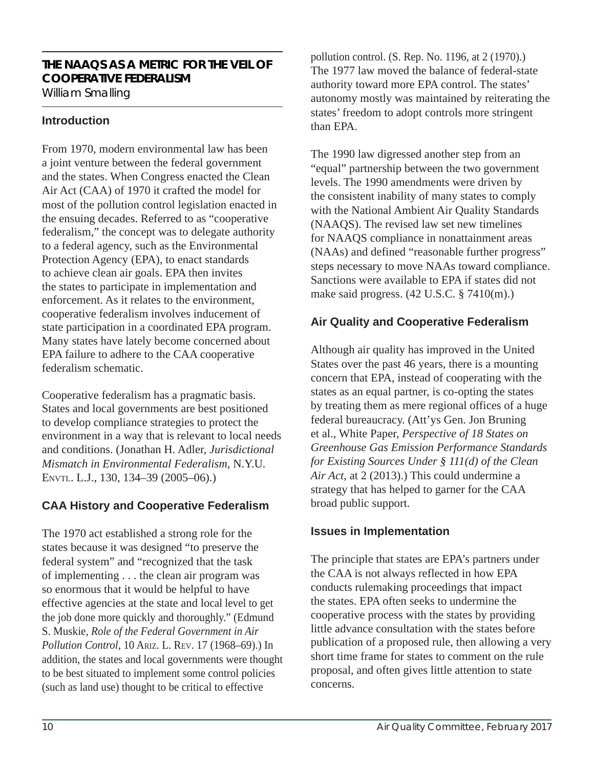## THE NAAQS AS A METRIC FOR THE VEIL OF COOPERATIVE FEDERALISM

William Smalling

### Introduction

From 1970, modern environmental law has been a joint venture between the federal government and the states. When Congress enacted the Clean Air Act (CAA) of 1970 it crafted the model for most of the pollution control legislation enacted in the ensuing decades. Referred to as "cooperative federalism," the concept was to delegate authority to a federal agency, such as the Environmental Protection Agency (EPA), to enact standards to achieve clean air goals. EPA then invites the states to participate in implementation and enforcement. As it relates to the environment, cooperative federalism involves inducement of state participation in a coordinated EPA program. Many states have lately become concerned about EPA failure to adhere to the CAA cooperative federalism schematic.

Cooperative federalism has a pragmatic basis. States and local governments are best positioned to develop compliance strategies to protect the environment in a way that is relevant to local needs and conditions. (Jonathan H. Adler, *Jurisdictional Mismatch in Environmental Federalism*, N.Y.U. Envtl. L.J., 130, 134–39 (2005–06).)

### CAA History and Cooperative Federalism

The 1970 act established a strong role for the states because it was designed "to preserve the federal system" and "recognized that the task of implementing . . . the clean air program was so enormous that it would be helpful to have effective agencies at the state and local level to get the job done more quickly and thoroughly." (Edmund S. Muskie, *Role of the Federal Government in Air Pollution Control*, 10 Ariz. L. Rev. 17 (1968–69).) In addition, the states and local governments were thought to be best situated to implement some control policies (such as land use) thought to be critical to effective pollution control. (S. Rep. No. 1196, at 2 (1970).) The 1977 law moved the balance of federal-state authority toward more EPA control. The states' autonomy mostly was maintained by reiterating the states' freedom to adopt controls more stringent than EPA.

The 1990 law digressed another step from an "equal" partnership between the two government levels. The 1990 amendments were driven by the consistent inability of many states to comply with the National Ambient Air Quality Standards (NAAQS). The revised law set new timelines for NAAQS compliance in nonattainment areas (NAAs) and defined "reasonable further progress" steps necessary to move NAAs toward compliance. Sanctions were available to EPA if states did not make said progress. (42 U.S.C. § 7410(m).)

### Air Quality and Cooperative Federalism

Although air quality has improved in the United States over the past 46 years, there is a mounting concern that EPA, instead of cooperating with the states as an equal partner, is co-opting the states by treating them as mere regional offices of a huge federal bureaucracy. (Att'ys Gen. Jon Bruning et al., White Paper, *Perspective of 18 States on Greenhouse Gas Emission Performance Standards for Existing Sources Under § 111(d) of the Clean Air Act*, at 2 (2013).) This could undermine a strategy that has helped to garner for the CAA broad public support.

### Issues in Implementation

The principle that states are EPA's partners under the CAA is not always reflected in how EPA conducts rulemaking proceedings that impact the states. EPA often seeks to undermine the cooperative process with the states by providing little advance consultation with the states before publication of a proposed rule, then allowing a very short time frame for states to comment on the rule proposal, and often gives little attention to state concerns.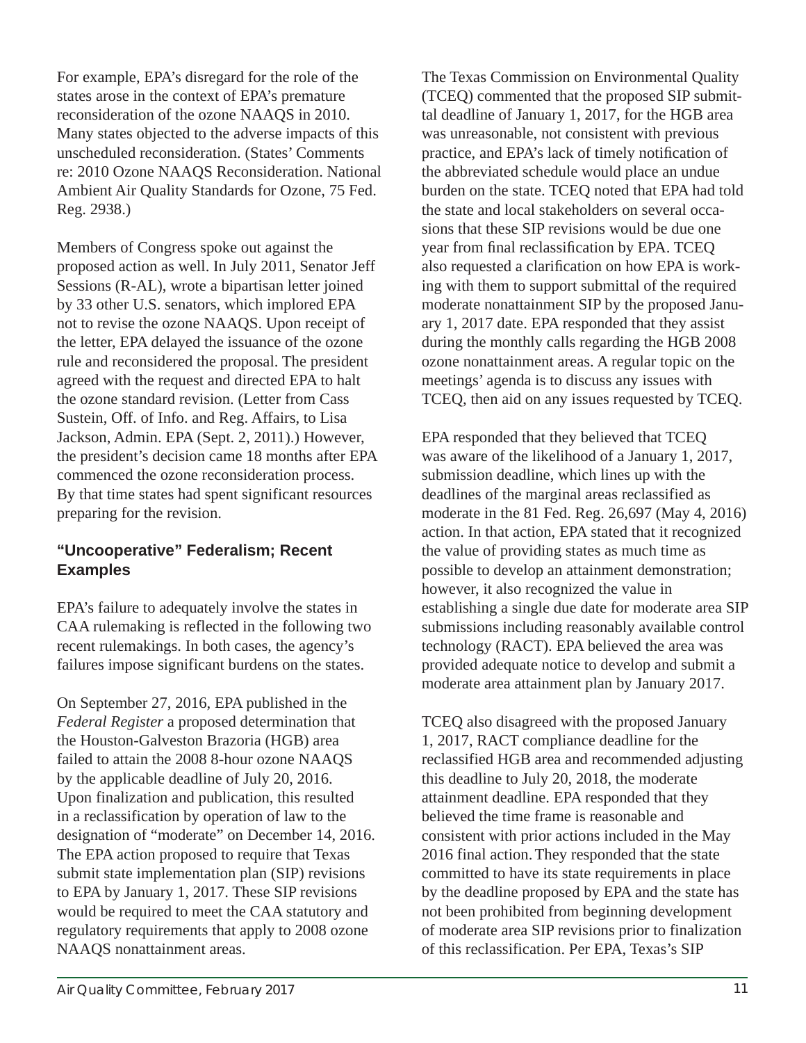For example, EPA's disregard for the role of the states arose in the context of EPA's premature reconsideration of the ozone NAAQS in 2010. Many states objected to the adverse impacts of this unscheduled reconsideration. (States' Comments re: 2010 Ozone NAAQS Reconsideration. National Ambient Air Quality Standards for Ozone, 75 Fed. Reg. 2938.)

Members of Congress spoke out against the proposed action as well. In July 2011, Senator Jeff Sessions (R-AL), wrote a bipartisan letter joined by 33 other U.S. senators, which implored EPA not to revise the ozone NAAQS. Upon receipt of the letter, EPA delayed the issuance of the ozone rule and reconsidered the proposal. The president agreed with the request and directed EPA to halt the ozone standard revision. (Letter from Cass Sustein, Off. of Info. and Reg. Affairs, to Lisa Jackson, Admin. EPA (Sept. 2, 2011).) However, the president's decision came 18 months after EPA commenced the ozone reconsideration process. By that time states had spent significant resources preparing for the revision.

### "Uncooperative" Federalism; Recent Examples

EPA's failure to adequately involve the states in CAA rulemaking is reflected in the following two recent rulemakings. In both cases, the agency's failures impose significant burdens on the states.

On September 27, 2016, EPA published in the *Federal Register* a proposed determination that the Houston-Galveston Brazoria (HGB) area failed to attain the 2008 8-hour ozone NAAQS by the applicable deadline of July 20, 2016. Upon finalization and publication, this resulted in a reclassification by operation of law to the designation of "moderate" on December 14, 2016. The EPA action proposed to require that Texas submit state implementation plan (SIP) revisions to EPA by January 1, 2017. These SIP revisions would be required to meet the CAA statutory and regulatory requirements that apply to 2008 ozone NAAQS nonattainment areas.

The Texas Commission on Environmental Quality (TCEQ) commented that the proposed SIP submittal deadline of January 1, 2017, for the HGB area was unreasonable, not consistent with previous practice, and EPA's lack of timely notification of the abbreviated schedule would place an undue burden on the state. TCEQ noted that EPA had told the state and local stakeholders on several occasions that these SIP revisions would be due one year from final reclassification by EPA. TCEQ also requested a clarification on how EPA is working with them to support submittal of the required moderate nonattainment SIP by the proposed January 1, 2017 date. EPA responded that they assist during the monthly calls regarding the HGB 2008 ozone nonattainment areas. A regular topic on the meetings' agenda is to discuss any issues with TCEQ, then aid on any issues requested by TCEQ.

EPA responded that they believed that TCEQ was aware of the likelihood of a January 1, 2017, submission deadline, which lines up with the deadlines of the marginal areas reclassified as moderate in the 81 Fed. Reg. 26,697 (May 4, 2016) action. In that action, EPA stated that it recognized the value of providing states as much time as possible to develop an attainment demonstration; however, it also recognized the value in establishing a single due date for moderate area SIP submissions including reasonably available control technology (RACT). EPA believed the area was provided adequate notice to develop and submit a moderate area attainment plan by January 2017.

TCEQ also disagreed with the proposed January 1, 2017, RACT compliance deadline for the reclassified HGB area and recommended adjusting this deadline to July 20, 2018, the moderate attainment deadline. EPA responded that they believed the time frame is reasonable and consistent with prior actions included in the May 2016 final action. They responded that the state committed to have its state requirements in place by the deadline proposed by EPA and the state has not been prohibited from beginning development of moderate area SIP revisions prior to finalization of this reclassification. Per EPA, Texas's SIP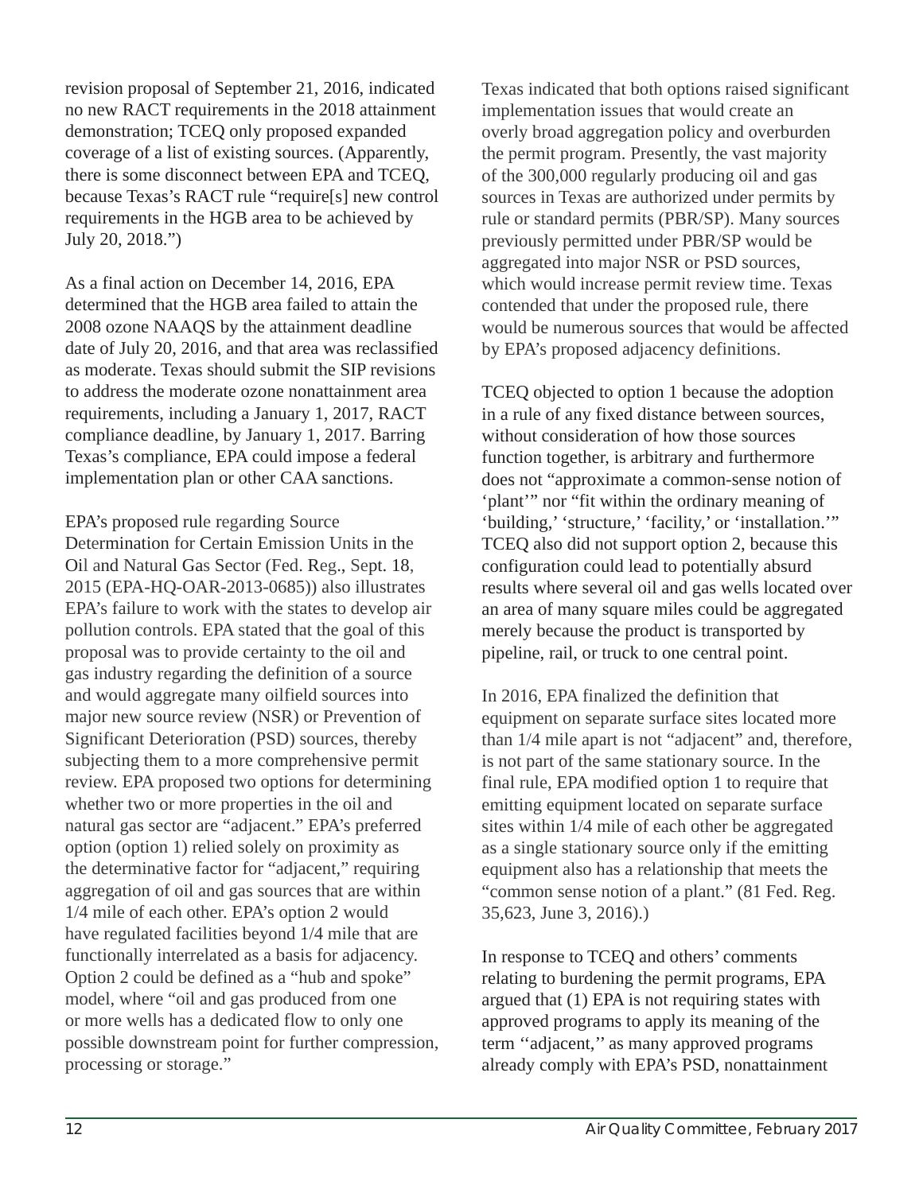revision proposal of September 21, 2016, indicated no new RACT requirements in the 2018 attainment demonstration; TCEQ only proposed expanded coverage of a list of existing sources. (Apparently, there is some disconnect between EPA and TCEQ, because Texas's RACT rule "require[s] new control requirements in the HGB area to be achieved by July 20, 2018.")

As a final action on December 14, 2016, EPA determined that the HGB area failed to attain the 2008 ozone NAAQS by the attainment deadline date of July 20, 2016, and that area was reclassified as moderate. Texas should submit the SIP revisions to address the moderate ozone nonattainment area requirements, including a January 1, 2017, RACT compliance deadline, by January 1, 2017. Barring Texas's compliance, EPA could impose a federal implementation plan or other CAA sanctions.

EPA's proposed rule regarding Source Determination for Certain Emission Units in the Oil and Natural Gas Sector (Fed. Reg., Sept. 18, 2015 (EPA-HQ-OAR-2013-0685)) also illustrates EPA's failure to work with the states to develop air pollution controls. EPA stated that the goal of this proposal was to provide certainty to the oil and gas industry regarding the definition of a source and would aggregate many oilfield sources into major new source review (NSR) or Prevention of Significant Deterioration (PSD) sources, thereby subjecting them to a more comprehensive permit review. EPA proposed two options for determining whether two or more properties in the oil and natural gas sector are "adjacent." EPA's preferred option (option 1) relied solely on proximity as the determinative factor for "adjacent," requiring aggregation of oil and gas sources that are within 1/4 mile of each other. EPA's option 2 would have regulated facilities beyond 1/4 mile that are functionally interrelated as a basis for adjacency. Option 2 could be defined as a "hub and spoke" model, where "oil and gas produced from one or more wells has a dedicated flow to only one possible downstream point for further compression, processing or storage."

Texas indicated that both options raised significant implementation issues that would create an overly broad aggregation policy and overburden the permit program. Presently, the vast majority of the 300,000 regularly producing oil and gas sources in Texas are authorized under permits by rule or standard permits (PBR/SP). Many sources previously permitted under PBR/SP would be aggregated into major NSR or PSD sources, which would increase permit review time. Texas contended that under the proposed rule, there would be numerous sources that would be affected by EPA's proposed adjacency definitions.

TCEQ objected to option 1 because the adoption in a rule of any fixed distance between sources, without consideration of how those sources function together, is arbitrary and furthermore does not "approximate a common-sense notion of 'plant'" nor "fit within the ordinary meaning of 'building,' 'structure,' 'facility,' or 'installation.'" TCEQ also did not support option 2, because this configuration could lead to potentially absurd results where several oil and gas wells located over an area of many square miles could be aggregated merely because the product is transported by pipeline, rail, or truck to one central point.

In 2016, EPA finalized the definition that equipment on separate surface sites located more than 1/4 mile apart is not "adjacent" and, therefore, is not part of the same stationary source. In the final rule, EPA modified option 1 to require that emitting equipment located on separate surface sites within 1/4 mile of each other be aggregated as a single stationary source only if the emitting equipment also has a relationship that meets the "common sense notion of a plant." (81 Fed. Reg. 35,623, June 3, 2016).)

In response to TCEQ and others' comments relating to burdening the permit programs, EPA argued that (1) EPA is not requiring states with approved programs to apply its meaning of the term ''adjacent,'' as many approved programs already comply with EPA's PSD, nonattainment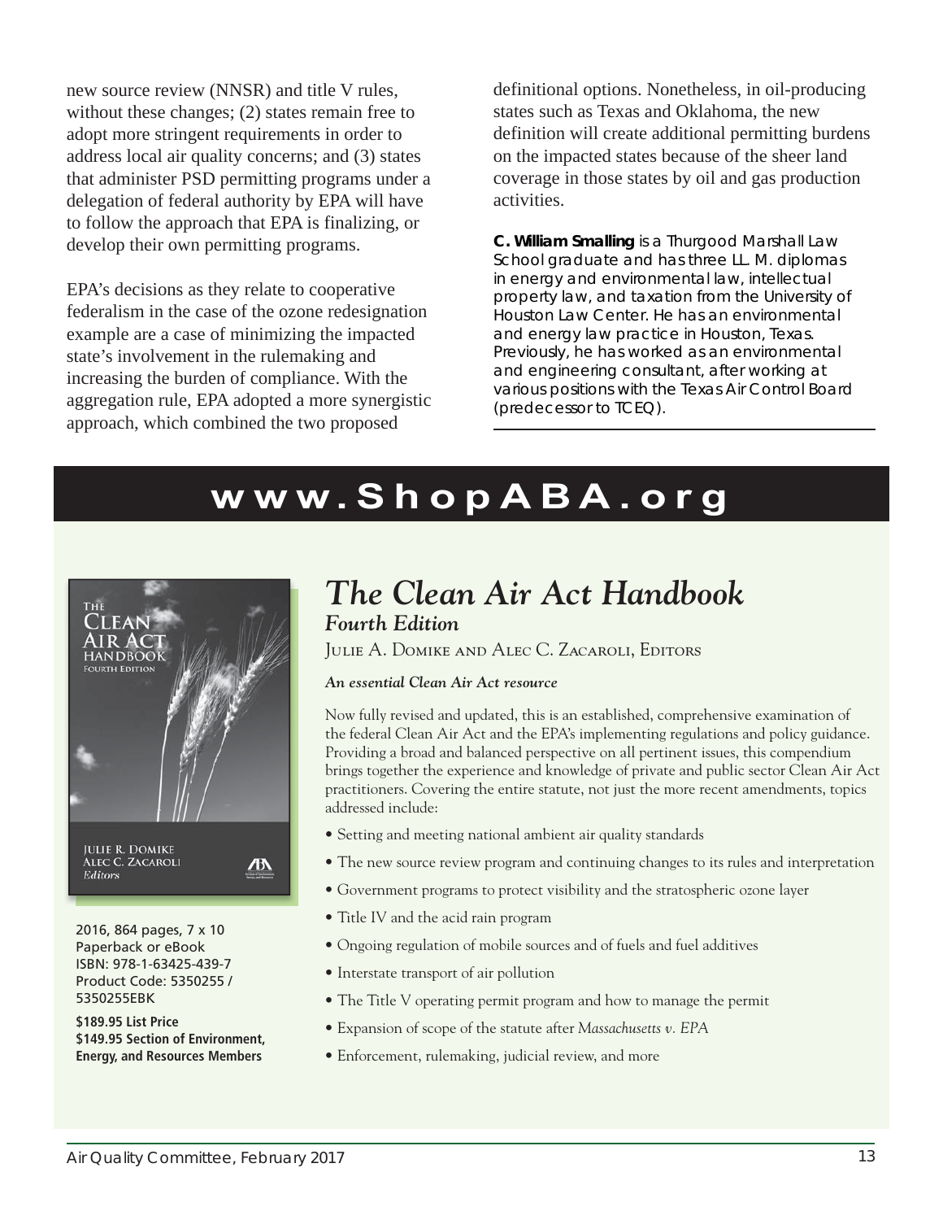new source review (NNSR) and title V rules, without these changes; (2) states remain free to adopt more stringent requirements in order to address local air quality concerns; and (3) states that administer PSD permitting programs under a delegation of federal authority by EPA will have to follow the approach that EPA is finalizing, or develop their own permitting programs.

EPA's decisions as they relate to cooperative federalism in the case of the ozone redesignation example are a case of minimizing the impacted state's involvement in the rulemaking and increasing the burden of compliance. With the aggregation rule, EPA adopted a more synergistic approach, which combined the two proposed definitional options. Nonetheless, in oil-producing states such as Texas and Oklahoma, the new definition will create additional permitting burdens on the impacted states because of the sheer land coverage in those states by oil and gas production activities.

**C. William Smalling** is a Thurgood Marshall Law School graduate and has three LL. M. diplomas in energy and environmental law, intellectual property law, and taxation from the University of Houston Law Center. He has an environmental and energy law practice in Houston, Texas. Previously, he has worked as an environmental and engineering consultant, after working at various positions with the Texas Air Control Board (predecessor to TCEQ).

---

# www.ShopABA.org

## *The Clean Air Act Handbook*

### *Fourth Edition*

JULIE A. DOMIKE AND ALEC C. ZACAROLI, EDITORS

***An essential Clean Air Act resource***

Now fully revised and updated, this is an established, comprehensive examination of the federal Clean Air Act and the EPA's implementing regulations and policy guidance. Providing a broad and balanced perspective on all pertinent issues, this compendium brings together the experience and knowledge of private and public sector Clean Air Act practitioners. Covering the entire statute, not just the more recent amendments, topics addressed include:

- Setting and meeting national ambient air quality standards
- The new source review program and continuing changes to its rules and interpretation
- Government programs to protect visibility and the stratospheric ozone layer
- Title IV and the acid rain program
- Ongoing regulation of mobile sources and of fuels and fuel additives
- Interstate transport of air pollution
- The Title V operating permit program and how to manage the permit
- Expansion of scope of the statute after *Massachusetts v. EPA*
- Enforcement, rulemaking, judicial review, and more

2016, 864 pages, 7 x 10
Paperback or eBook
ISBN: 978-1-63425-439-7
Product Code: 5350255 / 5350255EBK

**$189.95 List Price**
**$149.95 Section of Environment, Energy, and Resources Members**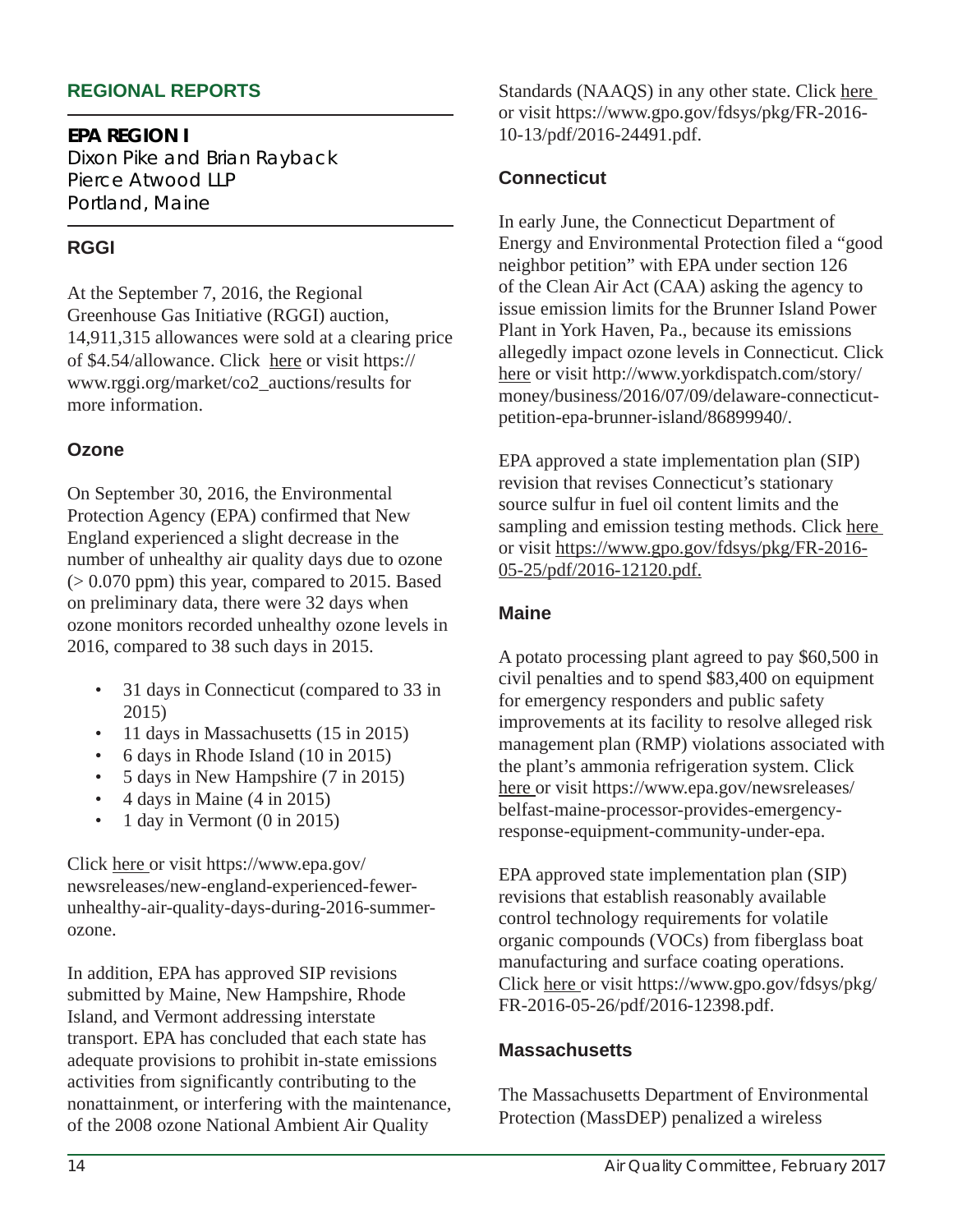## REGIONAL REPORTS

**EPA REGION I**
Dixon Pike and Brian Rayback
Pierce Atwood LLP
Portland, Maine

### RGGI

At the September 7, 2016, the Regional Greenhouse Gas Initiative (RGGI) auction, 14,911,315 allowances were sold at a clearing price of $4.54/allowance. Click here or visit https://www.rggi.org/market/co2_auctions/results for more information.

### Ozone

On September 30, 2016, the Environmental Protection Agency (EPA) confirmed that New England experienced a slight decrease in the number of unhealthy air quality days due to ozone (> 0.070 ppm) this year, compared to 2015. Based on preliminary data, there were 32 days when ozone monitors recorded unhealthy ozone levels in 2016, compared to 38 such days in 2015.

- 31 days in Connecticut (compared to 33 in 2015)
- 11 days in Massachusetts (15 in 2015)
- 6 days in Rhode Island (10 in 2015)
- 5 days in New Hampshire (7 in 2015)
- 4 days in Maine (4 in 2015)
- 1 day in Vermont (0 in 2015)

Click here or visit https://www.epa.gov/newsreleases/new-england-experienced-fewer-unhealthy-air-quality-days-during-2016-summer-ozone.

In addition, EPA has approved SIP revisions submitted by Maine, New Hampshire, Rhode Island, and Vermont addressing interstate transport. EPA has concluded that each state has adequate provisions to prohibit in-state emissions activities from significantly contributing to the nonattainment, or interfering with the maintenance, of the 2008 ozone National Ambient Air Quality Standards (NAAQS) in any other state. Click here or visit https://www.gpo.gov/fdsys/pkg/FR-2016-10-13/pdf/2016-24491.pdf.

### Connecticut

In early June, the Connecticut Department of Energy and Environmental Protection filed a "good neighbor petition" with EPA under section 126 of the Clean Air Act (CAA) asking the agency to issue emission limits for the Brunner Island Power Plant in York Haven, Pa., because its emissions allegedly impact ozone levels in Connecticut. Click here or visit http://www.yorkdispatch.com/story/money/business/2016/07/09/delaware-connecticut-petition-epa-brunner-island/86899940/.

EPA approved a state implementation plan (SIP) revision that revises Connecticut's stationary source sulfur in fuel oil content limits and the sampling and emission testing methods. Click here or visit https://www.gpo.gov/fdsys/pkg/FR-2016-05-25/pdf/2016-12120.pdf.

### Maine

A potato processing plant agreed to pay $60,500 in civil penalties and to spend $83,400 on equipment for emergency responders and public safety improvements at its facility to resolve alleged risk management plan (RMP) violations associated with the plant's ammonia refrigeration system. Click here or visit https://www.epa.gov/newsreleases/belfast-maine-processor-provides-emergency-response-equipment-community-under-epa.

EPA approved state implementation plan (SIP) revisions that establish reasonably available control technology requirements for volatile organic compounds (VOCs) from fiberglass boat manufacturing and surface coating operations. Click here or visit https://www.gpo.gov/fdsys/pkg/FR-2016-05-26/pdf/2016-12398.pdf.

### Massachusetts

The Massachusetts Department of Environmental Protection (MassDEP) penalized a wireless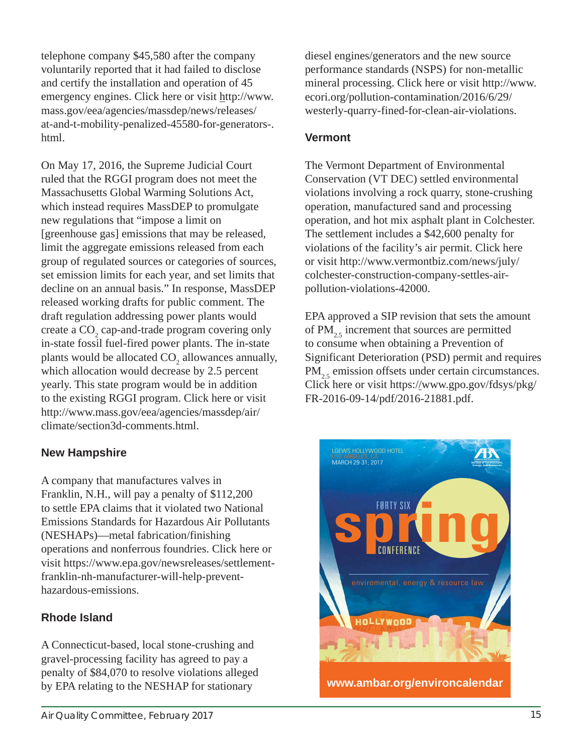telephone company $45,580 after the company voluntarily reported that it had failed to disclose and certify the installation and operation of 45 emergency engines. Click here or visit http://www.mass.gov/eea/agencies/massdep/news/releases/at-and-t-mobility-penalized-45580-for-generators-.html.

On May 17, 2016, the Supreme Judicial Court ruled that the RGGI program does not meet the Massachusetts Global Warming Solutions Act, which instead requires MassDEP to promulgate new regulations that "impose a limit on [greenhouse gas] emissions that may be released, limit the aggregate emissions released from each group of regulated sources or categories of sources, set emission limits for each year, and set limits that decline on an annual basis." In response, MassDEP released working drafts for public comment. The draft regulation addressing power plants would create a $CO_2$ cap-and-trade program covering only in-state fossil fuel-fired power plants. The in-state plants would be allocated $CO_2$ allowances annually, which allocation would decrease by 2.5 percent yearly. This state program would be in addition to the existing RGGI program. Click here or visit http://www.mass.gov/eea/agencies/massdep/air/climate/section3d-comments.html.

### New Hampshire

A company that manufactures valves in Franklin, N.H., will pay a penalty of $112,200 to settle EPA claims that it violated two National Emissions Standards for Hazardous Air Pollutants (NESHAPs)—metal fabrication/finishing operations and nonferrous foundries. Click here or visit https://www.epa.gov/newsreleases/settlement-franklin-nh-manufacturer-will-help-prevent-hazardous-emissions.

### Rhode Island

A Connecticut-based, local stone-crushing and gravel-processing facility has agreed to pay a penalty of $84,070 to resolve violations alleged by EPA relating to the NESHAP for stationary diesel engines/generators and the new source performance standards (NSPS) for non-metallic mineral processing. Click here or visit http://www.ecori.org/pollution-contamination/2016/6/29/westerly-quarry-fined-for-clean-air-violations.

### Vermont

The Vermont Department of Environmental Conservation (VT DEC) settled environmental violations involving a rock quarry, stone-crushing operation, manufactured sand and processing operation, and hot mix asphalt plant in Colchester. The settlement includes a $42,600 penalty for violations of the facility's air permit. Click here or visit http://www.vermontbiz.com/news/july/colchester-construction-company-settles-air-pollution-violations-42000.

EPA approved a SIP revision that sets the amount of $PM_{2.5}$ increment that sources are permitted to consume when obtaining a Prevention of Significant Deterioration (PSD) permit and requires $PM_{2.5}$ emission offsets under certain circumstances. Click here or visit https://www.gpo.gov/fdsys/pkg/FR-2016-09-14/pdf/2016-21881.pdf.

LOEWS HOLLYWOOD HOTEL
LOS ANGELES, CA
MARCH 29-31, 2017

FORTY SIX spring CONFERENCE

enviromental, energy & resource law

www.ambar.org/environcalendar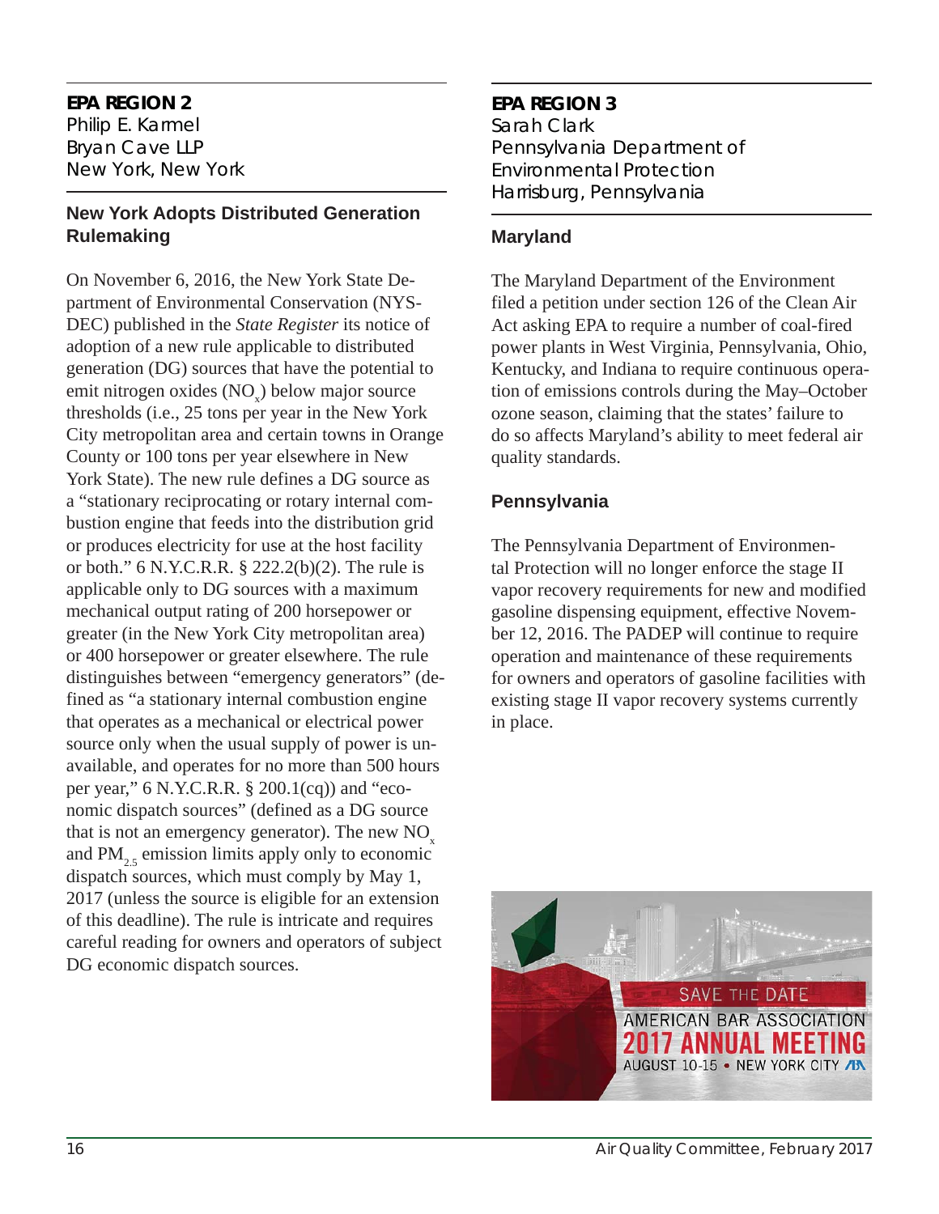**EPA REGION 2**
Philip E. Karmel
Bryan Cave LLP
New York, New York

## New York Adopts Distributed Generation Rulemaking

On November 6, 2016, the New York State Department of Environmental Conservation (NYSDEC) published in the *State Register* its notice of adoption of a new rule applicable to distributed generation (DG) sources that have the potential to emit nitrogen oxides ($NO_x$) below major source thresholds (i.e., 25 tons per year in the New York City metropolitan area and certain towns in Orange County or 100 tons per year elsewhere in New York State). The new rule defines a DG source as a "stationary reciprocating or rotary internal combustion engine that feeds into the distribution grid or produces electricity for use at the host facility or both." 6 N.Y.C.R.R. § 222.2(b)(2). The rule is applicable only to DG sources with a maximum mechanical output rating of 200 horsepower or greater (in the New York City metropolitan area) or 400 horsepower or greater elsewhere. The rule distinguishes between "emergency generators" (defined as "a stationary internal combustion engine that operates as a mechanical or electrical power source only when the usual supply of power is unavailable, and operates for no more than 500 hours per year," 6 N.Y.C.R.R. § 200.1(cq)) and "economic dispatch sources" (defined as a DG source that is not an emergency generator). The new $NO_x$ and $PM_{2.5}$ emission limits apply only to economic dispatch sources, which must comply by May 1, 2017 (unless the source is eligible for an extension of this deadline). The rule is intricate and requires careful reading for owners and operators of subject DG economic dispatch sources.

**EPA REGION 3**
Sarah Clark
Pennsylvania Department of Environmental Protection
Harrisburg, Pennsylvania

## Maryland

The Maryland Department of the Environment filed a petition under section 126 of the Clean Air Act asking EPA to require a number of coal-fired power plants in West Virginia, Pennsylvania, Ohio, Kentucky, and Indiana to require continuous operation of emissions controls during the May–October ozone season, claiming that the states' failure to do so affects Maryland's ability to meet federal air quality standards.

## Pennsylvania

The Pennsylvania Department of Environmental Protection will no longer enforce the stage II vapor recovery requirements for new and modified gasoline dispensing equipment, effective November 12, 2016. The PADEP will continue to require operation and maintenance of these requirements for owners and operators of gasoline facilities with existing stage II vapor recovery systems currently in place.

SAVE THE DATE
AMERICAN BAR ASSOCIATION
2017 ANNUAL MEETING
AUGUST 10-15 • NEW YORK CITY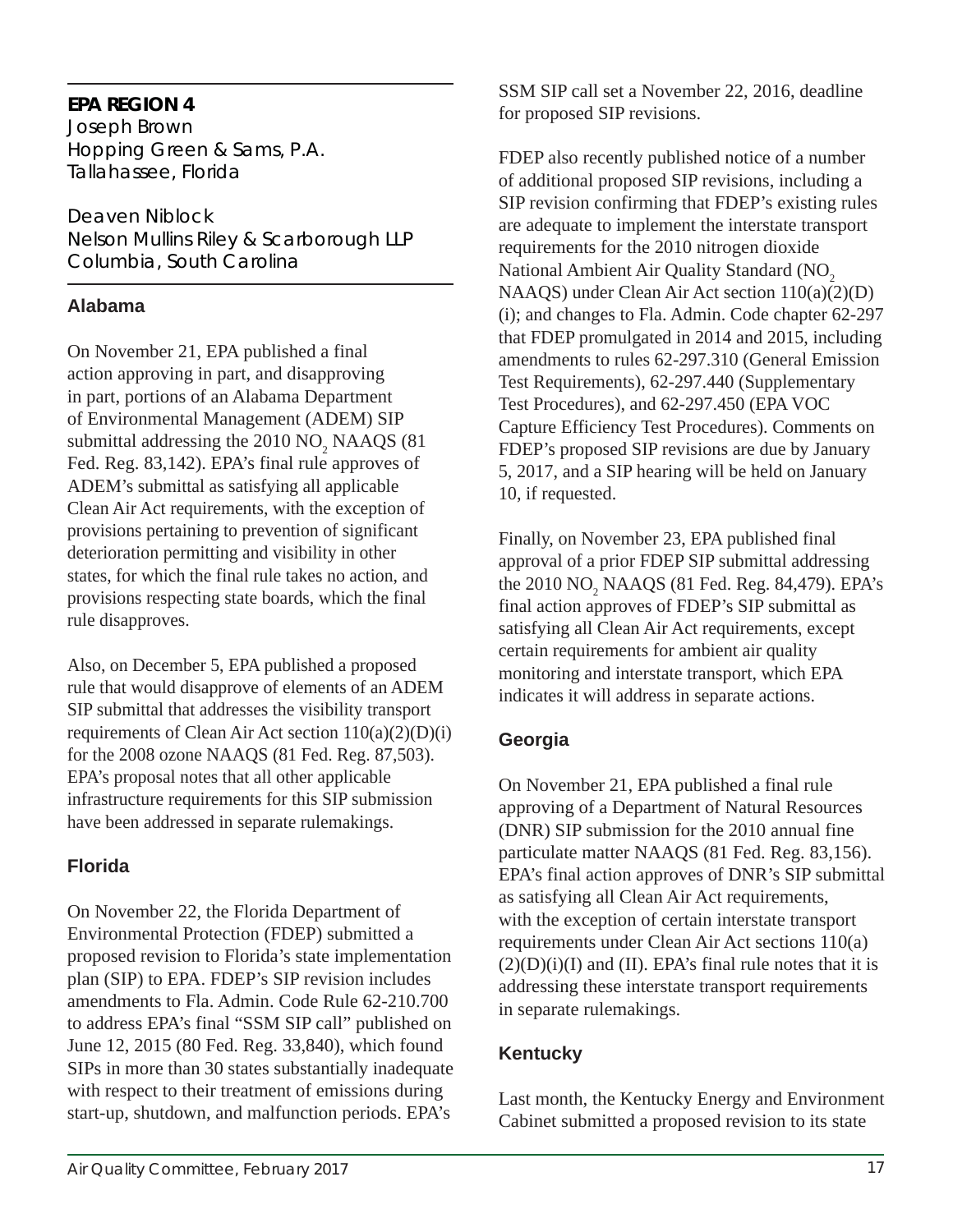## EPA REGION 4

Joseph Brown
Hopping Green & Sams, P.A.
Tallahassee, Florida

Deaven Niblock
Nelson Mullins Riley & Scarborough LLP
Columbia, South Carolina

### Alabama

On November 21, EPA published a final action approving in part, and disapproving in part, portions of an Alabama Department of Environmental Management (ADEM) SIP submittal addressing the 2010 $NO_2$ NAAQS (81 Fed. Reg. 83,142). EPA's final rule approves of ADEM's submittal as satisfying all applicable Clean Air Act requirements, with the exception of provisions pertaining to prevention of significant deterioration permitting and visibility in other states, for which the final rule takes no action, and provisions respecting state boards, which the final rule disapproves.

Also, on December 5, EPA published a proposed rule that would disapprove of elements of an ADEM SIP submittal that addresses the visibility transport requirements of Clean Air Act section 110(a)(2)(D)(i) for the 2008 ozone NAAQS (81 Fed. Reg. 87,503). EPA's proposal notes that all other applicable infrastructure requirements for this SIP submission have been addressed in separate rulemakings.

### Florida

On November 22, the Florida Department of Environmental Protection (FDEP) submitted a proposed revision to Florida's state implementation plan (SIP) to EPA. FDEP's SIP revision includes amendments to Fla. Admin. Code Rule 62-210.700 to address EPA's final "SSM SIP call" published on June 12, 2015 (80 Fed. Reg. 33,840), which found SIPs in more than 30 states substantially inadequate with respect to their treatment of emissions during start-up, shutdown, and malfunction periods. EPA's SSM SIP call set a November 22, 2016, deadline for proposed SIP revisions.

FDEP also recently published notice of a number of additional proposed SIP revisions, including a SIP revision confirming that FDEP's existing rules are adequate to implement the interstate transport requirements for the 2010 nitrogen dioxide National Ambient Air Quality Standard ($NO_2$ NAAQS) under Clean Air Act section 110(a)(2)(D)(i); and changes to Fla. Admin. Code chapter 62-297 that FDEP promulgated in 2014 and 2015, including amendments to rules 62-297.310 (General Emission Test Requirements), 62-297.440 (Supplementary Test Procedures), and 62-297.450 (EPA VOC Capture Efficiency Test Procedures). Comments on FDEP's proposed SIP revisions are due by January 5, 2017, and a SIP hearing will be held on January 10, if requested.

Finally, on November 23, EPA published final approval of a prior FDEP SIP submittal addressing the 2010 $NO_2$ NAAQS (81 Fed. Reg. 84,479). EPA's final action approves of FDEP's SIP submittal as satisfying all Clean Air Act requirements, except certain requirements for ambient air quality monitoring and interstate transport, which EPA indicates it will address in separate actions.

### Georgia

On November 21, EPA published a final rule approving of a Department of Natural Resources (DNR) SIP submission for the 2010 annual fine particulate matter NAAQS (81 Fed. Reg. 83,156). EPA's final action approves of DNR's SIP submittal as satisfying all Clean Air Act requirements, with the exception of certain interstate transport requirements under Clean Air Act sections 110(a)(2)(D)(i)(I) and (II). EPA's final rule notes that it is addressing these interstate transport requirements in separate rulemakings.

### Kentucky

Last month, the Kentucky Energy and Environment Cabinet submitted a proposed revision to its state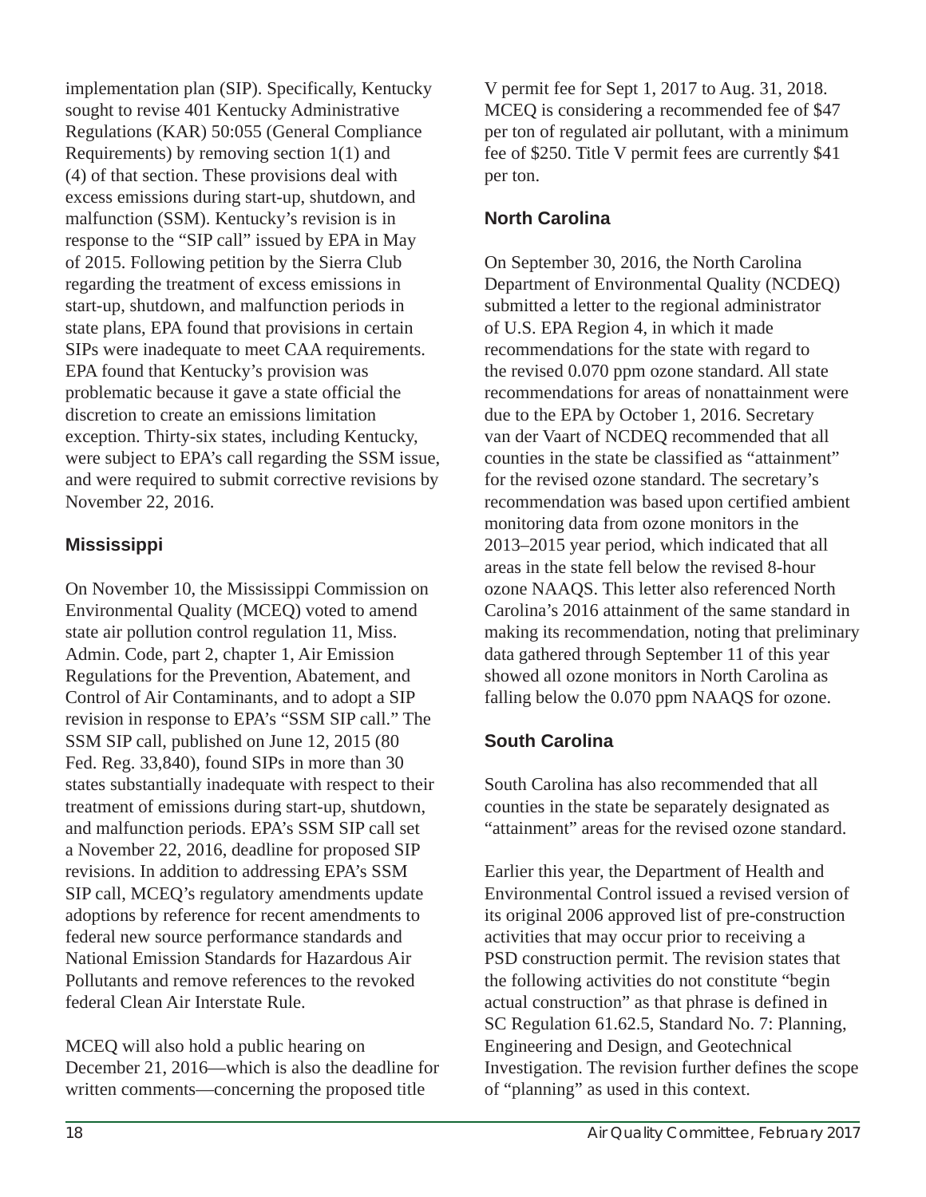implementation plan (SIP). Specifically, Kentucky sought to revise 401 Kentucky Administrative Regulations (KAR) 50:055 (General Compliance Requirements) by removing section 1(1) and (4) of that section. These provisions deal with excess emissions during start-up, shutdown, and malfunction (SSM). Kentucky's revision is in response to the "SIP call" issued by EPA in May of 2015. Following petition by the Sierra Club regarding the treatment of excess emissions in start-up, shutdown, and malfunction periods in state plans, EPA found that provisions in certain SIPs were inadequate to meet CAA requirements. EPA found that Kentucky's provision was problematic because it gave a state official the discretion to create an emissions limitation exception. Thirty-six states, including Kentucky, were subject to EPA's call regarding the SSM issue, and were required to submit corrective revisions by November 22, 2016.

### Mississippi

On November 10, the Mississippi Commission on Environmental Quality (MCEQ) voted to amend state air pollution control regulation 11, Miss. Admin. Code, part 2, chapter 1, Air Emission Regulations for the Prevention, Abatement, and Control of Air Contaminants, and to adopt a SIP revision in response to EPA's "SSM SIP call." The SSM SIP call, published on June 12, 2015 (80 Fed. Reg. 33,840), found SIPs in more than 30 states substantially inadequate with respect to their treatment of emissions during start-up, shutdown, and malfunction periods. EPA's SSM SIP call set a November 22, 2016, deadline for proposed SIP revisions. In addition to addressing EPA's SSM SIP call, MCEQ's regulatory amendments update adoptions by reference for recent amendments to federal new source performance standards and National Emission Standards for Hazardous Air Pollutants and remove references to the revoked federal Clean Air Interstate Rule.

MCEQ will also hold a public hearing on December 21, 2016—which is also the deadline for written comments—concerning the proposed title V permit fee for Sept 1, 2017 to Aug. 31, 2018. MCEQ is considering a recommended fee of $47 per ton of regulated air pollutant, with a minimum fee of $250. Title V permit fees are currently $41 per ton.

### North Carolina

On September 30, 2016, the North Carolina Department of Environmental Quality (NCDEQ) submitted a letter to the regional administrator of U.S. EPA Region 4, in which it made recommendations for the state with regard to the revised 0.070 ppm ozone standard. All state recommendations for areas of nonattainment were due to the EPA by October 1, 2016. Secretary van der Vaart of NCDEQ recommended that all counties in the state be classified as "attainment" for the revised ozone standard. The secretary's recommendation was based upon certified ambient monitoring data from ozone monitors in the 2013–2015 year period, which indicated that all areas in the state fell below the revised 8-hour ozone NAAQS. This letter also referenced North Carolina's 2016 attainment of the same standard in making its recommendation, noting that preliminary data gathered through September 11 of this year showed all ozone monitors in North Carolina as falling below the 0.070 ppm NAAQS for ozone.

### South Carolina

South Carolina has also recommended that all counties in the state be separately designated as "attainment" areas for the revised ozone standard.

Earlier this year, the Department of Health and Environmental Control issued a revised version of its original 2006 approved list of pre-construction activities that may occur prior to receiving a PSD construction permit. The revision states that the following activities do not constitute "begin actual construction" as that phrase is defined in SC Regulation 61.62.5, Standard No. 7: Planning, Engineering and Design, and Geotechnical Investigation. The revision further defines the scope of "planning" as used in this context.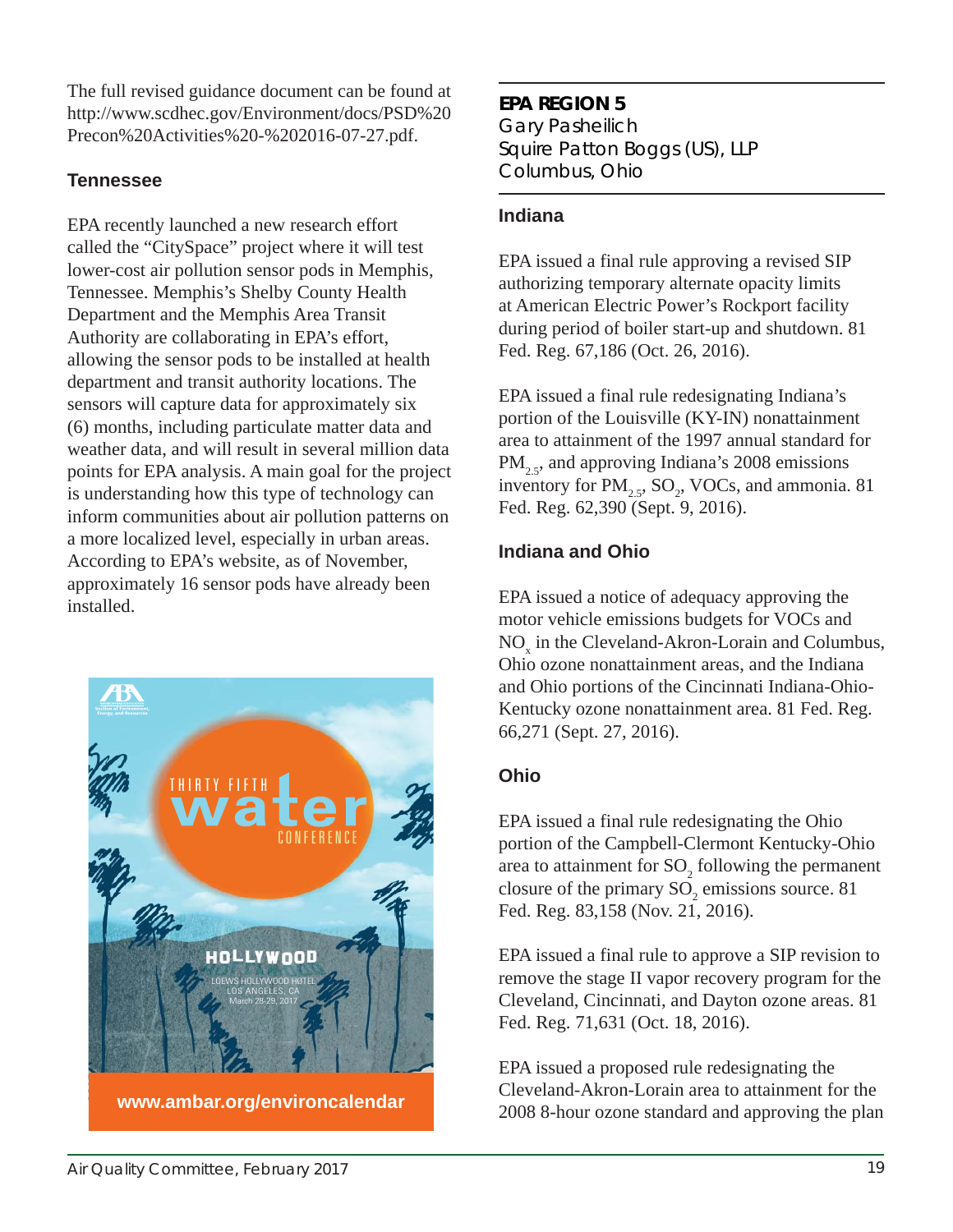The full revised guidance document can be found at http://www.scdhec.gov/Environment/docs/PSD%20Precon%20Activities%20-%202016-07-27.pdf.

### Tennessee

EPA recently launched a new research effort called the "CitySpace" project where it will test lower-cost air pollution sensor pods in Memphis, Tennessee. Memphis's Shelby County Health Department and the Memphis Area Transit Authority are collaborating in EPA's effort, allowing the sensor pods to be installed at health department and transit authority locations. The sensors will capture data for approximately six (6) months, including particulate matter data and weather data, and will result in several million data points for EPA analysis. A main goal for the project is understanding how this type of technology can inform communities about air pollution patterns on a more localized level, especially in urban areas. According to EPA's website, as of November, approximately 16 sensor pods have already been installed.

THIRTY FIFTH water CONFERENCE

HOLLYWOOD

LOEWS HOLLYWOOD HOTEL
LOS ANGELES, CA
March 28-29, 2017

www.ambar.org/environcalendar

## EPA REGION 5

Gary Pasheilich
Squire Patton Boggs (US), LLP
Columbus, Ohio

### Indiana

EPA issued a final rule approving a revised SIP authorizing temporary alternate opacity limits at American Electric Power's Rockport facility during period of boiler start-up and shutdown. 81 Fed. Reg. 67,186 (Oct. 26, 2016).

EPA issued a final rule redesignating Indiana's portion of the Louisville (KY-IN) nonattainment area to attainment of the 1997 annual standard for $PM_{2.5}$, and approving Indiana's 2008 emissions inventory for $PM_{2.5}$, $SO_2$, VOCs, and ammonia. 81 Fed. Reg. 62,390 (Sept. 9, 2016).

### Indiana and Ohio

EPA issued a notice of adequacy approving the motor vehicle emissions budgets for VOCs and $NO_x$ in the Cleveland-Akron-Lorain and Columbus, Ohio ozone nonattainment areas, and the Indiana and Ohio portions of the Cincinnati Indiana-Ohio-Kentucky ozone nonattainment area. 81 Fed. Reg. 66,271 (Sept. 27, 2016).

### Ohio

EPA issued a final rule redesignating the Ohio portion of the Campbell-Clermont Kentucky-Ohio area to attainment for $SO_2$ following the permanent closure of the primary $SO_2$ emissions source. 81 Fed. Reg. 83,158 (Nov. 21, 2016).

EPA issued a final rule to approve a SIP revision to remove the stage II vapor recovery program for the Cleveland, Cincinnati, and Dayton ozone areas. 81 Fed. Reg. 71,631 (Oct. 18, 2016).

EPA issued a proposed rule redesignating the Cleveland-Akron-Lorain area to attainment for the 2008 8-hour ozone standard and approving the plan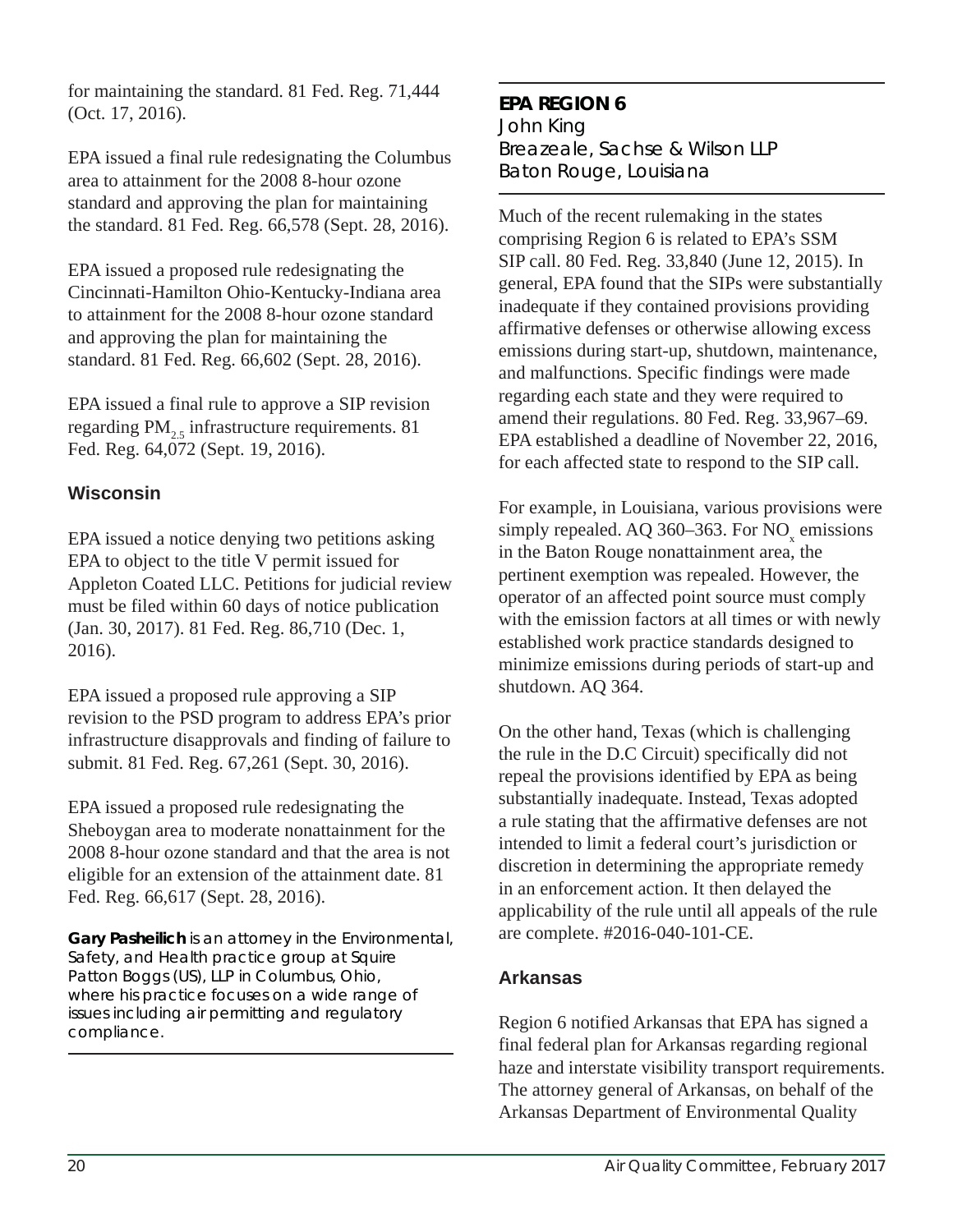for maintaining the standard. 81 Fed. Reg. 71,444 (Oct. 17, 2016).

EPA issued a final rule redesignating the Columbus area to attainment for the 2008 8-hour ozone standard and approving the plan for maintaining the standard. 81 Fed. Reg. 66,578 (Sept. 28, 2016).

EPA issued a proposed rule redesignating the Cincinnati-Hamilton Ohio-Kentucky-Indiana area to attainment for the 2008 8-hour ozone standard and approving the plan for maintaining the standard. 81 Fed. Reg. 66,602 (Sept. 28, 2016).

EPA issued a final rule to approve a SIP revision regarding $PM_{2.5}$ infrastructure requirements. 81 Fed. Reg. 64,072 (Sept. 19, 2016).

### Wisconsin

EPA issued a notice denying two petitions asking EPA to object to the title V permit issued for Appleton Coated LLC. Petitions for judicial review must be filed within 60 days of notice publication (Jan. 30, 2017). 81 Fed. Reg. 86,710 (Dec. 1, 2016).

EPA issued a proposed rule approving a SIP revision to the PSD program to address EPA's prior infrastructure disapprovals and finding of failure to submit. 81 Fed. Reg. 67,261 (Sept. 30, 2016).

EPA issued a proposed rule redesignating the Sheboygan area to moderate nonattainment for the 2008 8-hour ozone standard and that the area is not eligible for an extension of the attainment date. 81 Fed. Reg. 66,617 (Sept. 28, 2016).

*__Gary Pasheilich__ is an attorney in the Environmental, Safety, and Health practice group at Squire Patton Boggs (US), LLP in Columbus, Ohio, where his practice focuses on a wide range of issues including air permitting and regulatory compliance.*

## EPA REGION 6

John King
Breazeale, Sachse & Wilson LLP
Baton Rouge, Louisiana

Much of the recent rulemaking in the states comprising Region 6 is related to EPA's SSM SIP call. 80 Fed. Reg. 33,840 (June 12, 2015). In general, EPA found that the SIPs were substantially inadequate if they contained provisions providing affirmative defenses or otherwise allowing excess emissions during start-up, shutdown, maintenance, and malfunctions. Specific findings were made regarding each state and they were required to amend their regulations. 80 Fed. Reg. 33,967–69. EPA established a deadline of November 22, 2016, for each affected state to respond to the SIP call.

For example, in Louisiana, various provisions were simply repealed. AQ 360–363. For $NO_x$ emissions in the Baton Rouge nonattainment area, the pertinent exemption was repealed. However, the operator of an affected point source must comply with the emission factors at all times or with newly established work practice standards designed to minimize emissions during periods of start-up and shutdown. AQ 364.

On the other hand, Texas (which is challenging the rule in the D.C Circuit) specifically did not repeal the provisions identified by EPA as being substantially inadequate. Instead, Texas adopted a rule stating that the affirmative defenses are not intended to limit a federal court's jurisdiction or discretion in determining the appropriate remedy in an enforcement action. It then delayed the applicability of the rule until all appeals of the rule are complete. #2016-040-101-CE.

### Arkansas

Region 6 notified Arkansas that EPA has signed a final federal plan for Arkansas regarding regional haze and interstate visibility transport requirements. The attorney general of Arkansas, on behalf of the Arkansas Department of Environmental Quality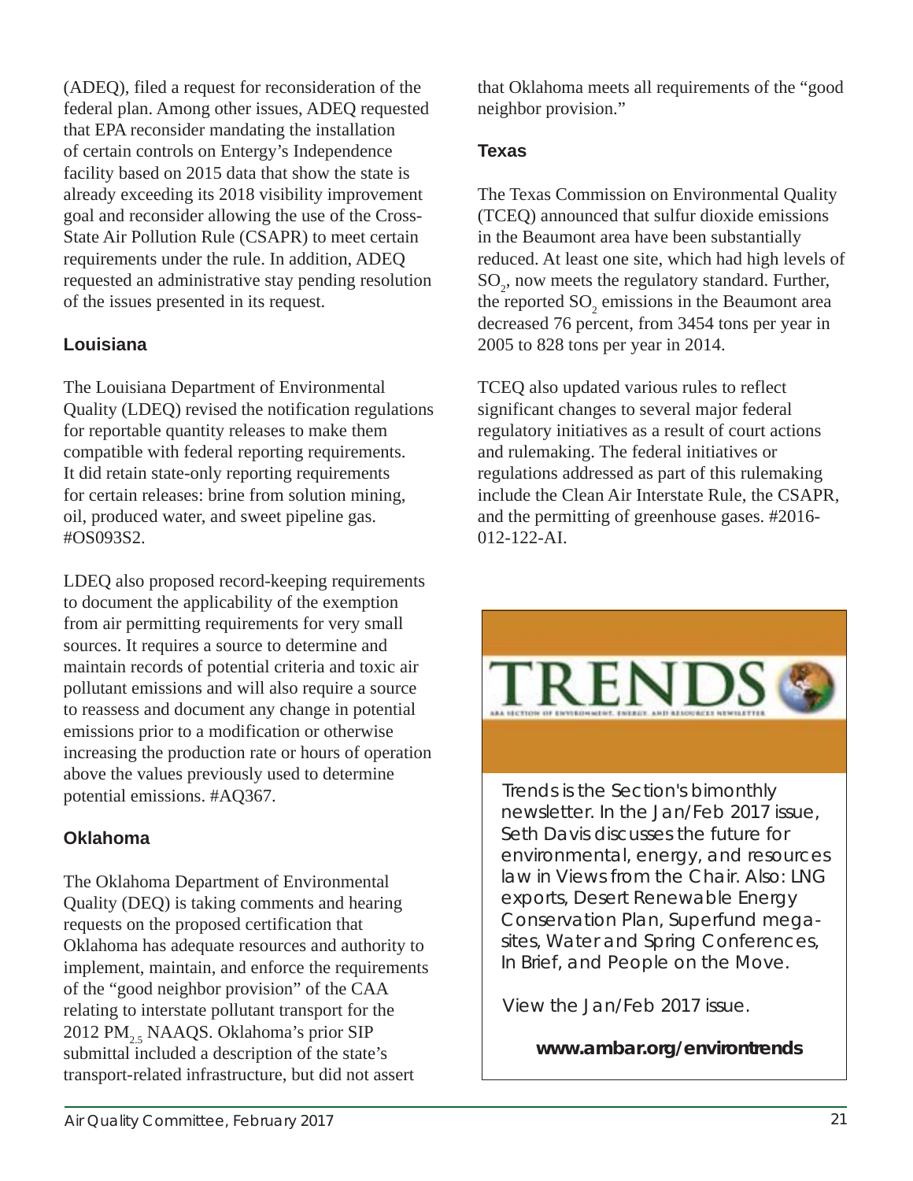(ADEQ), filed a request for reconsideration of the federal plan. Among other issues, ADEQ requested that EPA reconsider mandating the installation of certain controls on Entergy's Independence facility based on 2015 data that show the state is already exceeding its 2018 visibility improvement goal and reconsider allowing the use of the Cross-State Air Pollution Rule (CSAPR) to meet certain requirements under the rule. In addition, ADEQ requested an administrative stay pending resolution of the issues presented in its request.

### Louisiana

The Louisiana Department of Environmental Quality (LDEQ) revised the notification regulations for reportable quantity releases to make them compatible with federal reporting requirements. It did retain state-only reporting requirements for certain releases: brine from solution mining, oil, produced water, and sweet pipeline gas. #OS093S2.

LDEQ also proposed record-keeping requirements to document the applicability of the exemption from air permitting requirements for very small sources. It requires a source to determine and maintain records of potential criteria and toxic air pollutant emissions and will also require a source to reassess and document any change in potential emissions prior to a modification or otherwise increasing the production rate or hours of operation above the values previously used to determine potential emissions. #AQ367.

### Oklahoma

The Oklahoma Department of Environmental Quality (DEQ) is taking comments and hearing requests on the proposed certification that Oklahoma has adequate resources and authority to implement, maintain, and enforce the requirements of the "good neighbor provision" of the CAA relating to interstate pollutant transport for the 2012 $PM_{2.5}$ NAAQS. Oklahoma's prior SIP submittal included a description of the state's transport-related infrastructure, but did not assert that Oklahoma meets all requirements of the "good neighbor provision."

### Texas

The Texas Commission on Environmental Quality (TCEQ) announced that sulfur dioxide emissions in the Beaumont area have been substantially reduced. At least one site, which had high levels of $SO_2$, now meets the regulatory standard. Further, the reported $SO_2$ emissions in the Beaumont area decreased 76 percent, from 3454 tons per year in 2005 to 828 tons per year in 2014.

TCEQ also updated various rules to reflect significant changes to several major federal regulatory initiatives as a result of court actions and rulemaking. The federal initiatives or regulations addressed as part of this rulemaking include the Clean Air Interstate Rule, the CSAPR, and the permitting of greenhouse gases. #2016-012-122-AI.

TRENDS

ABA SECTION OF ENVIRONMENT, ENERGY, AND RESOURCES NEWSLETTER

Trends is the Section's bimonthly newsletter. In the Jan/Feb 2017 issue, Seth Davis discusses the future for environmental, energy, and resources law in Views from the Chair. Also: LNG exports, Desert Renewable Energy Conservation Plan, Superfund mega-sites, Water and Spring Conferences, In Brief, and People on the Move.

View the Jan/Feb 2017 issue.

**www.ambar.org/environtrends**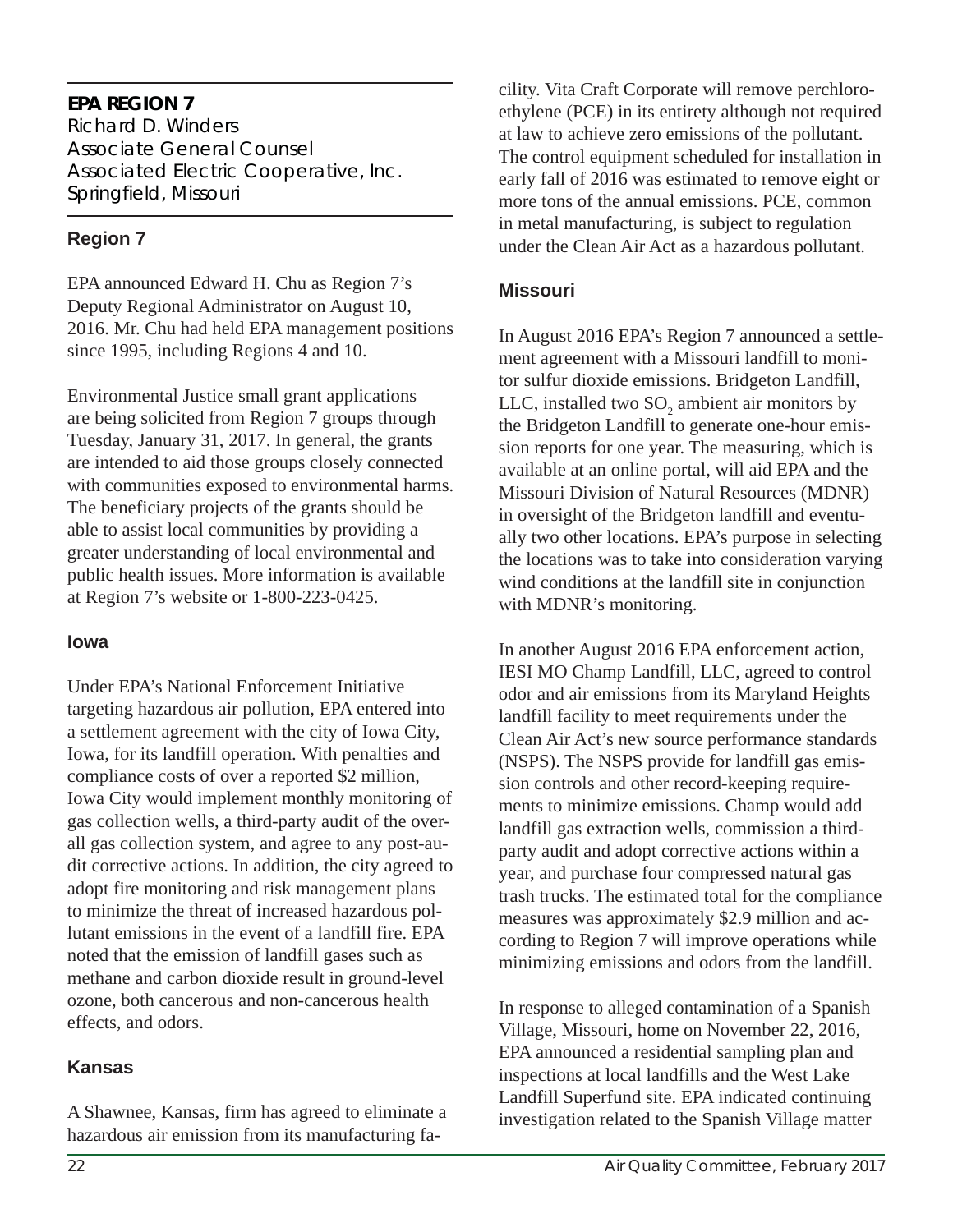## EPA REGION 7

Richard D. Winders
Associate General Counsel
Associated Electric Cooperative, Inc.
Springfield, Missouri

### Region 7

EPA announced Edward H. Chu as Region 7's Deputy Regional Administrator on August 10, 2016. Mr. Chu had held EPA management positions since 1995, including Regions 4 and 10.

Environmental Justice small grant applications are being solicited from Region 7 groups through Tuesday, January 31, 2017. In general, the grants are intended to aid those groups closely connected with communities exposed to environmental harms. The beneficiary projects of the grants should be able to assist local communities by providing a greater understanding of local environmental and public health issues. More information is available at Region 7's website or 1-800-223-0425.

### Iowa

Under EPA's National Enforcement Initiative targeting hazardous air pollution, EPA entered into a settlement agreement with the city of Iowa City, Iowa, for its landfill operation. With penalties and compliance costs of over a reported $2 million, Iowa City would implement monthly monitoring of gas collection wells, a third-party audit of the overall gas collection system, and agree to any post-audit corrective actions. In addition, the city agreed to adopt fire monitoring and risk management plans to minimize the threat of increased hazardous pollutant emissions in the event of a landfill fire. EPA noted that the emission of landfill gases such as methane and carbon dioxide result in ground-level ozone, both cancerous and non-cancerous health effects, and odors.

### Kansas

A Shawnee, Kansas, firm has agreed to eliminate a hazardous air emission from its manufacturing facility. Vita Craft Corporate will remove perchloroethylene (PCE) in its entirety although not required at law to achieve zero emissions of the pollutant. The control equipment scheduled for installation in early fall of 2016 was estimated to remove eight or more tons of the annual emissions. PCE, common in metal manufacturing, is subject to regulation under the Clean Air Act as a hazardous pollutant.

### Missouri

In August 2016 EPA's Region 7 announced a settlement agreement with a Missouri landfill to monitor sulfur dioxide emissions. Bridgeton Landfill, LLC, installed two $SO_2$ ambient air monitors by the Bridgeton Landfill to generate one-hour emission reports for one year. The measuring, which is available at an online portal, will aid EPA and the Missouri Division of Natural Resources (MDNR) in oversight of the Bridgeton landfill and eventually two other locations. EPA's purpose in selecting the locations was to take into consideration varying wind conditions at the landfill site in conjunction with MDNR's monitoring.

In another August 2016 EPA enforcement action, IESI MO Champ Landfill, LLC, agreed to control odor and air emissions from its Maryland Heights landfill facility to meet requirements under the Clean Air Act's new source performance standards (NSPS). The NSPS provide for landfill gas emission controls and other record-keeping requirements to minimize emissions. Champ would add landfill gas extraction wells, commission a third-party audit and adopt corrective actions within a year, and purchase four compressed natural gas trash trucks. The estimated total for the compliance measures was approximately $2.9 million and according to Region 7 will improve operations while minimizing emissions and odors from the landfill.

In response to alleged contamination of a Spanish Village, Missouri, home on November 22, 2016, EPA announced a residential sampling plan and inspections at local landfills and the West Lake Landfill Superfund site. EPA indicated continuing investigation related to the Spanish Village matter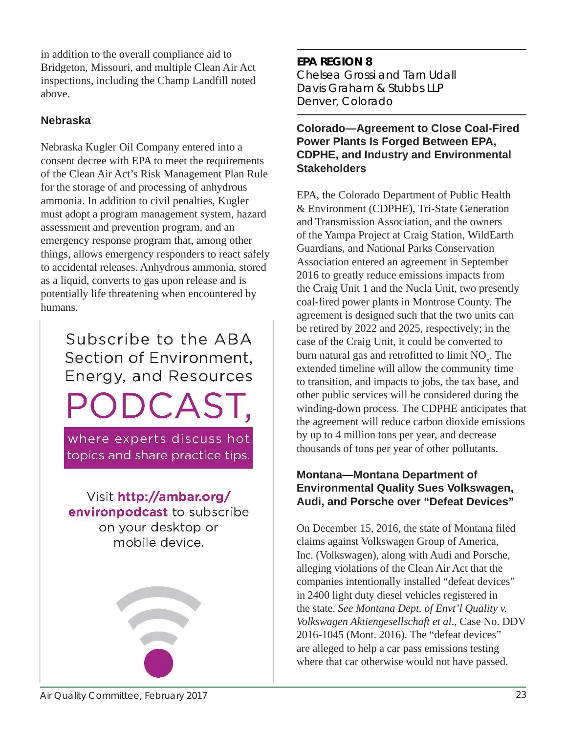in addition to the overall compliance aid to Bridgeton, Missouri, and multiple Clean Air Act inspections, including the Champ Landfill noted above.

### Nebraska

Nebraska Kugler Oil Company entered into a consent decree with EPA to meet the requirements of the Clean Air Act's Risk Management Plan Rule for the storage of and processing of anhydrous ammonia. In addition to civil penalties, Kugler must adopt a program management system, hazard assessment and prevention program, and an emergency response program that, among other things, allows emergency responders to react safely to accidental releases. Anhydrous ammonia, stored as a liquid, converts to gas upon release and is potentially life threatening when encountered by humans.

Subscribe to the ABA Section of Environment, Energy, and Resources PODCAST, where experts discuss hot topics and share practice tips.

Visit **http://ambar.org/environpodcast** to subscribe on your desktop or mobile device.

## EPA REGION 8

*Chelsea Grossi and Tam Udall*
*Davis Graham & Stubbs LLP*
*Denver, Colorado*

### Colorado—Agreement to Close Coal-Fired Power Plants Is Forged Between EPA, CDPHE, and Industry and Environmental Stakeholders

EPA, the Colorado Department of Public Health & Environment (CDPHE), Tri-State Generation and Transmission Association, and the owners of the Yampa Project at Craig Station, WildEarth Guardians, and National Parks Conservation Association entered an agreement in September 2016 to greatly reduce emissions impacts from the Craig Unit 1 and the Nucla Unit, two presently coal-fired power plants in Montrose County. The agreement is designed such that the two units can be retired by 2022 and 2025, respectively; in the case of the Craig Unit, it could be converted to burn natural gas and retrofitted to limit $NO_x$. The extended timeline will allow the community time to transition, and impacts to jobs, the tax base, and other public services will be considered during the winding-down process. The CDPHE anticipates that the agreement will reduce carbon dioxide emissions by up to 4 million tons per year, and decrease thousands of tons per year of other pollutants.

### Montana—Montana Department of Environmental Quality Sues Volkswagen, Audi, and Porsche over "Defeat Devices"

On December 15, 2016, the state of Montana filed claims against Volkswagen Group of America, Inc. (Volkswagen), along with Audi and Porsche, alleging violations of the Clean Air Act that the companies intentionally installed "defeat devices" in 2400 light duty diesel vehicles registered in the state. *See Montana Dept. of Envt'l Quality v. Volkswagen Aktiengesellschaft et al.*, Case No. DDV 2016-1045 (Mont. 2016). The "defeat devices" are alleged to help a car pass emissions testing where that car otherwise would not have passed.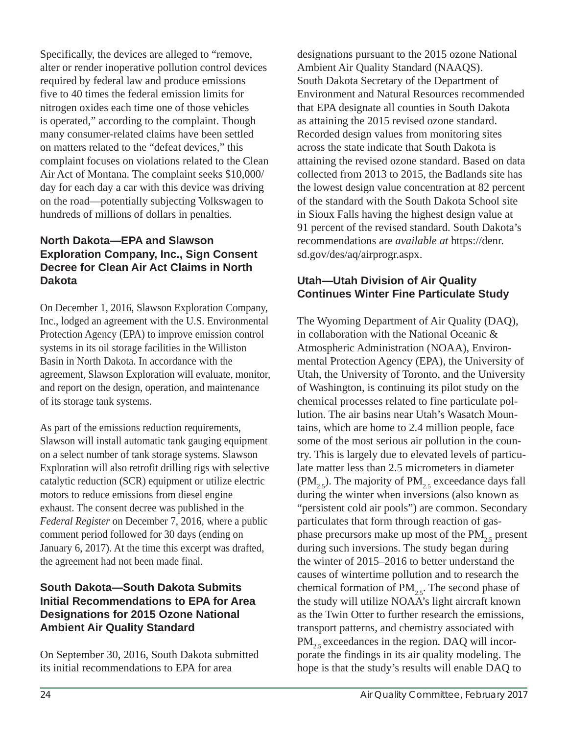Specifically, the devices are alleged to "remove, alter or render inoperative pollution control devices required by federal law and produce emissions five to 40 times the federal emission limits for nitrogen oxides each time one of those vehicles is operated," according to the complaint. Though many consumer-related claims have been settled on matters related to the "defeat devices," this complaint focuses on violations related to the Clean Air Act of Montana. The complaint seeks \$10,000/day for each day a car with this device was driving on the road—potentially subjecting Volkswagen to hundreds of millions of dollars in penalties.

### North Dakota—EPA and Slawson Exploration Company, Inc., Sign Consent Decree for Clean Air Act Claims in North Dakota

On December 1, 2016, Slawson Exploration Company, Inc., lodged an agreement with the U.S. Environmental Protection Agency (EPA) to improve emission control systems in its oil storage facilities in the Williston Basin in North Dakota. In accordance with the agreement, Slawson Exploration will evaluate, monitor, and report on the design, operation, and maintenance of its storage tank systems.

As part of the emissions reduction requirements, Slawson will install automatic tank gauging equipment on a select number of tank storage systems. Slawson Exploration will also retrofit drilling rigs with selective catalytic reduction (SCR) equipment or utilize electric motors to reduce emissions from diesel engine exhaust. The consent decree was published in the *Federal Register* on December 7, 2016, where a public comment period followed for 30 days (ending on January 6, 2017). At the time this excerpt was drafted, the agreement had not been made final.

### South Dakota—South Dakota Submits Initial Recommendations to EPA for Area Designations for 2015 Ozone National Ambient Air Quality Standard

On September 30, 2016, South Dakota submitted its initial recommendations to EPA for area designations pursuant to the 2015 ozone National Ambient Air Quality Standard (NAAQS). South Dakota Secretary of the Department of Environment and Natural Resources recommended that EPA designate all counties in South Dakota as attaining the 2015 revised ozone standard. Recorded design values from monitoring sites across the state indicate that South Dakota is attaining the revised ozone standard. Based on data collected from 2013 to 2015, the Badlands site has the lowest design value concentration at 82 percent of the standard with the South Dakota School site in Sioux Falls having the highest design value at 91 percent of the revised standard. South Dakota's recommendations are *available at* https://denr.sd.gov/des/aq/airprogr.aspx.

### Utah—Utah Division of Air Quality Continues Winter Fine Particulate Study

The Wyoming Department of Air Quality (DAQ), in collaboration with the National Oceanic & Atmospheric Administration (NOAA), Environmental Protection Agency (EPA), the University of Utah, the University of Toronto, and the University of Washington, is continuing its pilot study on the chemical processes related to fine particulate pollution. The air basins near Utah's Wasatch Mountains, which are home to 2.4 million people, face some of the most serious air pollution in the country. This is largely due to elevated levels of particulate matter less than 2.5 micrometers in diameter ($PM_{2.5}$). The majority of $PM_{2.5}$ exceedance days fall during the winter when inversions (also known as "persistent cold air pools") are common. Secondary particulates that form through reaction of gas-phase precursors make up most of the $PM_{2.5}$ present during such inversions. The study began during the winter of 2015–2016 to better understand the causes of wintertime pollution and to research the chemical formation of $PM_{2.5}$. The second phase of the study will utilize NOAA's light aircraft known as the Twin Otter to further research the emissions, transport patterns, and chemistry associated with $PM_{2.5}$ exceedances in the region. DAQ will incorporate the findings in its air quality modeling. The hope is that the study's results will enable DAQ to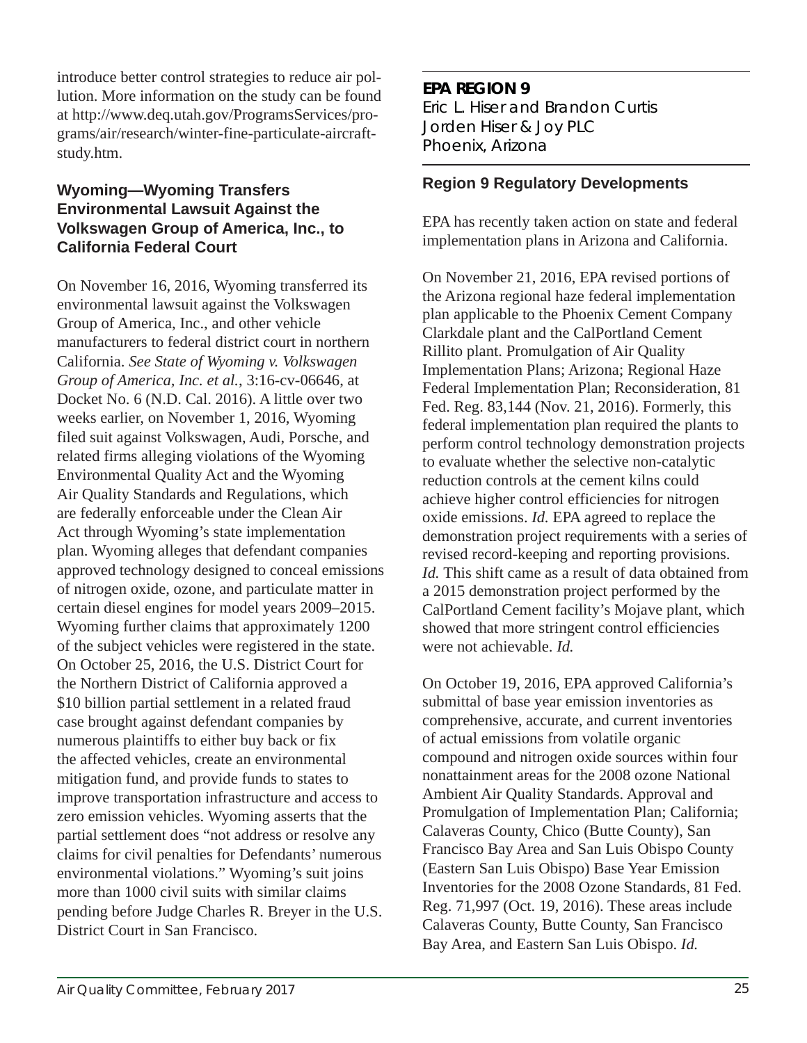introduce better control strategies to reduce air pollution. More information on the study can be found at http://www.deq.utah.gov/ProgramsServices/programs/air/research/winter-fine-particulate-aircraft-study.htm.

### Wyoming—Wyoming Transfers Environmental Lawsuit Against the Volkswagen Group of America, Inc., to California Federal Court

On November 16, 2016, Wyoming transferred its environmental lawsuit against the Volkswagen Group of America, Inc., and other vehicle manufacturers to federal district court in northern California. *See State of Wyoming v. Volkswagen Group of America, Inc. et al.*, 3:16-cv-06646, at Docket No. 6 (N.D. Cal. 2016). A little over two weeks earlier, on November 1, 2016, Wyoming filed suit against Volkswagen, Audi, Porsche, and related firms alleging violations of the Wyoming Environmental Quality Act and the Wyoming Air Quality Standards and Regulations, which are federally enforceable under the Clean Air Act through Wyoming's state implementation plan. Wyoming alleges that defendant companies approved technology designed to conceal emissions of nitrogen oxide, ozone, and particulate matter in certain diesel engines for model years 2009–2015. Wyoming further claims that approximately 1200 of the subject vehicles were registered in the state. On October 25, 2016, the U.S. District Court for the Northern District of California approved a $10 billion partial settlement in a related fraud case brought against defendant companies by numerous plaintiffs to either buy back or fix the affected vehicles, create an environmental mitigation fund, and provide funds to states to improve transportation infrastructure and access to zero emission vehicles. Wyoming asserts that the partial settlement does "not address or resolve any claims for civil penalties for Defendants' numerous environmental violations." Wyoming's suit joins more than 1000 civil suits with similar claims pending before Judge Charles R. Breyer in the U.S. District Court in San Francisco.

## EPA REGION 9

Eric L. Hiser and Brandon Curtis
Jorden Hiser & Joy PLC
Phoenix, Arizona

### Region 9 Regulatory Developments

EPA has recently taken action on state and federal implementation plans in Arizona and California.

On November 21, 2016, EPA revised portions of the Arizona regional haze federal implementation plan applicable to the Phoenix Cement Company Clarkdale plant and the CalPortland Cement Rillito plant. Promulgation of Air Quality Implementation Plans; Arizona; Regional Haze Federal Implementation Plan; Reconsideration, 81 Fed. Reg. 83,144 (Nov. 21, 2016). Formerly, this federal implementation plan required the plants to perform control technology demonstration projects to evaluate whether the selective non-catalytic reduction controls at the cement kilns could achieve higher control efficiencies for nitrogen oxide emissions. *Id.* EPA agreed to replace the demonstration project requirements with a series of revised record-keeping and reporting provisions. *Id.* This shift came as a result of data obtained from a 2015 demonstration project performed by the CalPortland Cement facility's Mojave plant, which showed that more stringent control efficiencies were not achievable. *Id.*

On October 19, 2016, EPA approved California's submittal of base year emission inventories as comprehensive, accurate, and current inventories of actual emissions from volatile organic compound and nitrogen oxide sources within four nonattainment areas for the 2008 ozone National Ambient Air Quality Standards. Approval and Promulgation of Implementation Plan; California; Calaveras County, Chico (Butte County), San Francisco Bay Area and San Luis Obispo County (Eastern San Luis Obispo) Base Year Emission Inventories for the 2008 Ozone Standards, 81 Fed. Reg. 71,997 (Oct. 19, 2016). These areas include Calaveras County, Butte County, San Francisco Bay Area, and Eastern San Luis Obispo. *Id.*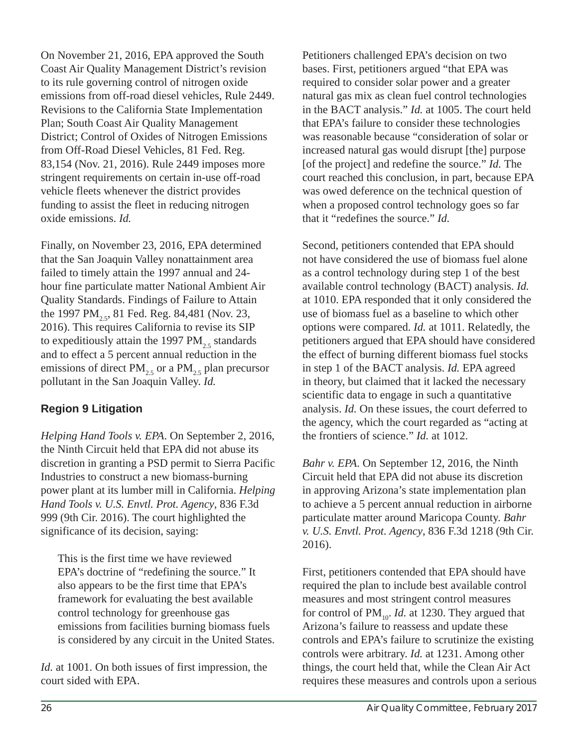On November 21, 2016, EPA approved the South Coast Air Quality Management District's revision to its rule governing control of nitrogen oxide emissions from off-road diesel vehicles, Rule 2449. Revisions to the California State Implementation Plan; South Coast Air Quality Management District; Control of Oxides of Nitrogen Emissions from Off-Road Diesel Vehicles, 81 Fed. Reg. 83,154 (Nov. 21, 2016). Rule 2449 imposes more stringent requirements on certain in-use off-road vehicle fleets whenever the district provides funding to assist the fleet in reducing nitrogen oxide emissions. *Id.*

Finally, on November 23, 2016, EPA determined that the San Joaquin Valley nonattainment area failed to timely attain the 1997 annual and 24-hour fine particulate matter National Ambient Air Quality Standards. Findings of Failure to Attain the 1997 $PM_{2.5}$, 81 Fed. Reg. 84,481 (Nov. 23, 2016). This requires California to revise its SIP to expeditiously attain the 1997 $PM_{2.5}$ standards and to effect a 5 percent annual reduction in the emissions of direct $PM_{2.5}$ or a $PM_{2.5}$ plan precursor pollutant in the San Joaquin Valley. *Id.*

### Region 9 Litigation

*Helping Hand Tools v. EPA*. On September 2, 2016, the Ninth Circuit held that EPA did not abuse its discretion in granting a PSD permit to Sierra Pacific Industries to construct a new biomass-burning power plant at its lumber mill in California. *Helping Hand Tools v. U.S. Envtl. Prot. Agency*, 836 F.3d 999 (9th Cir. 2016). The court highlighted the significance of its decision, saying:

> This is the first time we have reviewed EPA's doctrine of "redefining the source." It also appears to be the first time that EPA's framework for evaluating the best available control technology for greenhouse gas emissions from facilities burning biomass fuels is considered by any circuit in the United States.

*Id.* at 1001. On both issues of first impression, the court sided with EPA.

Petitioners challenged EPA's decision on two bases. First, petitioners argued "that EPA was required to consider solar power and a greater natural gas mix as clean fuel control technologies in the BACT analysis." *Id.* at 1005. The court held that EPA's failure to consider these technologies was reasonable because "consideration of solar or increased natural gas would disrupt [the] purpose [of the project] and redefine the source." *Id.* The court reached this conclusion, in part, because EPA was owed deference on the technical question of when a proposed control technology goes so far that it "redefines the source." *Id.*

Second, petitioners contended that EPA should not have considered the use of biomass fuel alone as a control technology during step 1 of the best available control technology (BACT) analysis. *Id.* at 1010. EPA responded that it only considered the use of biomass fuel as a baseline to which other options were compared. *Id.* at 1011. Relatedly, the petitioners argued that EPA should have considered the effect of burning different biomass fuel stocks in step 1 of the BACT analysis. *Id.* EPA agreed in theory, but claimed that it lacked the necessary scientific data to engage in such a quantitative analysis. *Id.* On these issues, the court deferred to the agency, which the court regarded as "acting at the frontiers of science." *Id.* at 1012.

*Bahr v. EPA.* On September 12, 2016, the Ninth Circuit held that EPA did not abuse its discretion in approving Arizona's state implementation plan to achieve a 5 percent annual reduction in airborne particulate matter around Maricopa County. *Bahr v. U.S. Envtl. Prot. Agency*, 836 F.3d 1218 (9th Cir. 2016).

First, petitioners contended that EPA should have required the plan to include best available control measures and most stringent control measures for control of $PM_{10}$. *Id.* at 1230. They argued that Arizona's failure to reassess and update these controls and EPA's failure to scrutinize the existing controls were arbitrary. *Id.* at 1231. Among other things, the court held that, while the Clean Air Act requires these measures and controls upon a serious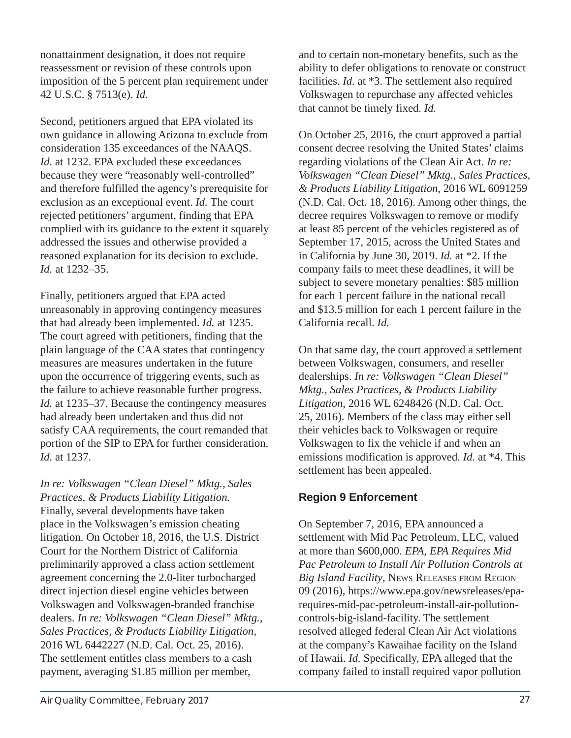nonattainment designation, it does not require reassessment or revision of these controls upon imposition of the 5 percent plan requirement under 42 U.S.C. § 7513(e). *Id.*

Second, petitioners argued that EPA violated its own guidance in allowing Arizona to exclude from consideration 135 exceedances of the NAAQS. *Id.* at 1232. EPA excluded these exceedances because they were "reasonably well-controlled" and therefore fulfilled the agency's prerequisite for exclusion as an exceptional event. *Id.* The court rejected petitioners' argument, finding that EPA complied with its guidance to the extent it squarely addressed the issues and otherwise provided a reasoned explanation for its decision to exclude. *Id.* at 1232–35.

Finally, petitioners argued that EPA acted unreasonably in approving contingency measures that had already been implemented. *Id.* at 1235. The court agreed with petitioners, finding that the plain language of the CAA states that contingency measures are measures undertaken in the future upon the occurrence of triggering events, such as the failure to achieve reasonable further progress. *Id.* at 1235–37. Because the contingency measures had already been undertaken and thus did not satisfy CAA requirements, the court remanded that portion of the SIP to EPA for further consideration. *Id.* at 1237.

*In re: Volkswagen "Clean Diesel" Mktg., Sales Practices, & Products Liability Litigation.* Finally, several developments have taken place in the Volkswagen's emission cheating litigation. On October 18, 2016, the U.S. District Court for the Northern District of California preliminarily approved a class action settlement agreement concerning the 2.0-liter turbocharged direct injection diesel engine vehicles between Volkswagen and Volkswagen-branded franchise dealers. *In re: Volkswagen "Clean Diesel" Mktg., Sales Practices, & Products Liability Litigation*, 2016 WL 6442227 (N.D. Cal. Oct. 25, 2016). The settlement entitles class members to a cash payment, averaging $1.85 million per member, and to certain non-monetary benefits, such as the ability to defer obligations to renovate or construct facilities. *Id.* at *3. The settlement also required Volkswagen to repurchase any affected vehicles that cannot be timely fixed. *Id.*

On October 25, 2016, the court approved a partial consent decree resolving the United States' claims regarding violations of the Clean Air Act. *In re: Volkswagen "Clean Diesel" Mktg., Sales Practices, & Products Liability Litigation*, 2016 WL 6091259 (N.D. Cal. Oct. 18, 2016). Among other things, the decree requires Volkswagen to remove or modify at least 85 percent of the vehicles registered as of September 17, 2015, across the United States and in California by June 30, 2019. *Id.* at *2. If the company fails to meet these deadlines, it will be subject to severe monetary penalties: $85 million for each 1 percent failure in the national recall and $13.5 million for each 1 percent failure in the California recall. *Id.*

On that same day, the court approved a settlement between Volkswagen, consumers, and reseller dealerships. *In re: Volkswagen "Clean Diesel" Mktg., Sales Practices, & Products Liability Litigation*, 2016 WL 6248426 (N.D. Cal. Oct. 25, 2016). Members of the class may either sell their vehicles back to Volkswagen or require Volkswagen to fix the vehicle if and when an emissions modification is approved. *Id.* at *4. This settlement has been appealed.

## Region 9 Enforcement

On September 7, 2016, EPA announced a settlement with Mid Pac Petroleum, LLC, valued at more than $600,000. *EPA, EPA Requires Mid Pac Petroleum to Install Air Pollution Controls at Big Island Facility*, News Releases from Region 09 (2016), https://www.epa.gov/newsreleases/epa-requires-mid-pac-petroleum-install-air-pollution-controls-big-island-facility. The settlement resolved alleged federal Clean Air Act violations at the company's Kawaihae facility on the Island of Hawaii. *Id.* Specifically, EPA alleged that the company failed to install required vapor pollution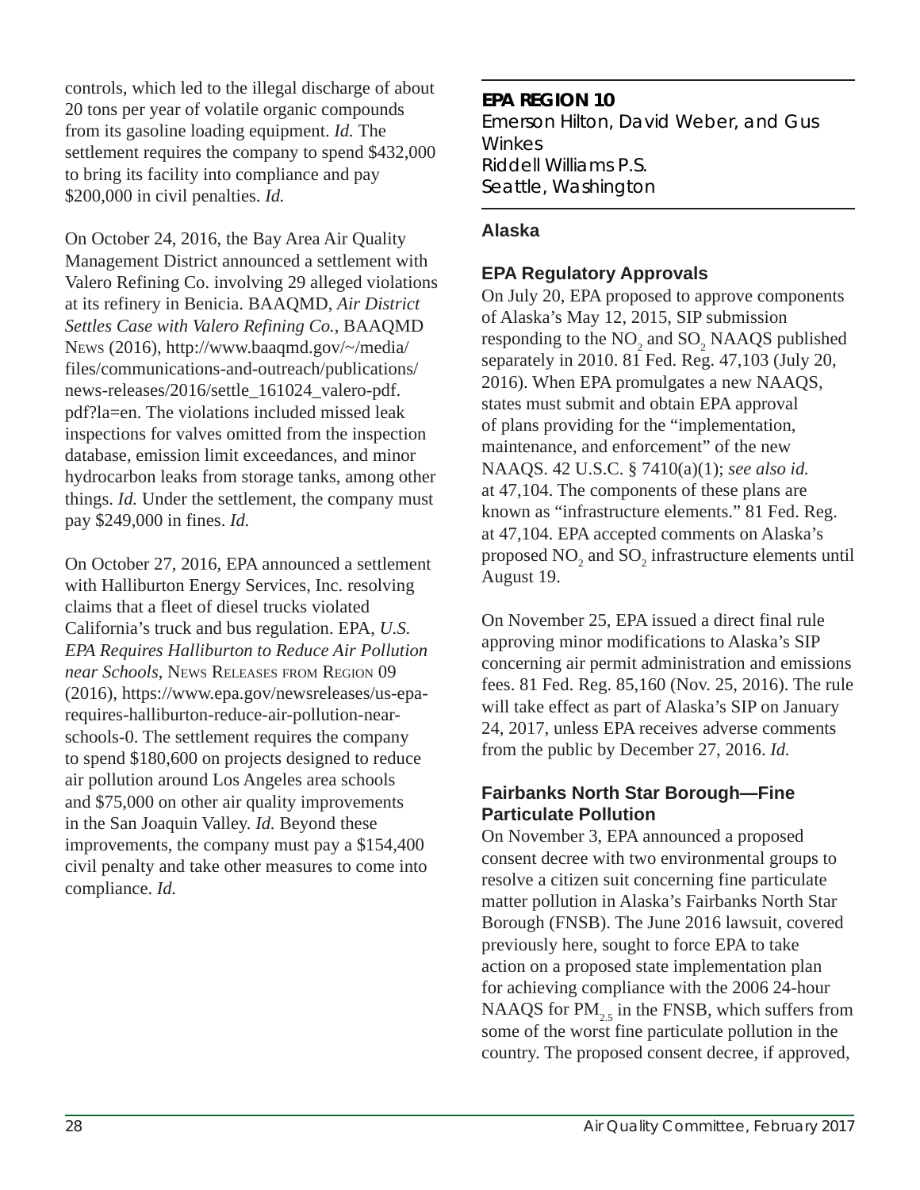controls, which led to the illegal discharge of about 20 tons per year of volatile organic compounds from its gasoline loading equipment. *Id.* The settlement requires the company to spend $432,000 to bring its facility into compliance and pay $200,000 in civil penalties. *Id.*

On October 24, 2016, the Bay Area Air Quality Management District announced a settlement with Valero Refining Co. involving 29 alleged violations at its refinery in Benicia. BAAQMD, *Air District Settles Case with Valero Refining Co.*, BAAQMD News (2016), http://www.baaqmd.gov/~/media/files/communications-and-outreach/publications/news-releases/2016/settle_161024_valero-pdf.pdf?la=en. The violations included missed leak inspections for valves omitted from the inspection database, emission limit exceedances, and minor hydrocarbon leaks from storage tanks, among other things. *Id.* Under the settlement, the company must pay $249,000 in fines. *Id.*

On October 27, 2016, EPA announced a settlement with Halliburton Energy Services, Inc. resolving claims that a fleet of diesel trucks violated California's truck and bus regulation. EPA, *U.S. EPA Requires Halliburton to Reduce Air Pollution near Schools*, News Releases from Region 09 (2016), https://www.epa.gov/newsreleases/us-epa-requires-halliburton-reduce-air-pollution-near-schools-0. The settlement requires the company to spend $180,600 on projects designed to reduce air pollution around Los Angeles area schools and $75,000 on other air quality improvements in the San Joaquin Valley. *Id.* Beyond these improvements, the company must pay a $154,400 civil penalty and take other measures to come into compliance. *Id.*

---

## EPA REGION 10

Emerson Hilton, David Weber, and Gus Winkes
Riddell Williams P.S.
Seattle, Washington

---

### Alaska

#### EPA Regulatory Approvals

On July 20, EPA proposed to approve components of Alaska's May 12, 2015, SIP submission responding to the $NO_2$ and $SO_2$ NAAQS published separately in 2010. 81 Fed. Reg. 47,103 (July 20, 2016). When EPA promulgates a new NAAQS, states must submit and obtain EPA approval of plans providing for the "implementation, maintenance, and enforcement" of the new NAAQS. 42 U.S.C. § 7410(a)(1); *see also id.* at 47,104. The components of these plans are known as "infrastructure elements." 81 Fed. Reg. at 47,104. EPA accepted comments on Alaska's proposed $NO_2$ and $SO_2$ infrastructure elements until August 19.

On November 25, EPA issued a direct final rule approving minor modifications to Alaska's SIP concerning air permit administration and emissions fees. 81 Fed. Reg. 85,160 (Nov. 25, 2016). The rule will take effect as part of Alaska's SIP on January 24, 2017, unless EPA receives adverse comments from the public by December 27, 2016. *Id.*

#### Fairbanks North Star Borough—Fine Particulate Pollution

On November 3, EPA announced a proposed consent decree with two environmental groups to resolve a citizen suit concerning fine particulate matter pollution in Alaska's Fairbanks North Star Borough (FNSB). The June 2016 lawsuit, covered previously here, sought to force EPA to take action on a proposed state implementation plan for achieving compliance with the 2006 24-hour NAAQS for $PM_{2.5}$ in the FNSB, which suffers from some of the worst fine particulate pollution in the country. The proposed consent decree, if approved,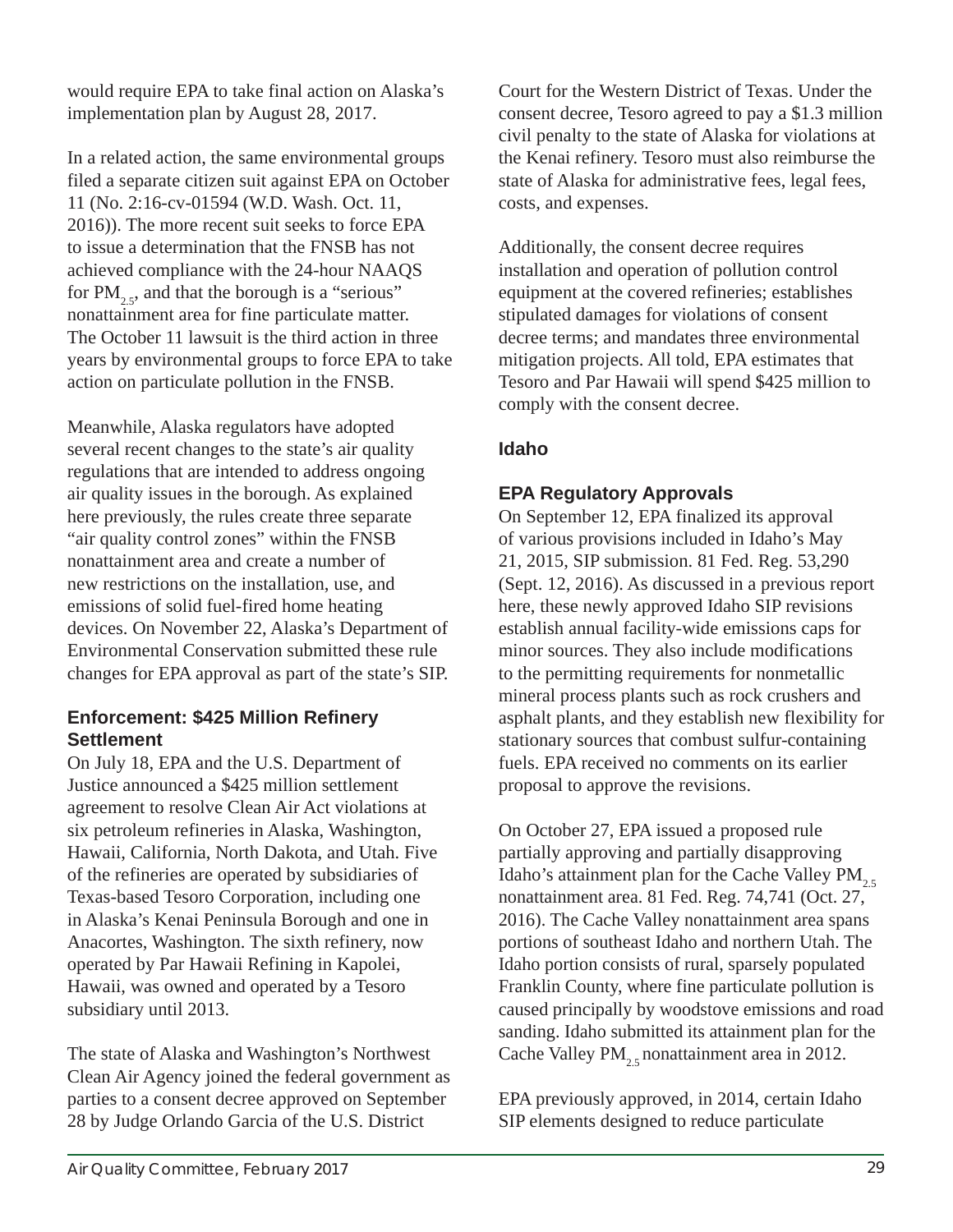would require EPA to take final action on Alaska's implementation plan by August 28, 2017.

In a related action, the same environmental groups filed a separate citizen suit against EPA on October 11 (No. 2:16-cv-01594 (W.D. Wash. Oct. 11, 2016)). The more recent suit seeks to force EPA to issue a determination that the FNSB has not achieved compliance with the 24-hour NAAQS for $PM_{2.5}$, and that the borough is a "serious" nonattainment area for fine particulate matter. The October 11 lawsuit is the third action in three years by environmental groups to force EPA to take action on particulate pollution in the FNSB.

Meanwhile, Alaska regulators have adopted several recent changes to the state's air quality regulations that are intended to address ongoing air quality issues in the borough. As explained here previously, the rules create three separate "air quality control zones" within the FNSB nonattainment area and create a number of new restrictions on the installation, use, and emissions of solid fuel-fired home heating devices. On November 22, Alaska's Department of Environmental Conservation submitted these rule changes for EPA approval as part of the state's SIP.

### Enforcement: $425 Million Refinery Settlement

On July 18, EPA and the U.S. Department of Justice announced a $425 million settlement agreement to resolve Clean Air Act violations at six petroleum refineries in Alaska, Washington, Hawaii, California, North Dakota, and Utah. Five of the refineries are operated by subsidiaries of Texas-based Tesoro Corporation, including one in Alaska's Kenai Peninsula Borough and one in Anacortes, Washington. The sixth refinery, now operated by Par Hawaii Refining in Kapolei, Hawaii, was owned and operated by a Tesoro subsidiary until 2013.

The state of Alaska and Washington's Northwest Clean Air Agency joined the federal government as parties to a consent decree approved on September 28 by Judge Orlando Garcia of the U.S. District Court for the Western District of Texas. Under the consent decree, Tesoro agreed to pay a $1.3 million civil penalty to the state of Alaska for violations at the Kenai refinery. Tesoro must also reimburse the state of Alaska for administrative fees, legal fees, costs, and expenses.

Additionally, the consent decree requires installation and operation of pollution control equipment at the covered refineries; establishes stipulated damages for violations of consent decree terms; and mandates three environmental mitigation projects. All told, EPA estimates that Tesoro and Par Hawaii will spend $425 million to comply with the consent decree.

## Idaho

### EPA Regulatory Approvals

On September 12, EPA finalized its approval of various provisions included in Idaho's May 21, 2015, SIP submission. 81 Fed. Reg. 53,290 (Sept. 12, 2016). As discussed in a previous report here, these newly approved Idaho SIP revisions establish annual facility-wide emissions caps for minor sources. They also include modifications to the permitting requirements for nonmetallic mineral process plants such as rock crushers and asphalt plants, and they establish new flexibility for stationary sources that combust sulfur-containing fuels. EPA received no comments on its earlier proposal to approve the revisions.

On October 27, EPA issued a proposed rule partially approving and partially disapproving Idaho's attainment plan for the Cache Valley $PM_{2.5}$ nonattainment area. 81 Fed. Reg. 74,741 (Oct. 27, 2016). The Cache Valley nonattainment area spans portions of southeast Idaho and northern Utah. The Idaho portion consists of rural, sparsely populated Franklin County, where fine particulate pollution is caused principally by woodstove emissions and road sanding. Idaho submitted its attainment plan for the Cache Valley $PM_{2.5}$ nonattainment area in 2012.

EPA previously approved, in 2014, certain Idaho SIP elements designed to reduce particulate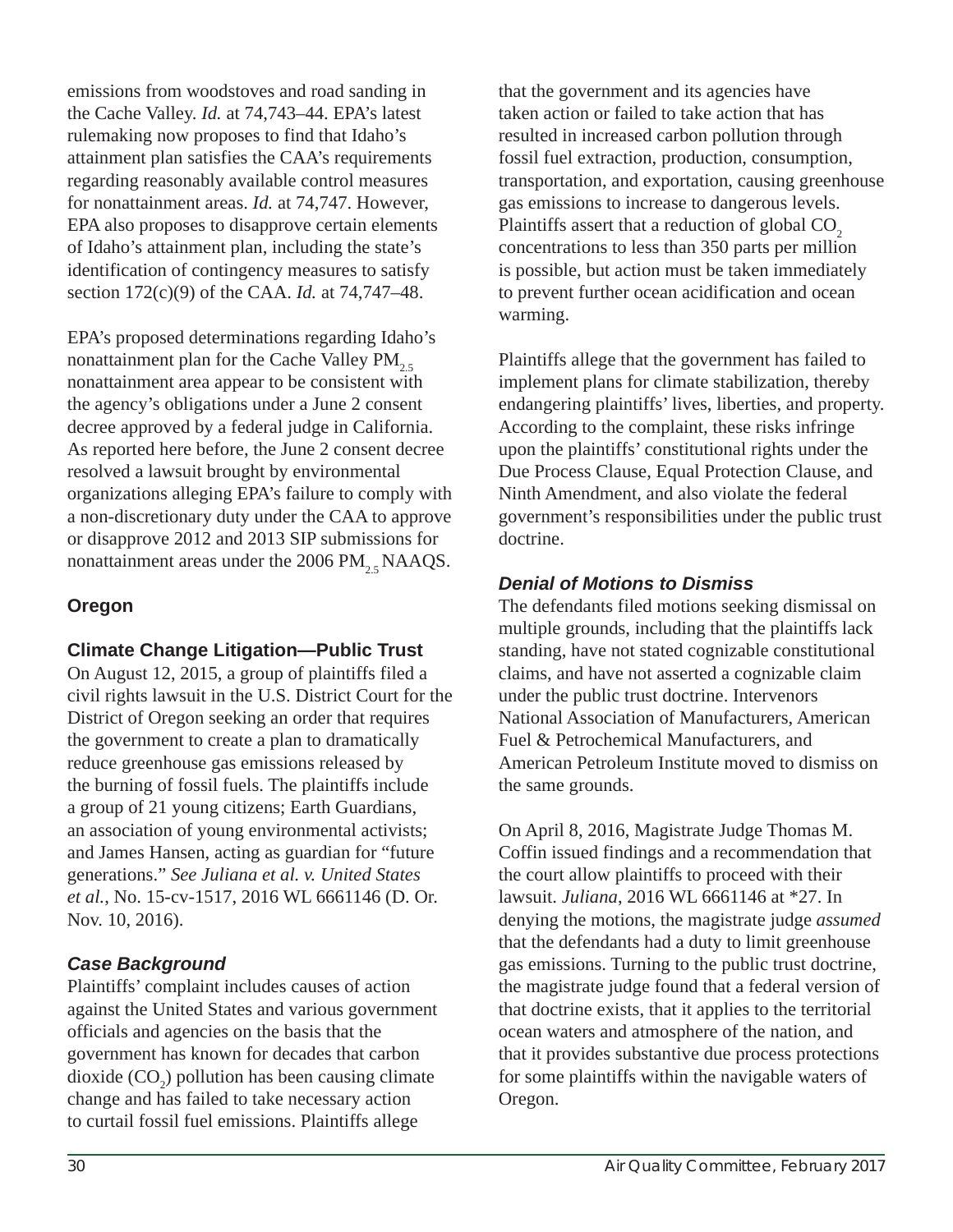emissions from woodstoves and road sanding in the Cache Valley. *Id.* at 74,743–44. EPA's latest rulemaking now proposes to find that Idaho's attainment plan satisfies the CAA's requirements regarding reasonably available control measures for nonattainment areas. *Id.* at 74,747. However, EPA also proposes to disapprove certain elements of Idaho's attainment plan, including the state's identification of contingency measures to satisfy section 172(c)(9) of the CAA. *Id.* at 74,747–48.

EPA's proposed determinations regarding Idaho's nonattainment plan for the Cache Valley $PM_{2.5}$ nonattainment area appear to be consistent with the agency's obligations under a June 2 consent decree approved by a federal judge in California. As reported here before, the June 2 consent decree resolved a lawsuit brought by environmental organizations alleging EPA's failure to comply with a non-discretionary duty under the CAA to approve or disapprove 2012 and 2013 SIP submissions for nonattainment areas under the 2006 $PM_{2.5}$ NAAQS.

## Oregon

### Climate Change Litigation—Public Trust

On August 12, 2015, a group of plaintiffs filed a civil rights lawsuit in the U.S. District Court for the District of Oregon seeking an order that requires the government to create a plan to dramatically reduce greenhouse gas emissions released by the burning of fossil fuels. The plaintiffs include a group of 21 young citizens; Earth Guardians, an association of young environmental activists; and James Hansen, acting as guardian for "future generations." *See Juliana et al. v. United States et al.*, No. 15-cv-1517, 2016 WL 6661146 (D. Or. Nov. 10, 2016).

#### *Case Background*

Plaintiffs' complaint includes causes of action against the United States and various government officials and agencies on the basis that the government has known for decades that carbon dioxide ($CO_2$) pollution has been causing climate change and has failed to take necessary action to curtail fossil fuel emissions. Plaintiffs allege that the government and its agencies have taken action or failed to take action that has resulted in increased carbon pollution through fossil fuel extraction, production, consumption, transportation, and exportation, causing greenhouse gas emissions to increase to dangerous levels. Plaintiffs assert that a reduction of global $CO_2$ concentrations to less than 350 parts per million is possible, but action must be taken immediately to prevent further ocean acidification and ocean warming.

Plaintiffs allege that the government has failed to implement plans for climate stabilization, thereby endangering plaintiffs' lives, liberties, and property. According to the complaint, these risks infringe upon the plaintiffs' constitutional rights under the Due Process Clause, Equal Protection Clause, and Ninth Amendment, and also violate the federal government's responsibilities under the public trust doctrine.

#### *Denial of Motions to Dismiss*

The defendants filed motions seeking dismissal on multiple grounds, including that the plaintiffs lack standing, have not stated cognizable constitutional claims, and have not asserted a cognizable claim under the public trust doctrine. Intervenors National Association of Manufacturers, American Fuel & Petrochemical Manufacturers, and American Petroleum Institute moved to dismiss on the same grounds.

On April 8, 2016, Magistrate Judge Thomas M. Coffin issued findings and a recommendation that the court allow plaintiffs to proceed with their lawsuit. *Juliana*, 2016 WL 6661146 at *27. In denying the motions, the magistrate judge *assumed* that the defendants had a duty to limit greenhouse gas emissions. Turning to the public trust doctrine, the magistrate judge found that a federal version of that doctrine exists, that it applies to the territorial ocean waters and atmosphere of the nation, and that it provides substantive due process protections for some plaintiffs within the navigable waters of Oregon.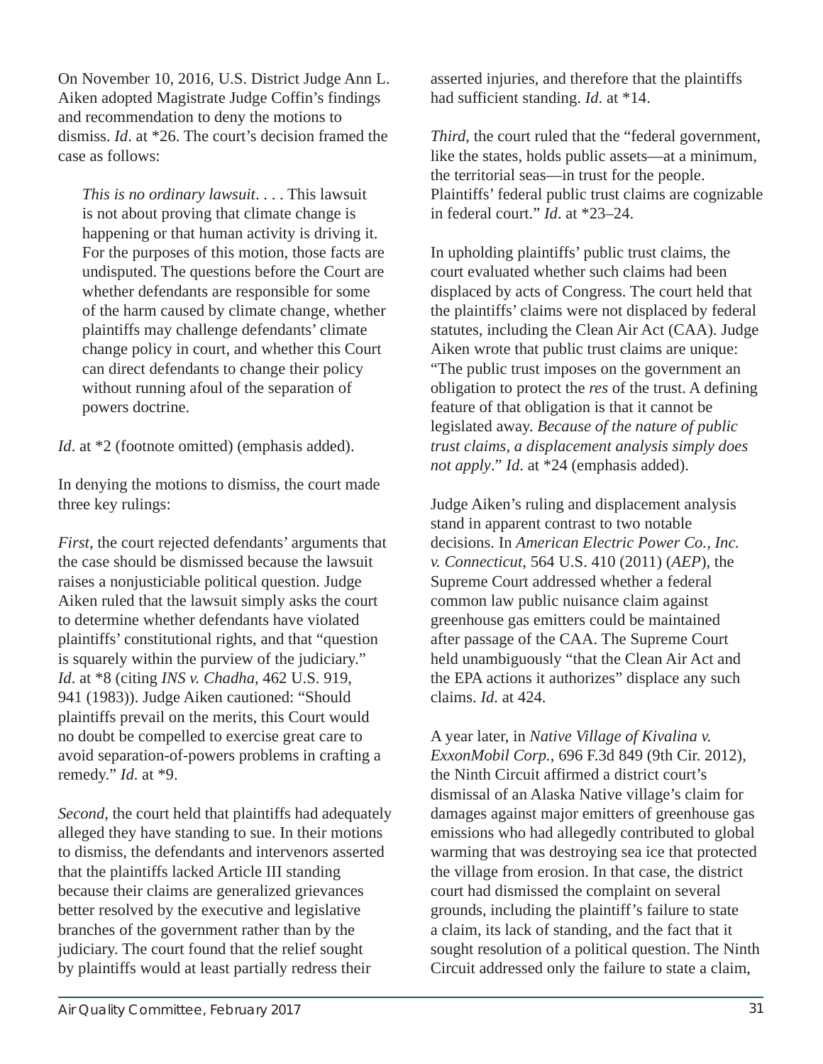On November 10, 2016, U.S. District Judge Ann L. Aiken adopted Magistrate Judge Coffin's findings and recommendation to deny the motions to dismiss. *Id*. at *26. The court's decision framed the case as follows:

> *This is no ordinary lawsuit*. . . . This lawsuit is not about proving that climate change is happening or that human activity is driving it. For the purposes of this motion, those facts are undisputed. The questions before the Court are whether defendants are responsible for some of the harm caused by climate change, whether plaintiffs may challenge defendants' climate change policy in court, and whether this Court can direct defendants to change their policy without running afoul of the separation of powers doctrine.

*Id*. at *2 (footnote omitted) (emphasis added).

In denying the motions to dismiss, the court made three key rulings:

*First*, the court rejected defendants' arguments that the case should be dismissed because the lawsuit raises a nonjusticiable political question. Judge Aiken ruled that the lawsuit simply asks the court to determine whether defendants have violated plaintiffs' constitutional rights, and that "question is squarely within the purview of the judiciary." *Id*. at *8 (citing *INS v. Chadha*, 462 U.S. 919, 941 (1983)). Judge Aiken cautioned: "Should plaintiffs prevail on the merits, this Court would no doubt be compelled to exercise great care to avoid separation-of-powers problems in crafting a remedy." *Id*. at *9.

*Second*, the court held that plaintiffs had adequately alleged they have standing to sue. In their motions to dismiss, the defendants and intervenors asserted that the plaintiffs lacked Article III standing because their claims are generalized grievances better resolved by the executive and legislative branches of the government rather than by the judiciary. The court found that the relief sought by plaintiffs would at least partially redress their asserted injuries, and therefore that the plaintiffs had sufficient standing. *Id*. at *14.

*Third*, the court ruled that the "federal government, like the states, holds public assets—at a minimum, the territorial seas—in trust for the people. Plaintiffs' federal public trust claims are cognizable in federal court." *Id*. at *23–24.

In upholding plaintiffs' public trust claims, the court evaluated whether such claims had been displaced by acts of Congress. The court held that the plaintiffs' claims were not displaced by federal statutes, including the Clean Air Act (CAA). Judge Aiken wrote that public trust claims are unique: "The public trust imposes on the government an obligation to protect the *res* of the trust. A defining feature of that obligation is that it cannot be legislated away. *Because of the nature of public trust claims, a displacement analysis simply does not apply*." *Id*. at *24 (emphasis added).

Judge Aiken's ruling and displacement analysis stand in apparent contrast to two notable decisions. In *American Electric Power Co., Inc. v. Connecticut*, 564 U.S. 410 (2011) (*AEP*), the Supreme Court addressed whether a federal common law public nuisance claim against greenhouse gas emitters could be maintained after passage of the CAA. The Supreme Court held unambiguously "that the Clean Air Act and the EPA actions it authorizes" displace any such claims. *Id*. at 424.

A year later, in *Native Village of Kivalina v. ExxonMobil Corp.*, 696 F.3d 849 (9th Cir. 2012), the Ninth Circuit affirmed a district court's dismissal of an Alaska Native village's claim for damages against major emitters of greenhouse gas emissions who had allegedly contributed to global warming that was destroying sea ice that protected the village from erosion. In that case, the district court had dismissed the complaint on several grounds, including the plaintiff's failure to state a claim, its lack of standing, and the fact that it sought resolution of a political question. The Ninth Circuit addressed only the failure to state a claim,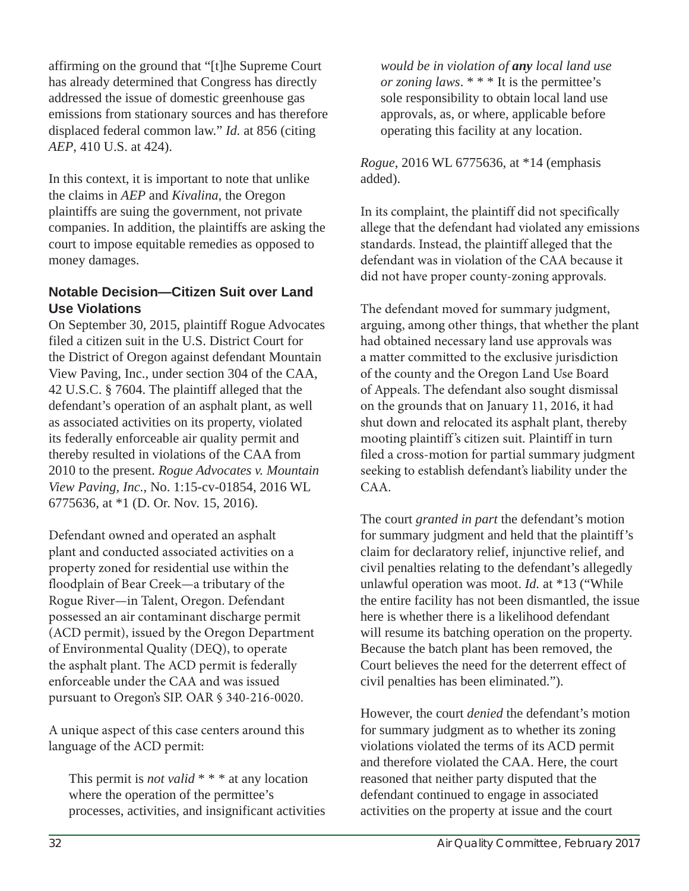affirming on the ground that "[t]he Supreme Court has already determined that Congress has directly addressed the issue of domestic greenhouse gas emissions from stationary sources and has therefore displaced federal common law." *Id.* at 856 (citing *AEP*, 410 U.S. at 424).

In this context, it is important to note that unlike the claims in *AEP* and *Kivalina*, the Oregon plaintiffs are suing the government, not private companies. In addition, the plaintiffs are asking the court to impose equitable remedies as opposed to money damages.

### Notable Decision—Citizen Suit over Land Use Violations

On September 30, 2015, plaintiff Rogue Advocates filed a citizen suit in the U.S. District Court for the District of Oregon against defendant Mountain View Paving, Inc., under section 304 of the CAA, 42 U.S.C. § 7604. The plaintiff alleged that the defendant's operation of an asphalt plant, as well as associated activities on its property, violated its federally enforceable air quality permit and thereby resulted in violations of the CAA from 2010 to the present. *Rogue Advocates v. Mountain View Paving, Inc.*, No. 1:15-cv-01854, 2016 WL 6775636, at *1 (D. Or. Nov. 15, 2016).

Defendant owned and operated an asphalt plant and conducted associated activities on a property zoned for residential use within the floodplain of Bear Creek—a tributary of the Rogue River—in Talent, Oregon. Defendant possessed an air contaminant discharge permit (ACD permit), issued by the Oregon Department of Environmental Quality (DEQ), to operate the asphalt plant. The ACD permit is federally enforceable under the CAA and was issued pursuant to Oregon's SIP. OAR § 340-216-0020.

A unique aspect of this case centers around this language of the ACD permit:

> This permit is *not valid* * * * at any location where the operation of the permittee's processes, activities, and insignificant activities *would be in violation of **any** local land use or zoning laws*. * * * It is the permittee's sole responsibility to obtain local land use approvals, as, or where, applicable before operating this facility at any location.

*Rogue*, 2016 WL 6775636, at *14 (emphasis added).

In its complaint, the plaintiff did not specifically allege that the defendant had violated any emissions standards. Instead, the plaintiff alleged that the defendant was in violation of the CAA because it did not have proper county-zoning approvals.

The defendant moved for summary judgment, arguing, among other things, that whether the plant had obtained necessary land use approvals was a matter committed to the exclusive jurisdiction of the county and the Oregon Land Use Board of Appeals. The defendant also sought dismissal on the grounds that on January 11, 2016, it had shut down and relocated its asphalt plant, thereby mooting plaintiff's citizen suit. Plaintiff in turn filed a cross-motion for partial summary judgment seeking to establish defendant's liability under the CAA.

The court *granted in part* the defendant's motion for summary judgment and held that the plaintiff's claim for declaratory relief, injunctive relief, and civil penalties relating to the defendant's allegedly unlawful operation was moot. *Id.* at *13 ("While the entire facility has not been dismantled, the issue here is whether there is a likelihood defendant will resume its batching operation on the property. Because the batch plant has been removed, the Court believes the need for the deterrent effect of civil penalties has been eliminated.").

However, the court *denied* the defendant's motion for summary judgment as to whether its zoning violations violated the terms of its ACD permit and therefore violated the CAA. Here, the court reasoned that neither party disputed that the defendant continued to engage in associated activities on the property at issue and the court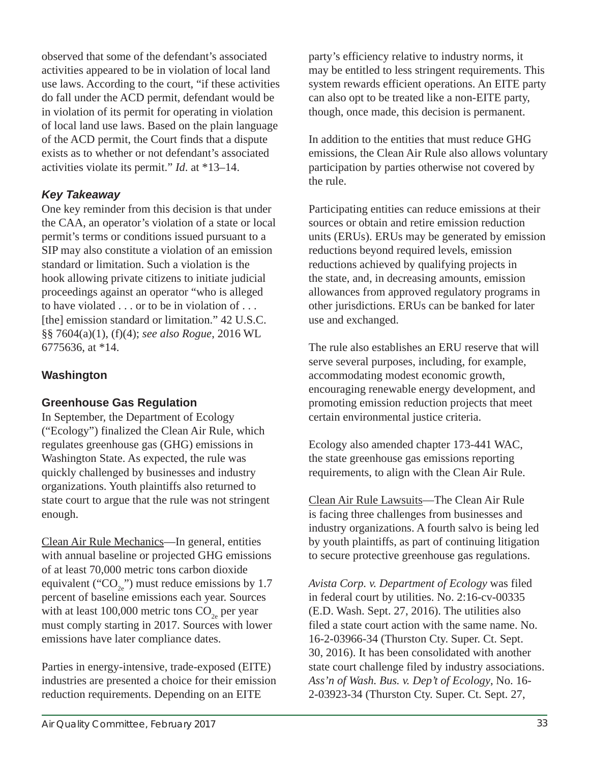observed that some of the defendant's associated activities appeared to be in violation of local land use laws. According to the court, "if these activities do fall under the ACD permit, defendant would be in violation of its permit for operating in violation of local land use laws. Based on the plain language of the ACD permit, the Court finds that a dispute exists as to whether or not defendant's associated activities violate its permit." *Id.* at *13–14.

### *Key Takeaway*

One key reminder from this decision is that under the CAA, an operator's violation of a state or local permit's terms or conditions issued pursuant to a SIP may also constitute a violation of an emission standard or limitation. Such a violation is the hook allowing private citizens to initiate judicial proceedings against an operator "who is alleged to have violated . . . or to be in violation of . . . [the] emission standard or limitation." 42 U.S.C. §§ 7604(a)(1), (f)(4); *see also Rogue*, 2016 WL 6775636, at *14.

## Washington

### Greenhouse Gas Regulation

In September, the Department of Ecology ("Ecology") finalized the Clean Air Rule, which regulates greenhouse gas (GHG) emissions in Washington State. As expected, the rule was quickly challenged by businesses and industry organizations. Youth plaintiffs also returned to state court to argue that the rule was not stringent enough.

Clean Air Rule Mechanics—In general, entities with annual baseline or projected GHG emissions of at least 70,000 metric tons carbon dioxide equivalent ("$CO_{2e}$") must reduce emissions by 1.7 percent of baseline emissions each year. Sources with at least 100,000 metric tons $CO_{2e}$ per year must comply starting in 2017. Sources with lower emissions have later compliance dates.

Parties in energy-intensive, trade-exposed (EITE) industries are presented a choice for their emission reduction requirements. Depending on an EITE party's efficiency relative to industry norms, it may be entitled to less stringent requirements. This system rewards efficient operations. An EITE party can also opt to be treated like a non-EITE party, though, once made, this decision is permanent.

In addition to the entities that must reduce GHG emissions, the Clean Air Rule also allows voluntary participation by parties otherwise not covered by the rule.

Participating entities can reduce emissions at their sources or obtain and retire emission reduction units (ERUs). ERUs may be generated by emission reductions beyond required levels, emission reductions achieved by qualifying projects in the state, and, in decreasing amounts, emission allowances from approved regulatory programs in other jurisdictions. ERUs can be banked for later use and exchanged.

The rule also establishes an ERU reserve that will serve several purposes, including, for example, accommodating modest economic growth, encouraging renewable energy development, and promoting emission reduction projects that meet certain environmental justice criteria.

Ecology also amended chapter 173-441 WAC, the state greenhouse gas emissions reporting requirements, to align with the Clean Air Rule.

Clean Air Rule Lawsuits—The Clean Air Rule is facing three challenges from businesses and industry organizations. A fourth salvo is being led by youth plaintiffs, as part of continuing litigation to secure protective greenhouse gas regulations.

*Avista Corp. v. Department of Ecology* was filed in federal court by utilities. No. 2:16-cv-00335 (E.D. Wash. Sept. 27, 2016). The utilities also filed a state court action with the same name. No. 16-2-03966-34 (Thurston Cty. Super. Ct. Sept. 30, 2016). It has been consolidated with another state court challenge filed by industry associations. *Ass'n of Wash. Bus. v. Dep't of Ecology*, No. 16-2-03923-34 (Thurston Cty. Super. Ct. Sept. 27,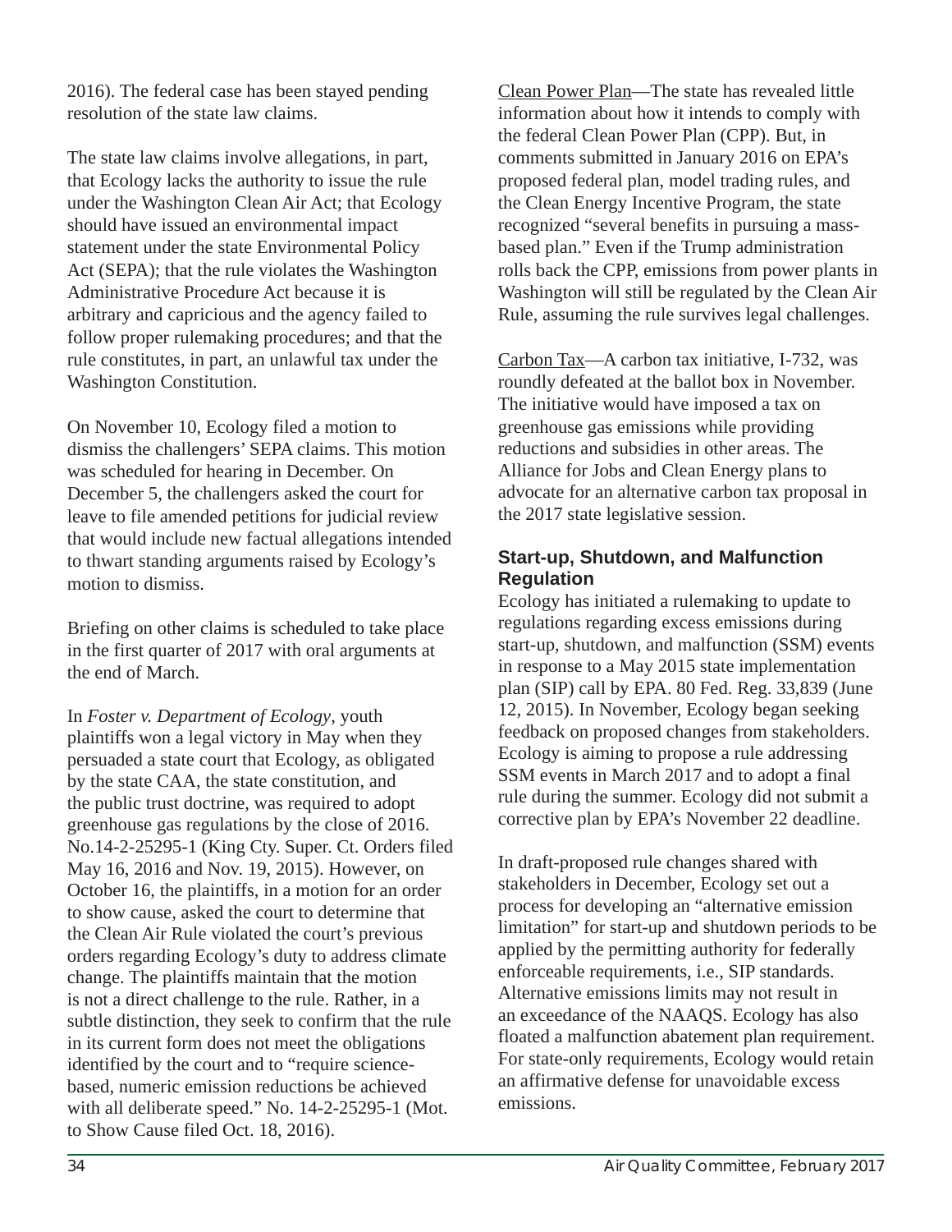2016). The federal case has been stayed pending resolution of the state law claims.

The state law claims involve allegations, in part, that Ecology lacks the authority to issue the rule under the Washington Clean Air Act; that Ecology should have issued an environmental impact statement under the state Environmental Policy Act (SEPA); that the rule violates the Washington Administrative Procedure Act because it is arbitrary and capricious and the agency failed to follow proper rulemaking procedures; and that the rule constitutes, in part, an unlawful tax under the Washington Constitution.

On November 10, Ecology filed a motion to dismiss the challengers' SEPA claims. This motion was scheduled for hearing in December. On December 5, the challengers asked the court for leave to file amended petitions for judicial review that would include new factual allegations intended to thwart standing arguments raised by Ecology's motion to dismiss.

Briefing on other claims is scheduled to take place in the first quarter of 2017 with oral arguments at the end of March.

In *Foster v. Department of Ecology*, youth plaintiffs won a legal victory in May when they persuaded a state court that Ecology, as obligated by the state CAA, the state constitution, and the public trust doctrine, was required to adopt greenhouse gas regulations by the close of 2016. No.14-2-25295-1 (King Cty. Super. Ct. Orders filed May 16, 2016 and Nov. 19, 2015). However, on October 16, the plaintiffs, in a motion for an order to show cause, asked the court to determine that the Clean Air Rule violated the court's previous orders regarding Ecology's duty to address climate change. The plaintiffs maintain that the motion is not a direct challenge to the rule. Rather, in a subtle distinction, they seek to confirm that the rule in its current form does not meet the obligations identified by the court and to "require science-based, numeric emission reductions be achieved with all deliberate speed." No. 14-2-25295-1 (Mot. to Show Cause filed Oct. 18, 2016).

Clean Power Plan—The state has revealed little information about how it intends to comply with the federal Clean Power Plan (CPP). But, in comments submitted in January 2016 on EPA's proposed federal plan, model trading rules, and the Clean Energy Incentive Program, the state recognized "several benefits in pursuing a mass-based plan." Even if the Trump administration rolls back the CPP, emissions from power plants in Washington will still be regulated by the Clean Air Rule, assuming the rule survives legal challenges.

Carbon Tax—A carbon tax initiative, I-732, was roundly defeated at the ballot box in November. The initiative would have imposed a tax on greenhouse gas emissions while providing reductions and subsidies in other areas. The Alliance for Jobs and Clean Energy plans to advocate for an alternative carbon tax proposal in the 2017 state legislative session.

### Start-up, Shutdown, and Malfunction Regulation

Ecology has initiated a rulemaking to update to regulations regarding excess emissions during start-up, shutdown, and malfunction (SSM) events in response to a May 2015 state implementation plan (SIP) call by EPA. 80 Fed. Reg. 33,839 (June 12, 2015). In November, Ecology began seeking feedback on proposed changes from stakeholders. Ecology is aiming to propose a rule addressing SSM events in March 2017 and to adopt a final rule during the summer. Ecology did not submit a corrective plan by EPA's November 22 deadline.

In draft-proposed rule changes shared with stakeholders in December, Ecology set out a process for developing an "alternative emission limitation" for start-up and shutdown periods to be applied by the permitting authority for federally enforceable requirements, i.e., SIP standards. Alternative emissions limits may not result in an exceedance of the NAAQS. Ecology has also floated a malfunction abatement plan requirement. For state-only requirements, Ecology would retain an affirmative defense for unavoidable excess emissions.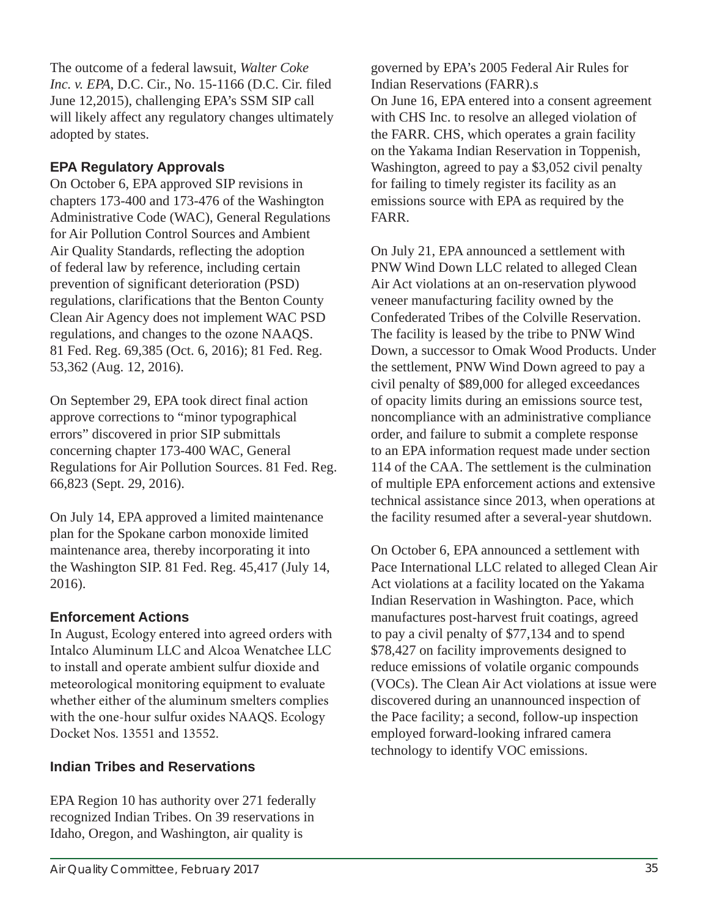The outcome of a federal lawsuit, *Walter Coke Inc. v. EPA*, D.C. Cir., No. 15-1166 (D.C. Cir. filed June 12,2015), challenging EPA's SSM SIP call will likely affect any regulatory changes ultimately adopted by states.

### EPA Regulatory Approvals

On October 6, EPA approved SIP revisions in chapters 173-400 and 173-476 of the Washington Administrative Code (WAC), General Regulations for Air Pollution Control Sources and Ambient Air Quality Standards, reflecting the adoption of federal law by reference, including certain prevention of significant deterioration (PSD) regulations, clarifications that the Benton County Clean Air Agency does not implement WAC PSD regulations, and changes to the ozone NAAQS. 81 Fed. Reg. 69,385 (Oct. 6, 2016); 81 Fed. Reg. 53,362 (Aug. 12, 2016).

On September 29, EPA took direct final action approve corrections to "minor typographical errors" discovered in prior SIP submittals concerning chapter 173-400 WAC, General Regulations for Air Pollution Sources. 81 Fed. Reg. 66,823 (Sept. 29, 2016).

On July 14, EPA approved a limited maintenance plan for the Spokane carbon monoxide limited maintenance area, thereby incorporating it into the Washington SIP. 81 Fed. Reg. 45,417 (July 14, 2016).

### Enforcement Actions

In August, Ecology entered into agreed orders with Intalco Aluminum LLC and Alcoa Wenatchee LLC to install and operate ambient sulfur dioxide and meteorological monitoring equipment to evaluate whether either of the aluminum smelters complies with the one-hour sulfur oxides NAAQS. Ecology Docket Nos. 13551 and 13552.

### Indian Tribes and Reservations

EPA Region 10 has authority over 271 federally recognized Indian Tribes. On 39 reservations in Idaho, Oregon, and Washington, air quality is governed by EPA's 2005 Federal Air Rules for Indian Reservations (FARR).s

On June 16, EPA entered into a consent agreement with CHS Inc. to resolve an alleged violation of the FARR. CHS, which operates a grain facility on the Yakama Indian Reservation in Toppenish, Washington, agreed to pay a $3,052 civil penalty for failing to timely register its facility as an emissions source with EPA as required by the FARR.

On July 21, EPA announced a settlement with PNW Wind Down LLC related to alleged Clean Air Act violations at an on-reservation plywood veneer manufacturing facility owned by the Confederated Tribes of the Colville Reservation. The facility is leased by the tribe to PNW Wind Down, a successor to Omak Wood Products. Under the settlement, PNW Wind Down agreed to pay a civil penalty of $89,000 for alleged exceedances of opacity limits during an emissions source test, noncompliance with an administrative compliance order, and failure to submit a complete response to an EPA information request made under section 114 of the CAA. The settlement is the culmination of multiple EPA enforcement actions and extensive technical assistance since 2013, when operations at the facility resumed after a several-year shutdown.

On October 6, EPA announced a settlement with Pace International LLC related to alleged Clean Air Act violations at a facility located on the Yakama Indian Reservation in Washington. Pace, which manufactures post-harvest fruit coatings, agreed to pay a civil penalty of $77,134 and to spend $78,427 on facility improvements designed to reduce emissions of volatile organic compounds (VOCs). The Clean Air Act violations at issue were discovered during an unannounced inspection of the Pace facility; a second, follow-up inspection employed forward-looking infrared camera technology to identify VOC emissions.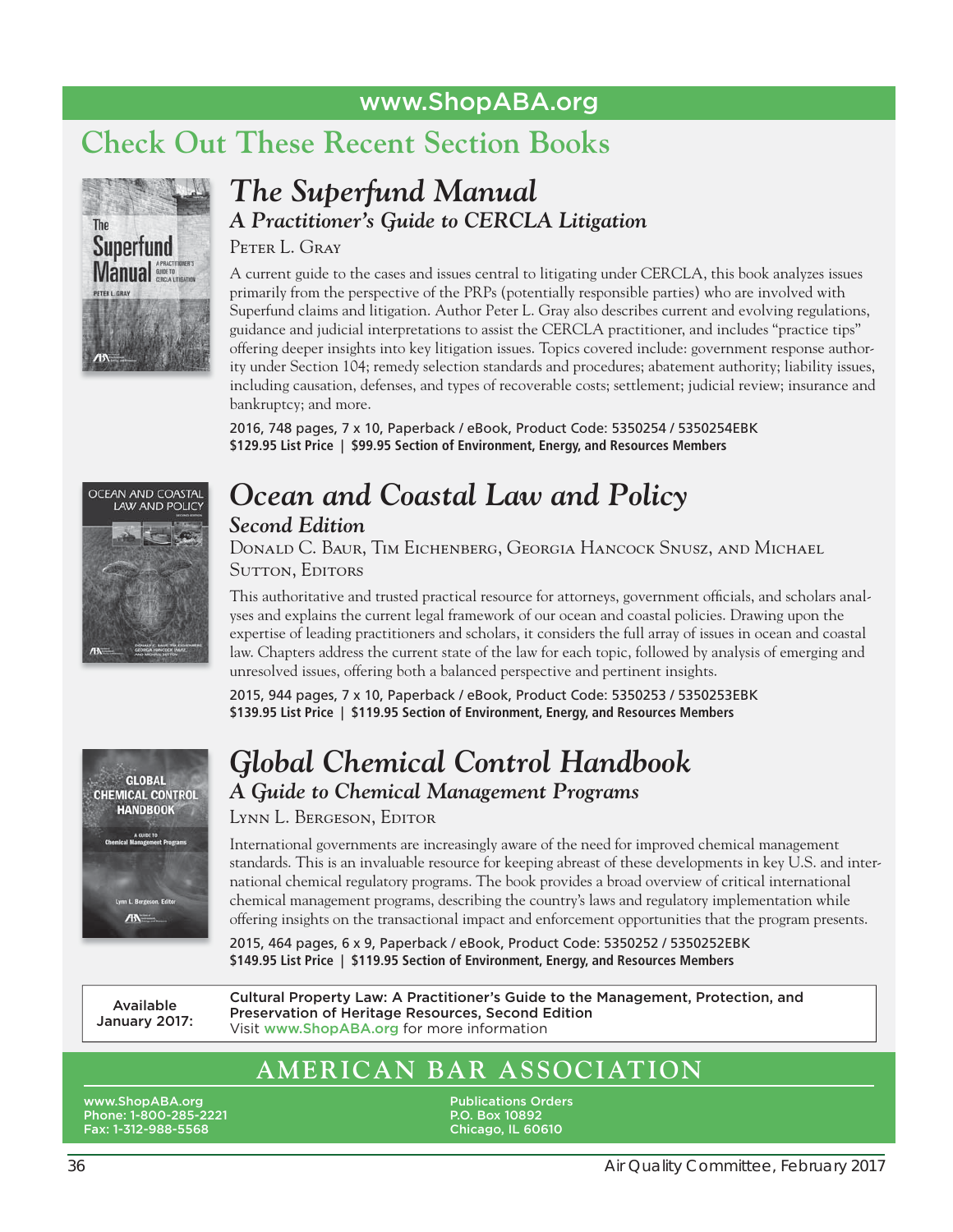www.ShopABA.org

## Check Out These Recent Section Books

### *The Superfund Manual*

***A Practitioner's Guide to CERCLA Litigation***

Peter L. Gray

A current guide to the cases and issues central to litigating under CERCLA, this book analyzes issues primarily from the perspective of the PRPs (potentially responsible parties) who are involved with Superfund claims and litigation. Author Peter L. Gray also describes current and evolving regulations, guidance and judicial interpretations to assist the CERCLA practitioner, and includes "practice tips" offering deeper insights into key litigation issues. Topics covered include: government response authority under Section 104; remedy selection standards and procedures; abatement authority; liability issues, including causation, defenses, and types of recoverable costs; settlement; judicial review; insurance and bankruptcy; and more.

2016, 748 pages, 7 x 10, Paperback / eBook, Product Code: 5350254 / 5350254EBK
**$129.95 List Price | $99.95 Section of Environment, Energy, and Resources Members**

### *Ocean and Coastal Law and Policy*

***Second Edition***

Donald C. Baur, Tim Eichenberg, Georgia Hancock Snusz, and Michael Sutton, Editors

This authoritative and trusted practical resource for attorneys, government officials, and scholars analyses and explains the current legal framework of our ocean and coastal policies. Drawing upon the expertise of leading practitioners and scholars, it considers the full array of issues in ocean and coastal law. Chapters address the current state of the law for each topic, followed by analysis of emerging and unresolved issues, offering both a balanced perspective and pertinent insights.

2015, 944 pages, 7 x 10, Paperback / eBook, Product Code: 5350253 / 5350253EBK
**$139.95 List Price | $119.95 Section of Environment, Energy, and Resources Members**

### *Global Chemical Control Handbook*

***A Guide to Chemical Management Programs***

Lynn L. Bergeson, Editor

International governments are increasingly aware of the need for improved chemical management standards. This is an invaluable resource for keeping abreast of these developments in key U.S. and international chemical regulatory programs. The book provides a broad overview of critical international chemical management programs, describing the country's laws and regulatory implementation while offering insights on the transactional impact and enforcement opportunities that the program presents.

2015, 464 pages, 6 x 9, Paperback / eBook, Product Code: 5350252 / 5350252EBK
**$149.95 List Price | $119.95 Section of Environment, Energy, and Resources Members**

Available January 2017: Cultural Property Law: A Practitioner's Guide to the Management, Protection, and Preservation of Heritage Resources, Second Edition
Visit www.ShopABA.org for more information

**AMERICAN BAR ASSOCIATION**

www.ShopABA.org
Phone: 1-800-285-2221
Fax: 1-312-988-5568

Publications Orders
P.O. Box 10892
Chicago, IL 60610